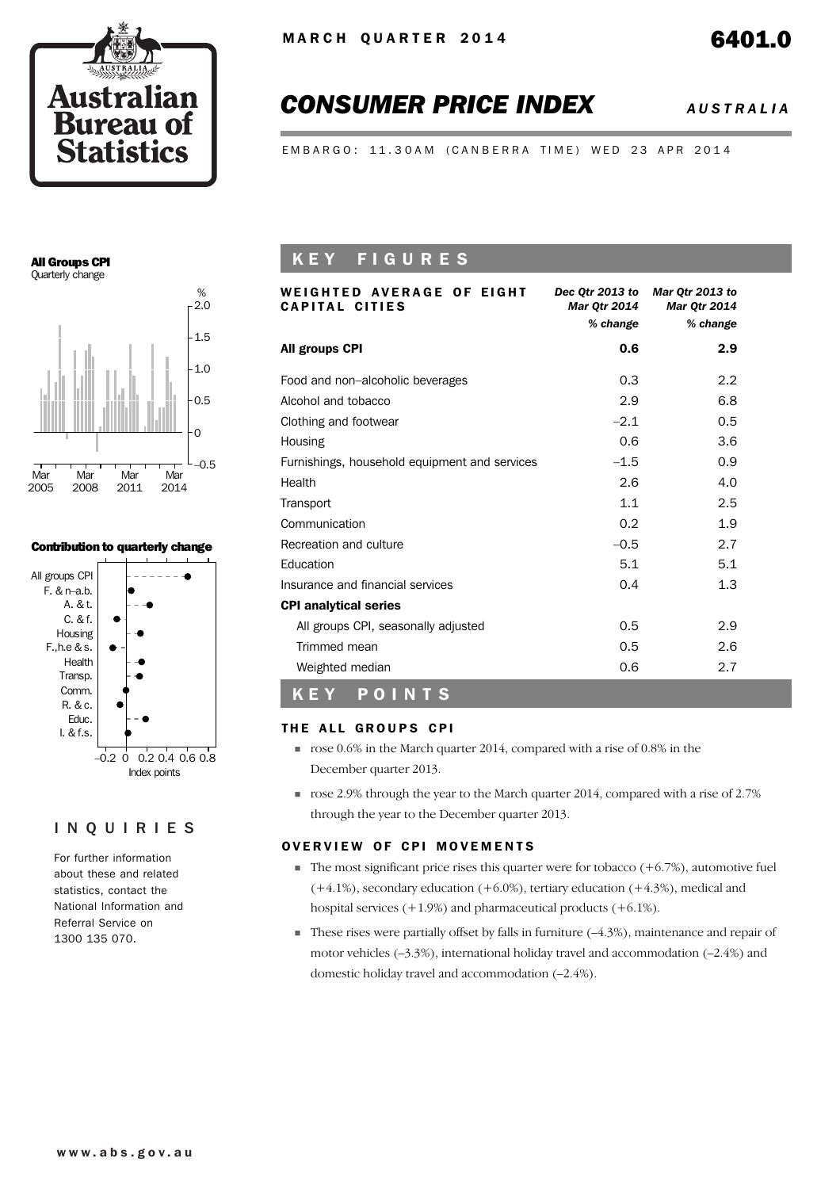MARCH QUARTER 2014

6401.0

# CONSUMER PRICE INDEX

*AUSTRALIA*

EMBARGO: 11.30AM (CANBERRA TIME) WED 23 APR 2014

**All Groups CPI**
Quarterly change

**Contribution to quarterly change**

## INQUIRIES

For further information about these and related statistics, contact the National Information and Referral Service on 1300 135 070.

## KEY FIGURES

| WEIGHTED AVERAGE OF EIGHT CAPITAL CITIES | *Dec Qtr 2013 to Mar Qtr 2014* *% change* | *Mar Qtr 2013 to Mar Qtr 2014* *% change* |
|---|---|---|
| **All groups CPI** | **0.6** | **2.9** |
| Food and non–alcoholic beverages | 0.3 | 2.2 |
| Alcohol and tobacco | 2.9 | 6.8 |
| Clothing and footwear | –2.1 | 0.5 |
| Housing | 0.6 | 3.6 |
| Furnishings, household equipment and services | –1.5 | 0.9 |
| Health | 2.6 | 4.0 |
| Transport | 1.1 | 2.5 |
| Communication | 0.2 | 1.9 |
| Recreation and culture | –0.5 | 2.7 |
| Education | 5.1 | 5.1 |
| Insurance and financial services | 0.4 | 1.3 |
| **CPI analytical series** | | |
| All groups CPI, seasonally adjusted | 0.5 | 2.9 |
| Trimmed mean | 0.5 | 2.6 |
| Weighted median | 0.6 | 2.7 |

## KEY POINTS

### THE ALL GROUPS CPI

- rose 0.6% in the March quarter 2014, compared with a rise of 0.8% in the December quarter 2013.
- rose 2.9% through the year to the March quarter 2014, compared with a rise of 2.7% through the year to the December quarter 2013.

### OVERVIEW OF CPI MOVEMENTS

- The most significant price rises this quarter were for tobacco (+6.7%), automotive fuel (+4.1%), secondary education (+6.0%), tertiary education (+4.3%), medical and hospital services (+1.9%) and pharmaceutical products (+6.1%).
- These rises were partially offset by falls in furniture (–4.3%), maintenance and repair of motor vehicles (–3.3%), international holiday travel and accommodation (–2.4%) and domestic holiday travel and accommodation (–2.4%).

www.abs.gov.au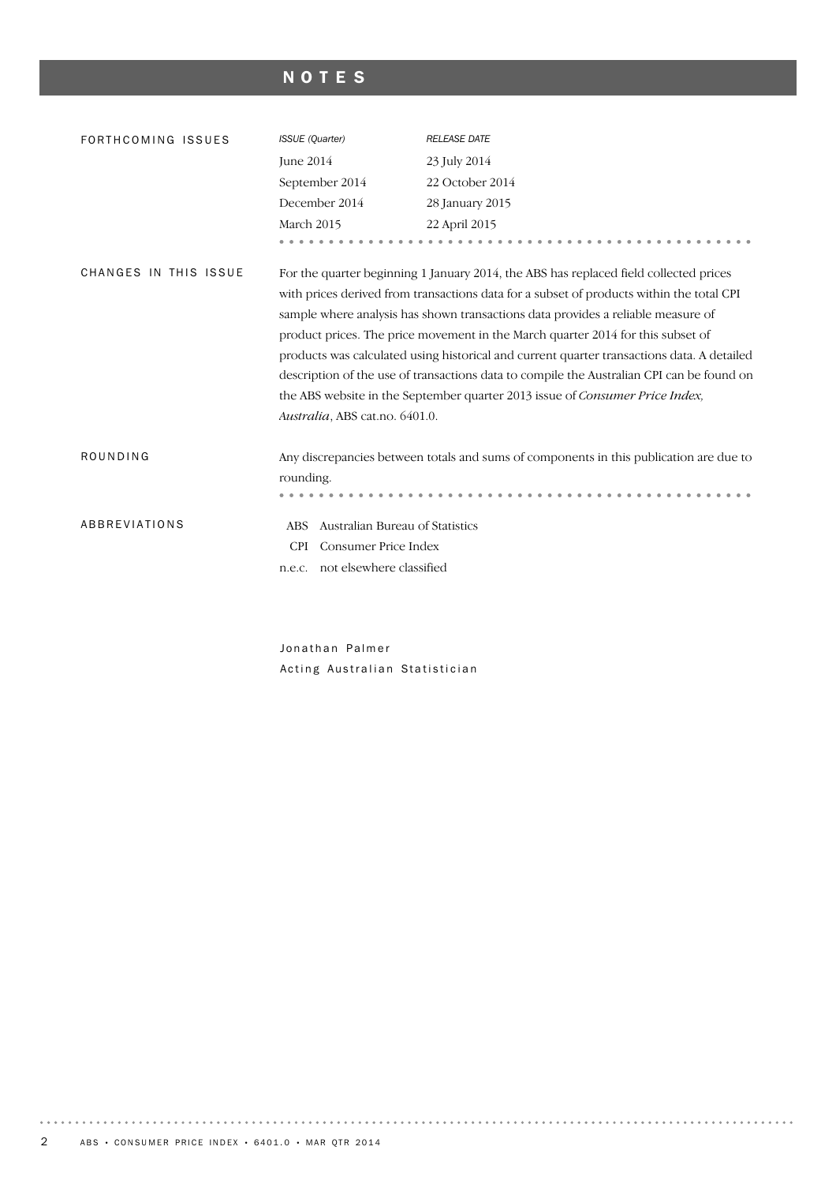# NOTES

## FORTHCOMING ISSUES

| *ISSUE (Quarter)* | *RELEASE DATE* |
| --- | --- |
| June 2014 | 23 July 2014 |
| September 2014 | 22 October 2014 |
| December 2014 | 28 January 2015 |
| March 2015 | 22 April 2015 |

## CHANGES IN THIS ISSUE

For the quarter beginning 1 January 2014, the ABS has replaced field collected prices with prices derived from transactions data for a subset of products within the total CPI sample where analysis has shown transactions data provides a reliable measure of product prices. The price movement in the March quarter 2014 for this subset of products was calculated using historical and current quarter transactions data. A detailed description of the use of transactions data to compile the Australian CPI can be found on the ABS website in the September quarter 2013 issue of *Consumer Price Index, Australia*, ABS cat.no. 6401.0.

## ROUNDING

Any discrepancies between totals and sums of components in this publication are due to rounding.

## ABBREVIATIONS

| | |
| --- | --- |
| ABS | Australian Bureau of Statistics |
| CPI | Consumer Price Index |
| n.e.c. | not elsewhere classified |

Jonathan Palmer
Acting Australian Statistician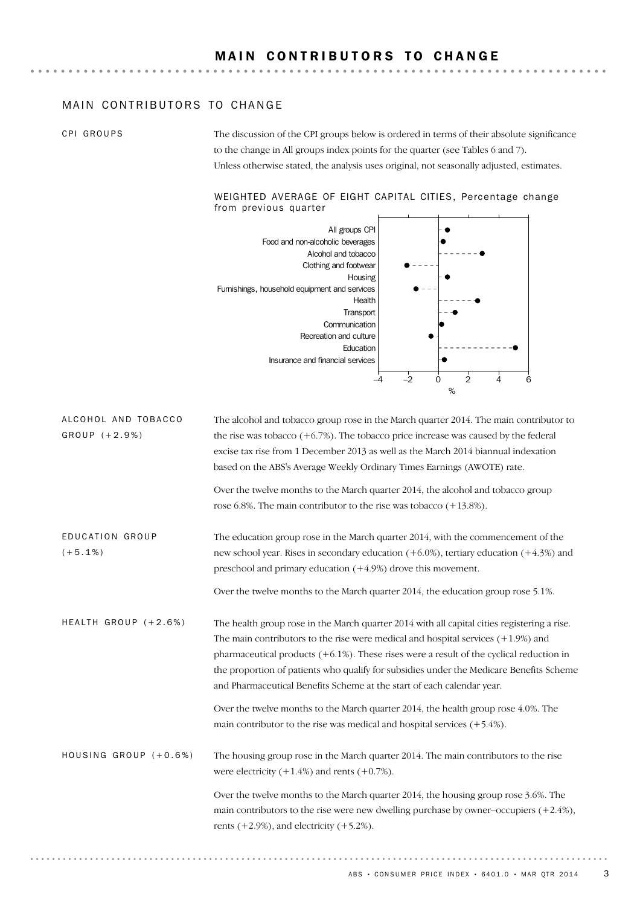# MAIN CONTRIBUTORS TO CHANGE

## MAIN CONTRIBUTORS TO CHANGE

### CPI GROUPS

The discussion of the CPI groups below is ordered in terms of their absolute significance to the change in All groups index points for the quarter (see Tables 6 and 7). Unless otherwise stated, the analysis uses original, not seasonally adjusted, estimates.

WEIGHTED AVERAGE OF EIGHT CAPITAL CITIES, Percentage change from previous quarter

### ALCOHOL AND TOBACCO GROUP (+2.9%)

The alcohol and tobacco group rose in the March quarter 2014. The main contributor to the rise was tobacco (+6.7%). The tobacco price increase was caused by the federal excise tax rise from 1 December 2013 as well as the March 2014 biannual indexation based on the ABS's Average Weekly Ordinary Times Earnings (AWOTE) rate.

Over the twelve months to the March quarter 2014, the alcohol and tobacco group rose 6.8%. The main contributor to the rise was tobacco (+13.8%).

### EDUCATION GROUP (+5.1%)

The education group rose in the March quarter 2014, with the commencement of the new school year. Rises in secondary education (+6.0%), tertiary education (+4.3%) and preschool and primary education (+4.9%) drove this movement.

Over the twelve months to the March quarter 2014, the education group rose 5.1%.

### HEALTH GROUP (+2.6%)

The health group rose in the March quarter 2014 with all capital cities registering a rise. The main contributors to the rise were medical and hospital services (+1.9%) and pharmaceutical products (+6.1%). These rises were a result of the cyclical reduction in the proportion of patients who qualify for subsidies under the Medicare Benefits Scheme and Pharmaceutical Benefits Scheme at the start of each calendar year.

Over the twelve months to the March quarter 2014, the health group rose 4.0%. The main contributor to the rise was medical and hospital services (+5.4%).

### HOUSING GROUP (+0.6%)

The housing group rose in the March quarter 2014. The main contributors to the rise were electricity (+1.4%) and rents (+0.7%).

Over the twelve months to the March quarter 2014, the housing group rose 3.6%. The main contributors to the rise were new dwelling purchase by owner–occupiers (+2.4%), rents (+2.9%), and electricity (+5.2%).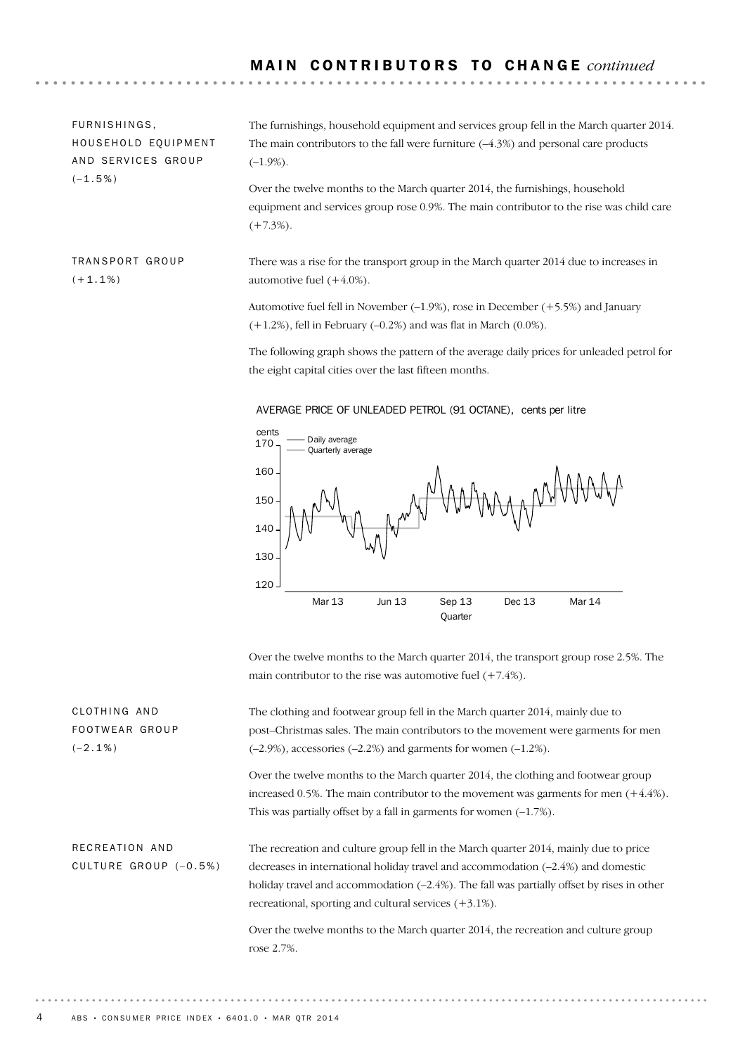## MAIN CONTRIBUTORS TO CHANGE *continued*

### FURNISHINGS, HOUSEHOLD EQUIPMENT AND SERVICES GROUP (–1.5%)

The furnishings, household equipment and services group fell in the March quarter 2014. The main contributors to the fall were furniture (–4.3%) and personal care products (–1.9%).

Over the twelve months to the March quarter 2014, the furnishings, household equipment and services group rose 0.9%. The main contributor to the rise was child care (+7.3%).

### TRANSPORT GROUP (+1.1%)

There was a rise for the transport group in the March quarter 2014 due to increases in automotive fuel (+4.0%).

Automotive fuel fell in November (–1.9%), rose in December (+5.5%) and January (+1.2%), fell in February (–0.2%) and was flat in March (0.0%).

The following graph shows the pattern of the average daily prices for unleaded petrol for the eight capital cities over the last fifteen months.

AVERAGE PRICE OF UNLEADED PETROL (91 OCTANE), cents per litre

Over the twelve months to the March quarter 2014, the transport group rose 2.5%. The main contributor to the rise was automotive fuel (+7.4%).

### CLOTHING AND FOOTWEAR GROUP (–2.1%)

The clothing and footwear group fell in the March quarter 2014, mainly due to post–Christmas sales. The main contributors to the movement were garments for men (–2.9%), accessories (–2.2%) and garments for women (–1.2%).

Over the twelve months to the March quarter 2014, the clothing and footwear group increased 0.5%. The main contributor to the movement was garments for men (+4.4%). This was partially offset by a fall in garments for women (–1.7%).

### RECREATION AND CULTURE GROUP (–0.5%)

The recreation and culture group fell in the March quarter 2014, mainly due to price decreases in international holiday travel and accommodation (–2.4%) and domestic holiday travel and accommodation (–2.4%). The fall was partially offset by rises in other recreational, sporting and cultural services (+3.1%).

Over the twelve months to the March quarter 2014, the recreation and culture group rose 2.7%.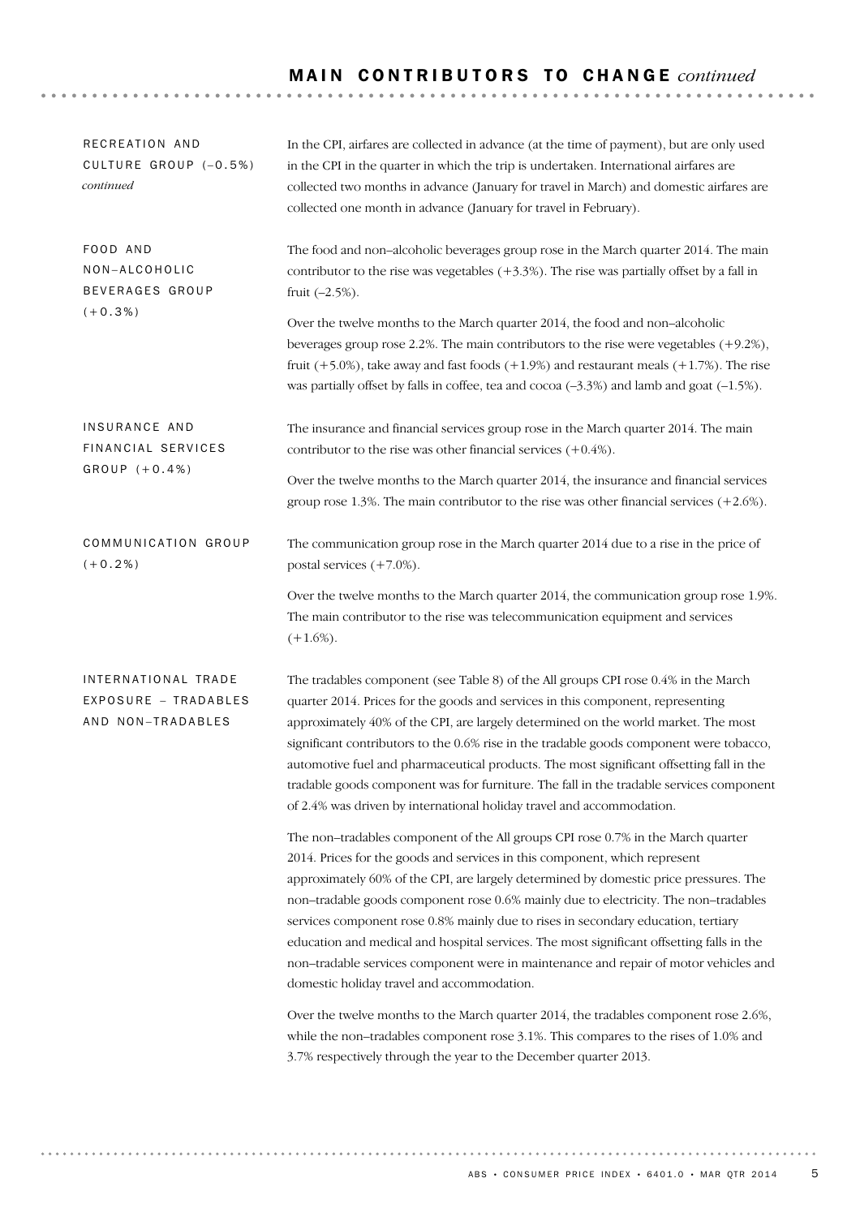## MAIN CONTRIBUTORS TO CHANGE *continued*

### RECREATION AND CULTURE GROUP (–0.5%) *continued*

In the CPI, airfares are collected in advance (at the time of payment), but are only used in the CPI in the quarter in which the trip is undertaken. International airfares are collected two months in advance (January for travel in March) and domestic airfares are collected one month in advance (January for travel in February).

### FOOD AND NON–ALCOHOLIC BEVERAGES GROUP (+0.3%)

The food and non–alcoholic beverages group rose in the March quarter 2014. The main contributor to the rise was vegetables (+3.3%). The rise was partially offset by a fall in fruit (–2.5%).

Over the twelve months to the March quarter 2014, the food and non–alcoholic beverages group rose 2.2%. The main contributors to the rise were vegetables (+9.2%), fruit (+5.0%), take away and fast foods (+1.9%) and restaurant meals (+1.7%). The rise was partially offset by falls in coffee, tea and cocoa (–3.3%) and lamb and goat (–1.5%).

### INSURANCE AND FINANCIAL SERVICES GROUP (+0.4%)

The insurance and financial services group rose in the March quarter 2014. The main contributor to the rise was other financial services (+0.4%).

Over the twelve months to the March quarter 2014, the insurance and financial services group rose 1.3%. The main contributor to the rise was other financial services (+2.6%).

### COMMUNICATION GROUP (+0.2%)

The communication group rose in the March quarter 2014 due to a rise in the price of postal services (+7.0%).

Over the twelve months to the March quarter 2014, the communication group rose 1.9%. The main contributor to the rise was telecommunication equipment and services (+1.6%).

### INTERNATIONAL TRADE EXPOSURE – TRADABLES AND NON–TRADABLES

The tradables component (see Table 8) of the All groups CPI rose 0.4% in the March quarter 2014. Prices for the goods and services in this component, representing approximately 40% of the CPI, are largely determined on the world market. The most significant contributors to the 0.6% rise in the tradable goods component were tobacco, automotive fuel and pharmaceutical products. The most significant offsetting fall in the tradable goods component was for furniture. The fall in the tradable services component of 2.4% was driven by international holiday travel and accommodation.

The non–tradables component of the All groups CPI rose 0.7% in the March quarter 2014. Prices for the goods and services in this component, which represent approximately 60% of the CPI, are largely determined by domestic price pressures. The non–tradable goods component rose 0.6% mainly due to electricity. The non–tradables services component rose 0.8% mainly due to rises in secondary education, tertiary education and medical and hospital services. The most significant offsetting falls in the non–tradable services component were in maintenance and repair of motor vehicles and domestic holiday travel and accommodation.

Over the twelve months to the March quarter 2014, the tradables component rose 2.6%, while the non–tradables component rose 3.1%. This compares to the rises of 1.0% and 3.7% respectively through the year to the December quarter 2013.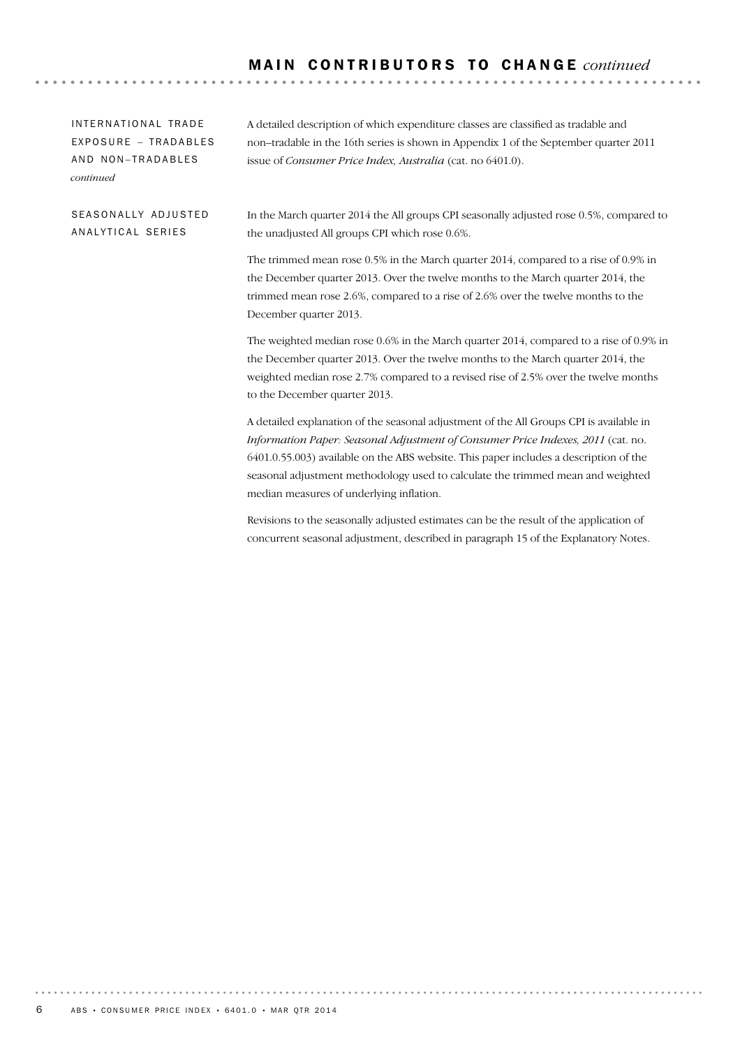## MAIN CONTRIBUTORS TO CHANGE *continued*

### INTERNATIONAL TRADE EXPOSURE – TRADABLES AND NON–TRADABLES *continued*

A detailed description of which expenditure classes are classified as tradable and non–tradable in the 16th series is shown in Appendix 1 of the September quarter 2011 issue of *Consumer Price Index, Australia* (cat. no 6401.0).

### SEASONALLY ADJUSTED ANALYTICAL SERIES

In the March quarter 2014 the All groups CPI seasonally adjusted rose 0.5%, compared to the unadjusted All groups CPI which rose 0.6%.

The trimmed mean rose 0.5% in the March quarter 2014, compared to a rise of 0.9% in the December quarter 2013. Over the twelve months to the March quarter 2014, the trimmed mean rose 2.6%, compared to a rise of 2.6% over the twelve months to the December quarter 2013.

The weighted median rose 0.6% in the March quarter 2014, compared to a rise of 0.9% in the December quarter 2013. Over the twelve months to the March quarter 2014, the weighted median rose 2.7% compared to a revised rise of 2.5% over the twelve months to the December quarter 2013.

A detailed explanation of the seasonal adjustment of the All Groups CPI is available in *Information Paper: Seasonal Adjustment of Consumer Price Indexes, 2011* (cat. no. 6401.0.55.003) available on the ABS website. This paper includes a description of the seasonal adjustment methodology used to calculate the trimmed mean and weighted median measures of underlying inflation.

Revisions to the seasonally adjusted estimates can be the result of the application of concurrent seasonal adjustment, described in paragraph 15 of the Explanatory Notes.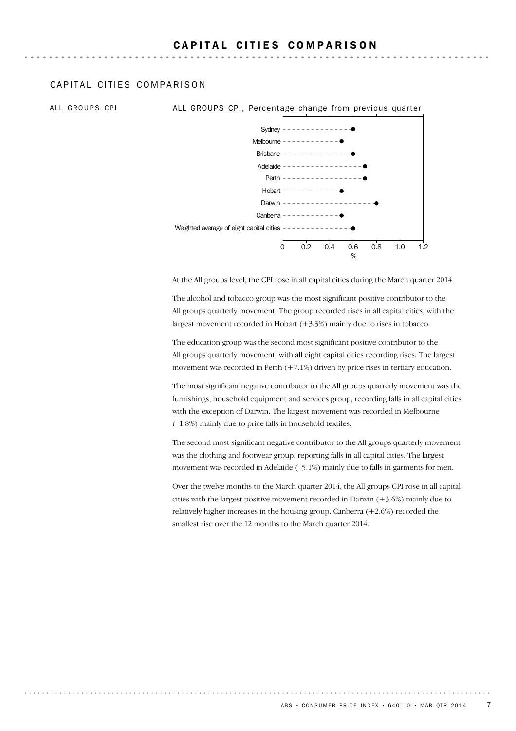# CAPITAL CITIES COMPARISON

## CAPITAL CITIES COMPARISON

### ALL GROUPS CPI

ALL GROUPS CPI, Percentage change from previous quarter

At the All groups level, the CPI rose in all capital cities during the March quarter 2014.

The alcohol and tobacco group was the most significant positive contributor to the All groups quarterly movement. The group recorded rises in all capital cities, with the largest movement recorded in Hobart (+3.3%) mainly due to rises in tobacco.

The education group was the second most significant positive contributor to the All groups quarterly movement, with all eight capital cities recording rises. The largest movement was recorded in Perth (+7.1%) driven by price rises in tertiary education.

The most significant negative contributor to the All groups quarterly movement was the furnishings, household equipment and services group, recording falls in all capital cities with the exception of Darwin. The largest movement was recorded in Melbourne (–1.8%) mainly due to price falls in household textiles.

The second most significant negative contributor to the All groups quarterly movement was the clothing and footwear group, reporting falls in all capital cities. The largest movement was recorded in Adelaide (–5.1%) mainly due to falls in garments for men.

Over the twelve months to the March quarter 2014, the All groups CPI rose in all capital cities with the largest positive movement recorded in Darwin (+3.6%) mainly due to relatively higher increases in the housing group. Canberra (+2.6%) recorded the smallest rise over the 12 months to the March quarter 2014.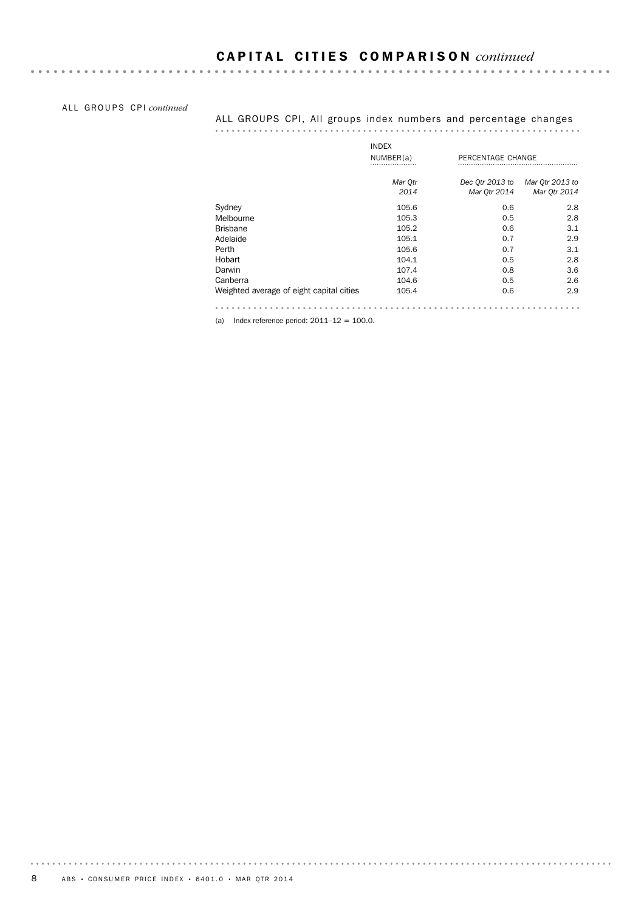# CAPITAL CITIES COMPARISON *continued*

ALL GROUPS CPI *continued*

## ALL GROUPS CPI, All groups index numbers and percentage changes

| | INDEX NUMBER(a) | PERCENTAGE CHANGE | |
|---|---|---|---|
| | *Mar Qtr 2014* | *Dec Qtr 2013 to Mar Qtr 2014* | *Mar Qtr 2013 to Mar Qtr 2014* |
| Sydney | 105.6 | 0.6 | 2.8 |
| Melbourne | 105.3 | 0.5 | 2.8 |
| Brisbane | 105.2 | 0.6 | 3.1 |
| Adelaide | 105.1 | 0.7 | 2.9 |
| Perth | 105.6 | 0.7 | 3.1 |
| Hobart | 104.1 | 0.5 | 2.8 |
| Darwin | 107.4 | 0.8 | 3.6 |
| Canberra | 104.6 | 0.5 | 2.6 |
| Weighted average of eight capital cities | 105.4 | 0.6 | 2.9 |

(a) Index reference period: 2011–12 = 100.0.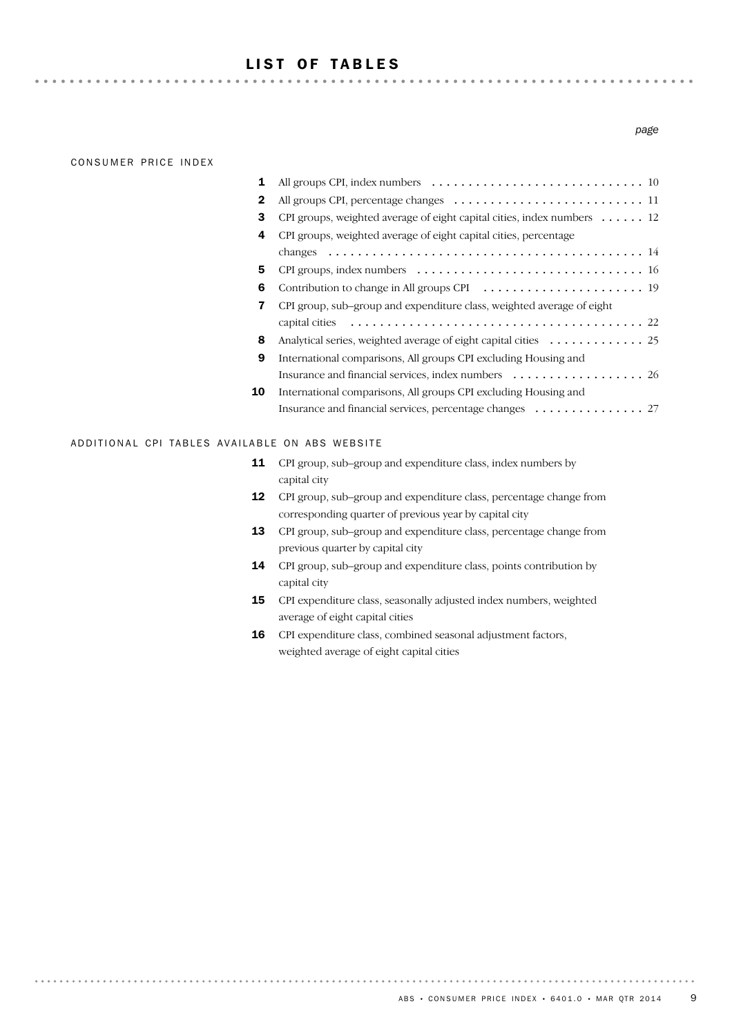# LIST OF TABLES

*page*

CONSUMER PRICE INDEX

| | | page |
|---|---|---|
| **1** | All groups CPI, index numbers | 10 |
| **2** | All groups CPI, percentage changes | 11 |
| **3** | CPI groups, weighted average of eight capital cities, index numbers | 12 |
| **4** | CPI groups, weighted average of eight capital cities, percentage changes | 14 |
| **5** | CPI groups, index numbers | 16 |
| **6** | Contribution to change in All groups CPI | 19 |
| **7** | CPI group, sub–group and expenditure class, weighted average of eight capital cities | 22 |
| **8** | Analytical series, weighted average of eight capital cities | 25 |
| **9** | International comparisons, All groups CPI excluding Housing and Insurance and financial services, index numbers | 26 |
| **10** | International comparisons, All groups CPI excluding Housing and Insurance and financial services, percentage changes | 27 |

ADDITIONAL CPI TABLES AVAILABLE ON ABS WEBSITE

- **11** CPI group, sub–group and expenditure class, index numbers by capital city
- **12** CPI group, sub–group and expenditure class, percentage change from corresponding quarter of previous year by capital city
- **13** CPI group, sub–group and expenditure class, percentage change from previous quarter by capital city
- **14** CPI group, sub–group and expenditure class, points contribution by capital city
- **15** CPI expenditure class, seasonally adjusted index numbers, weighted average of eight capital cities
- **16** CPI expenditure class, combined seasonal adjustment factors, weighted average of eight capital cities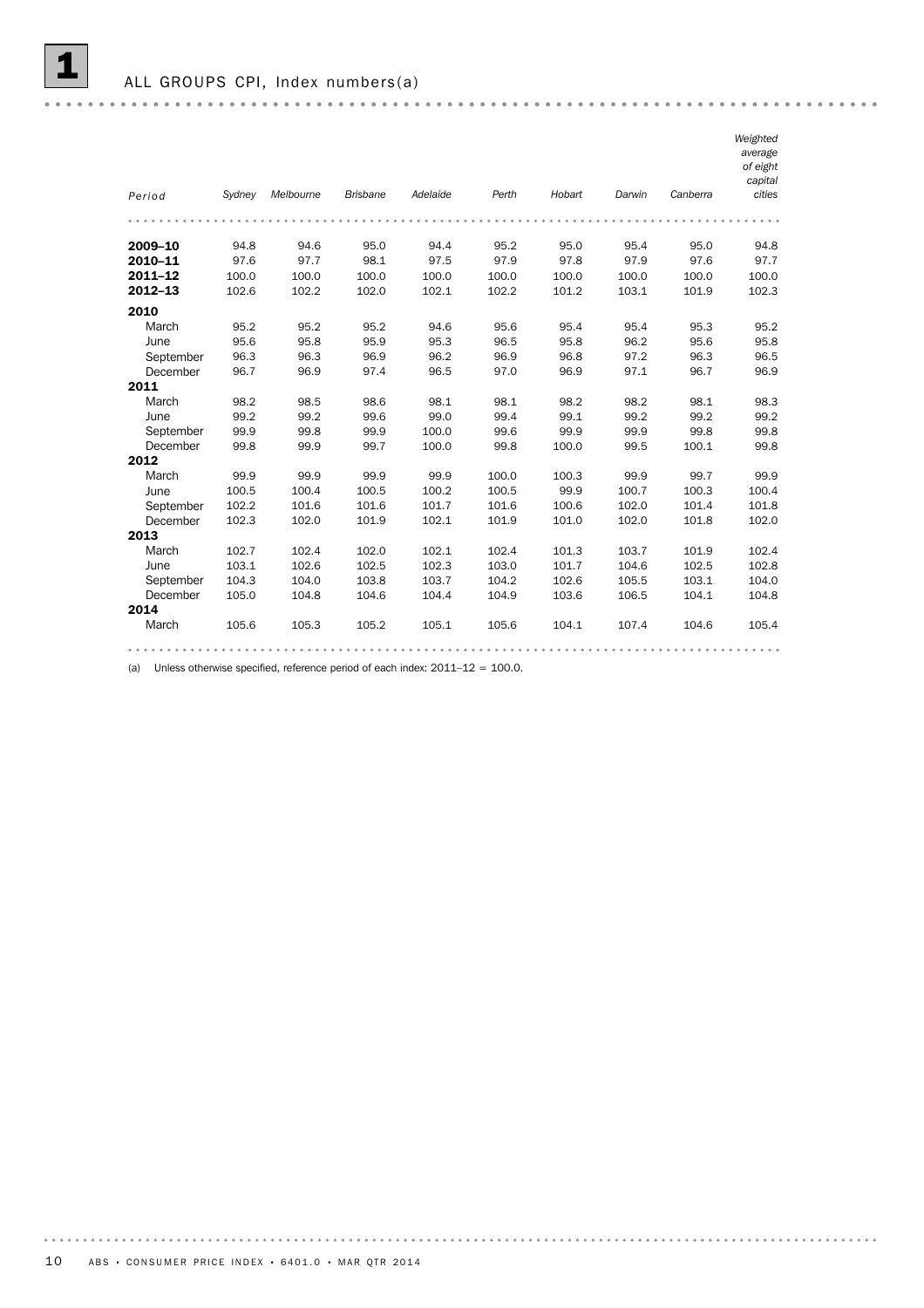# 1 ALL GROUPS CPI, Index numbers(a)

| Period | Sydney | Melbourne | Brisbane | Adelaide | Perth | Hobart | Darwin | Canberra | Weighted average of eight capital cities |
|---|---|---|---|---|---|---|---|---|---|
| **2009–10** | 94.8 | 94.6 | 95.0 | 94.4 | 95.2 | 95.0 | 95.4 | 95.0 | 94.8 |
| **2010–11** | 97.6 | 97.7 | 98.1 | 97.5 | 97.9 | 97.8 | 97.9 | 97.6 | 97.7 |
| **2011–12** | 100.0 | 100.0 | 100.0 | 100.0 | 100.0 | 100.0 | 100.0 | 100.0 | 100.0 |
| **2012–13** | 102.6 | 102.2 | 102.0 | 102.1 | 102.2 | 101.2 | 103.1 | 101.9 | 102.3 |
| **2010** | | | | | | | | | |
| March | 95.2 | 95.2 | 95.2 | 94.6 | 95.6 | 95.4 | 95.4 | 95.3 | 95.2 |
| June | 95.6 | 95.8 | 95.9 | 95.3 | 96.5 | 95.8 | 96.2 | 95.6 | 95.8 |
| September | 96.3 | 96.3 | 96.9 | 96.2 | 96.9 | 96.8 | 97.2 | 96.3 | 96.5 |
| December | 96.7 | 96.9 | 97.4 | 96.5 | 97.0 | 96.9 | 97.1 | 96.7 | 96.9 |
| **2011** | | | | | | | | | |
| March | 98.2 | 98.5 | 98.6 | 98.1 | 98.1 | 98.2 | 98.2 | 98.1 | 98.3 |
| June | 99.2 | 99.2 | 99.6 | 99.0 | 99.4 | 99.1 | 99.2 | 99.2 | 99.2 |
| September | 99.9 | 99.8 | 99.9 | 100.0 | 99.6 | 99.9 | 99.9 | 99.8 | 99.8 |
| December | 99.8 | 99.9 | 99.7 | 100.0 | 99.8 | 100.0 | 99.5 | 100.1 | 99.8 |
| **2012** | | | | | | | | | |
| March | 99.9 | 99.9 | 99.9 | 99.9 | 100.0 | 100.3 | 99.9 | 99.7 | 99.9 |
| June | 100.5 | 100.4 | 100.5 | 100.2 | 100.5 | 99.9 | 100.7 | 100.3 | 100.4 |
| September | 102.2 | 101.6 | 101.6 | 101.7 | 101.6 | 100.6 | 102.0 | 101.4 | 101.8 |
| December | 102.3 | 102.0 | 101.9 | 102.1 | 101.9 | 101.0 | 102.0 | 101.8 | 102.0 |
| **2013** | | | | | | | | | |
| March | 102.7 | 102.4 | 102.0 | 102.1 | 102.4 | 101.3 | 103.7 | 101.9 | 102.4 |
| June | 103.1 | 102.6 | 102.5 | 102.3 | 103.0 | 101.7 | 104.6 | 102.5 | 102.8 |
| September | 104.3 | 104.0 | 103.8 | 103.7 | 104.2 | 102.6 | 105.5 | 103.1 | 104.0 |
| December | 105.0 | 104.8 | 104.6 | 104.4 | 104.9 | 103.6 | 106.5 | 104.1 | 104.8 |
| **2014** | | | | | | | | | |
| March | 105.6 | 105.3 | 105.2 | 105.1 | 105.6 | 104.1 | 107.4 | 104.6 | 105.4 |

(a) Unless otherwise specified, reference period of each index: 2011–12 = 100.0.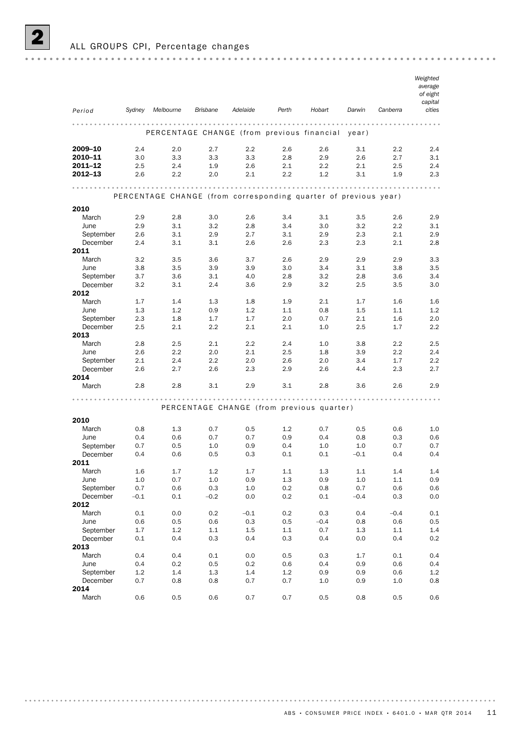## 2 ALL GROUPS CPI, Percentage changes

| Period | Sydney | Melbourne | Brisbane | Adelaide | Perth | Hobart | Darwin | Canberra | Weighted average of eight capital cities |
|---|---|---|---|---|---|---|---|---|---|
| **PERCENTAGE CHANGE (from previous financial year)** | | | | | | | | | |
| **2009–10** | 2.4 | 2.0 | 2.7 | 2.2 | 2.6 | 2.6 | 3.1 | 2.2 | 2.4 |
| **2010–11** | 3.0 | 3.3 | 3.3 | 3.3 | 2.8 | 2.9 | 2.6 | 2.7 | 3.1 |
| **2011–12** | 2.5 | 2.4 | 1.9 | 2.6 | 2.1 | 2.2 | 2.1 | 2.5 | 2.4 |
| **2012–13** | 2.6 | 2.2 | 2.0 | 2.1 | 2.2 | 1.2 | 3.1 | 1.9 | 2.3 |
| **PERCENTAGE CHANGE (from corresponding quarter of previous year)** | | | | | | | | | |
| **2010** | | | | | | | | | |
| March | 2.9 | 2.8 | 3.0 | 2.6 | 3.4 | 3.1 | 3.5 | 2.6 | 2.9 |
| June | 2.9 | 3.1 | 3.2 | 2.8 | 3.4 | 3.0 | 3.2 | 2.2 | 3.1 |
| September | 2.6 | 3.1 | 2.9 | 2.7 | 3.1 | 2.9 | 2.3 | 2.1 | 2.9 |
| December | 2.4 | 3.1 | 3.1 | 2.6 | 2.6 | 2.3 | 2.3 | 2.1 | 2.8 |
| **2011** | | | | | | | | | |
| March | 3.2 | 3.5 | 3.6 | 3.7 | 2.6 | 2.9 | 2.9 | 2.9 | 3.3 |
| June | 3.8 | 3.5 | 3.9 | 3.9 | 3.0 | 3.4 | 3.1 | 3.8 | 3.5 |
| September | 3.7 | 3.6 | 3.1 | 4.0 | 2.8 | 3.2 | 2.8 | 3.6 | 3.4 |
| December | 3.2 | 3.1 | 2.4 | 3.6 | 2.9 | 3.2 | 2.5 | 3.5 | 3.0 |
| **2012** | | | | | | | | | |
| March | 1.7 | 1.4 | 1.3 | 1.8 | 1.9 | 2.1 | 1.7 | 1.6 | 1.6 |
| June | 1.3 | 1.2 | 0.9 | 1.2 | 1.1 | 0.8 | 1.5 | 1.1 | 1.2 |
| September | 2.3 | 1.8 | 1.7 | 1.7 | 2.0 | 0.7 | 2.1 | 1.6 | 2.0 |
| December | 2.5 | 2.1 | 2.2 | 2.1 | 2.1 | 1.0 | 2.5 | 1.7 | 2.2 |
| **2013** | | | | | | | | | |
| March | 2.8 | 2.5 | 2.1 | 2.2 | 2.4 | 1.0 | 3.8 | 2.2 | 2.5 |
| June | 2.6 | 2.2 | 2.0 | 2.1 | 2.5 | 1.8 | 3.9 | 2.2 | 2.4 |
| September | 2.1 | 2.4 | 2.2 | 2.0 | 2.6 | 2.0 | 3.4 | 1.7 | 2.2 |
| December | 2.6 | 2.7 | 2.6 | 2.3 | 2.9 | 2.6 | 4.4 | 2.3 | 2.7 |
| **2014** | | | | | | | | | |
| March | 2.8 | 2.8 | 3.1 | 2.9 | 3.1 | 2.8 | 3.6 | 2.6 | 2.9 |
| **PERCENTAGE CHANGE (from previous quarter)** | | | | | | | | | |
| **2010** | | | | | | | | | |
| March | 0.8 | 1.3 | 0.7 | 0.5 | 1.2 | 0.7 | 0.5 | 0.6 | 1.0 |
| June | 0.4 | 0.6 | 0.7 | 0.7 | 0.9 | 0.4 | 0.8 | 0.3 | 0.6 |
| September | 0.7 | 0.5 | 1.0 | 0.9 | 0.4 | 1.0 | 1.0 | 0.7 | 0.7 |
| December | 0.4 | 0.6 | 0.5 | 0.3 | 0.1 | 0.1 | –0.1 | 0.4 | 0.4 |
| **2011** | | | | | | | | | |
| March | 1.6 | 1.7 | 1.2 | 1.7 | 1.1 | 1.3 | 1.1 | 1.4 | 1.4 |
| June | 1.0 | 0.7 | 1.0 | 0.9 | 1.3 | 0.9 | 1.0 | 1.1 | 0.9 |
| September | 0.7 | 0.6 | 0.3 | 1.0 | 0.2 | 0.8 | 0.7 | 0.6 | 0.6 |
| December | –0.1 | 0.1 | –0.2 | 0.0 | 0.2 | 0.1 | –0.4 | 0.3 | 0.0 |
| **2012** | | | | | | | | | |
| March | 0.1 | 0.0 | 0.2 | –0.1 | 0.2 | 0.3 | 0.4 | –0.4 | 0.1 |
| June | 0.6 | 0.5 | 0.6 | 0.3 | 0.5 | –0.4 | 0.8 | 0.6 | 0.5 |
| September | 1.7 | 1.2 | 1.1 | 1.5 | 1.1 | 0.7 | 1.3 | 1.1 | 1.4 |
| December | 0.1 | 0.4 | 0.3 | 0.4 | 0.3 | 0.4 | 0.0 | 0.4 | 0.2 |
| **2013** | | | | | | | | | |
| March | 0.4 | 0.4 | 0.1 | 0.0 | 0.5 | 0.3 | 1.7 | 0.1 | 0.4 |
| June | 0.4 | 0.2 | 0.5 | 0.2 | 0.6 | 0.4 | 0.9 | 0.6 | 0.4 |
| September | 1.2 | 1.4 | 1.3 | 1.4 | 1.2 | 0.9 | 0.9 | 0.6 | 1.2 |
| December | 0.7 | 0.8 | 0.8 | 0.7 | 0.7 | 1.0 | 0.9 | 1.0 | 0.8 |
| **2014** | | | | | | | | | |
| March | 0.6 | 0.5 | 0.6 | 0.7 | 0.7 | 0.5 | 0.8 | 0.5 | 0.6 |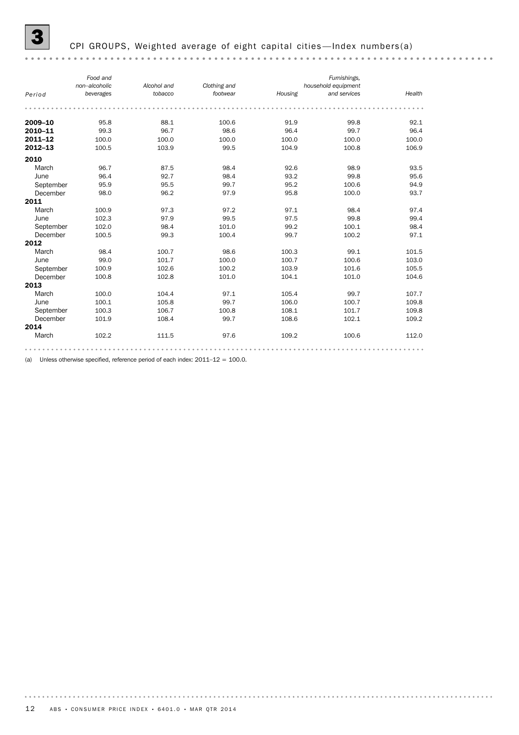## 3 CPI GROUPS, Weighted average of eight capital cities—Index numbers(a)

| Period | Food and non–alcoholic beverages | Alcohol and tobacco | Clothing and footwear | Housing | Furnishings, household equipment and services | Health |
|---|---|---|---|---|---|---|
| **2009–10** | 95.8 | 88.1 | 100.6 | 91.9 | 99.8 | 92.1 |
| **2010–11** | 99.3 | 96.7 | 98.6 | 96.4 | 99.7 | 96.4 |
| **2011–12** | 100.0 | 100.0 | 100.0 | 100.0 | 100.0 | 100.0 |
| **2012–13** | 100.5 | 103.9 | 99.5 | 104.9 | 100.8 | 106.9 |
| **2010** | | | | | | |
| March | 96.7 | 87.5 | 98.4 | 92.6 | 98.9 | 93.5 |
| June | 96.4 | 92.7 | 98.4 | 93.2 | 99.8 | 95.6 |
| September | 95.9 | 95.5 | 99.7 | 95.2 | 100.6 | 94.9 |
| December | 98.0 | 96.2 | 97.9 | 95.8 | 100.0 | 93.7 |
| **2011** | | | | | | |
| March | 100.9 | 97.3 | 97.2 | 97.1 | 98.4 | 97.4 |
| June | 102.3 | 97.9 | 99.5 | 97.5 | 99.8 | 99.4 |
| September | 102.0 | 98.4 | 101.0 | 99.2 | 100.1 | 98.4 |
| December | 100.5 | 99.3 | 100.4 | 99.7 | 100.2 | 97.1 |
| **2012** | | | | | | |
| March | 98.4 | 100.7 | 98.6 | 100.3 | 99.1 | 101.5 |
| June | 99.0 | 101.7 | 100.0 | 100.7 | 100.6 | 103.0 |
| September | 100.9 | 102.6 | 100.2 | 103.9 | 101.6 | 105.5 |
| December | 100.8 | 102.8 | 101.0 | 104.1 | 101.0 | 104.6 |
| **2013** | | | | | | |
| March | 100.0 | 104.4 | 97.1 | 105.4 | 99.7 | 107.7 |
| June | 100.1 | 105.8 | 99.7 | 106.0 | 100.7 | 109.8 |
| September | 100.3 | 106.7 | 100.8 | 108.1 | 101.7 | 109.8 |
| December | 101.9 | 108.4 | 99.7 | 108.6 | 102.1 | 109.2 |
| **2014** | | | | | | |
| March | 102.2 | 111.5 | 97.6 | 109.2 | 100.6 | 112.0 |

(a) Unless otherwise specified, reference period of each index: 2011–12 = 100.0.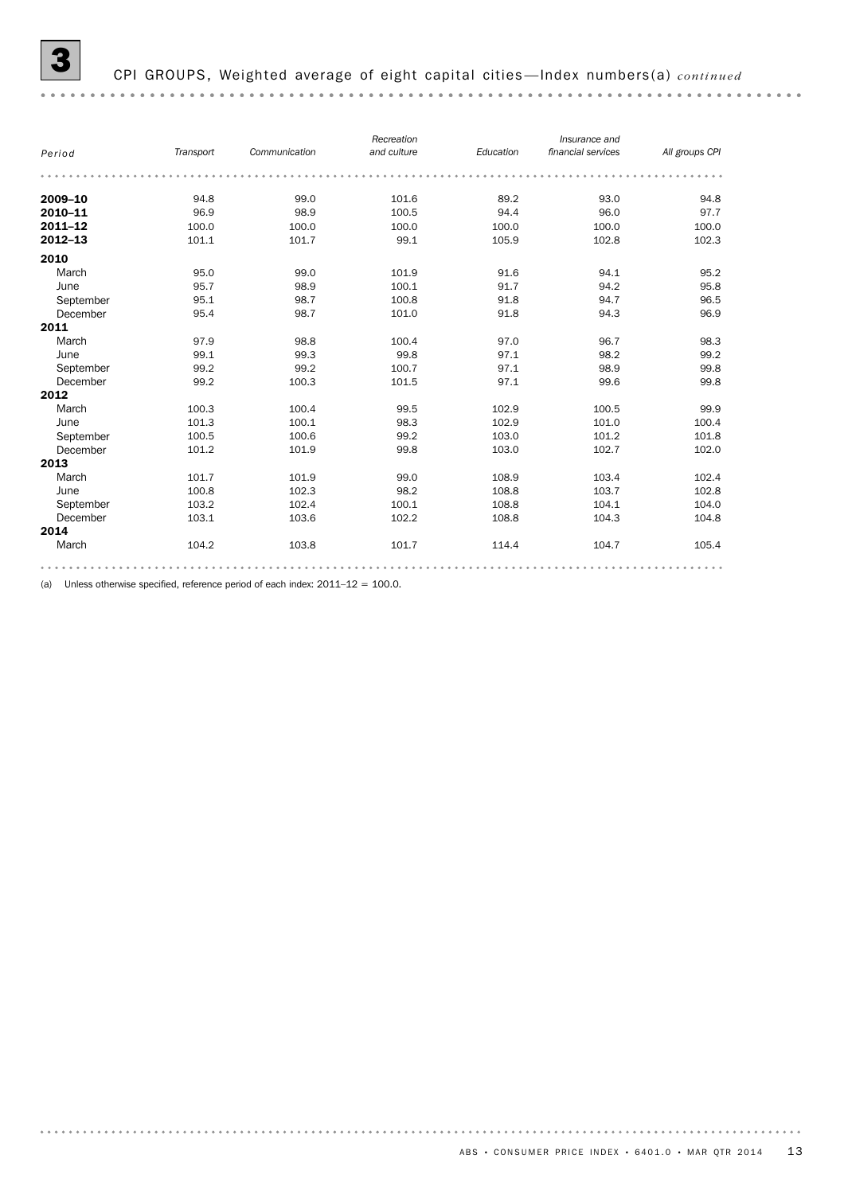# 3 CPI GROUPS, Weighted average of eight capital cities—Index numbers(a) *continued*

| *Period* | *Transport* | *Communication* | *Recreation and culture* | *Education* | *Insurance and financial services* | *All groups CPI* |
|---|---|---|---|---|---|---|
| **2009–10** | 94.8 | 99.0 | 101.6 | 89.2 | 93.0 | 94.8 |
| **2010–11** | 96.9 | 98.9 | 100.5 | 94.4 | 96.0 | 97.7 |
| **2011–12** | 100.0 | 100.0 | 100.0 | 100.0 | 100.0 | 100.0 |
| **2012–13** | 101.1 | 101.7 | 99.1 | 105.9 | 102.8 | 102.3 |
| **2010** | | | | | | |
| March | 95.0 | 99.0 | 101.9 | 91.6 | 94.1 | 95.2 |
| June | 95.7 | 98.9 | 100.1 | 91.7 | 94.2 | 95.8 |
| September | 95.1 | 98.7 | 100.8 | 91.8 | 94.7 | 96.5 |
| December | 95.4 | 98.7 | 101.0 | 91.8 | 94.3 | 96.9 |
| **2011** | | | | | | |
| March | 97.9 | 98.8 | 100.4 | 97.0 | 96.7 | 98.3 |
| June | 99.1 | 99.3 | 99.8 | 97.1 | 98.2 | 99.2 |
| September | 99.2 | 99.2 | 100.7 | 97.1 | 98.9 | 99.8 |
| December | 99.2 | 100.3 | 101.5 | 97.1 | 99.6 | 99.8 |
| **2012** | | | | | | |
| March | 100.3 | 100.4 | 99.5 | 102.9 | 100.5 | 99.9 |
| June | 101.3 | 100.1 | 98.3 | 102.9 | 101.0 | 100.4 |
| September | 100.5 | 100.6 | 99.2 | 103.0 | 101.2 | 101.8 |
| December | 101.2 | 101.9 | 99.8 | 103.0 | 102.7 | 102.0 |
| **2013** | | | | | | |
| March | 101.7 | 101.9 | 99.0 | 108.9 | 103.4 | 102.4 |
| June | 100.8 | 102.3 | 98.2 | 108.8 | 103.7 | 102.8 |
| September | 103.2 | 102.4 | 100.1 | 108.8 | 104.1 | 104.0 |
| December | 103.1 | 103.6 | 102.2 | 108.8 | 104.3 | 104.8 |
| **2014** | | | | | | |
| March | 104.2 | 103.8 | 101.7 | 114.4 | 104.7 | 105.4 |

(a) Unless otherwise specified, reference period of each index: 2011–12 = 100.0.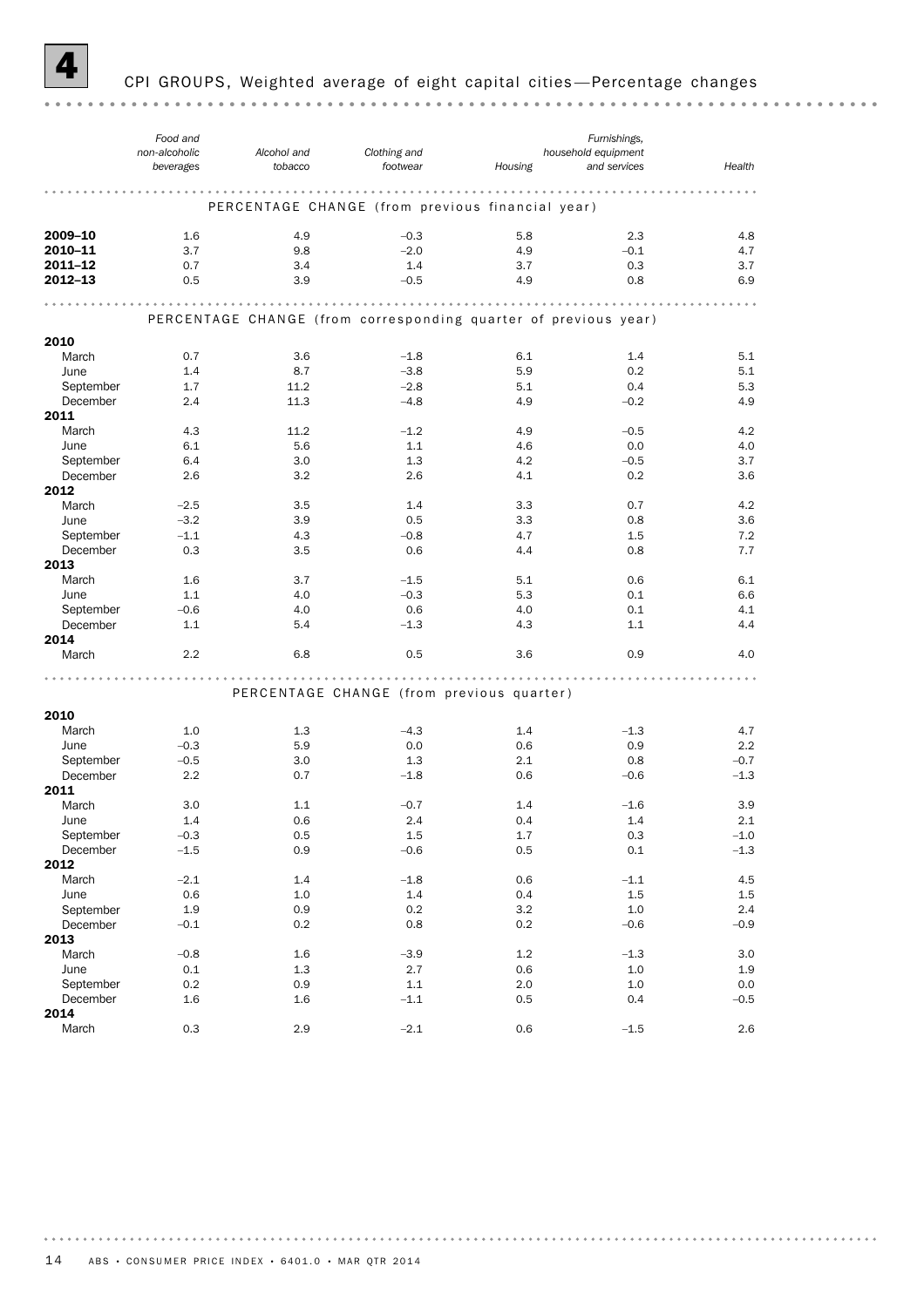# 4 CPI GROUPS, Weighted average of eight capital cities—Percentage changes

| | *Food and non-alcoholic beverages* | *Alcohol and tobacco* | *Clothing and footwear* | *Housing* | *Furnishings, household equipment and services* | *Health* |
|---|---|---|---|---|---|---|
| **PERCENTAGE CHANGE (from previous financial year)** | | | | | | |
| **2009–10** | 1.6 | 4.9 | –0.3 | 5.8 | 2.3 | 4.8 |
| **2010–11** | 3.7 | 9.8 | –2.0 | 4.9 | –0.1 | 4.7 |
| **2011–12** | 0.7 | 3.4 | 1.4 | 3.7 | 0.3 | 3.7 |
| **2012–13** | 0.5 | 3.9 | –0.5 | 4.9 | 0.8 | 6.9 |
| **PERCENTAGE CHANGE (from corresponding quarter of previous year)** | | | | | | |
| **2010** | | | | | | |
| March | 0.7 | 3.6 | –1.8 | 6.1 | 1.4 | 5.1 |
| June | 1.4 | 8.7 | –3.8 | 5.9 | 0.2 | 5.1 |
| September | 1.7 | 11.2 | –2.8 | 5.1 | 0.4 | 5.3 |
| December | 2.4 | 11.3 | –4.8 | 4.9 | –0.2 | 4.9 |
| **2011** | | | | | | |
| March | 4.3 | 11.2 | –1.2 | 4.9 | –0.5 | 4.2 |
| June | 6.1 | 5.6 | 1.1 | 4.6 | 0.0 | 4.0 |
| September | 6.4 | 3.0 | 1.3 | 4.2 | –0.5 | 3.7 |
| December | 2.6 | 3.2 | 2.6 | 4.1 | 0.2 | 3.6 |
| **2012** | | | | | | |
| March | –2.5 | 3.5 | 1.4 | 3.3 | 0.7 | 4.2 |
| June | –3.2 | 3.9 | 0.5 | 3.3 | 0.8 | 3.6 |
| September | –1.1 | 4.3 | –0.8 | 4.7 | 1.5 | 7.2 |
| December | 0.3 | 3.5 | 0.6 | 4.4 | 0.8 | 7.7 |
| **2013** | | | | | | |
| March | 1.6 | 3.7 | –1.5 | 5.1 | 0.6 | 6.1 |
| June | 1.1 | 4.0 | –0.3 | 5.3 | 0.1 | 6.6 |
| September | –0.6 | 4.0 | 0.6 | 4.0 | 0.1 | 4.1 |
| December | 1.1 | 5.4 | –1.3 | 4.3 | 1.1 | 4.4 |
| **2014** | | | | | | |
| March | 2.2 | 6.8 | 0.5 | 3.6 | 0.9 | 4.0 |
| **PERCENTAGE CHANGE (from previous quarter)** | | | | | | |
| **2010** | | | | | | |
| March | 1.0 | 1.3 | –4.3 | 1.4 | –1.3 | 4.7 |
| June | –0.3 | 5.9 | 0.0 | 0.6 | 0.9 | 2.2 |
| September | –0.5 | 3.0 | 1.3 | 2.1 | 0.8 | –0.7 |
| December | 2.2 | 0.7 | –1.8 | 0.6 | –0.6 | –1.3 |
| **2011** | | | | | | |
| March | 3.0 | 1.1 | –0.7 | 1.4 | –1.6 | 3.9 |
| June | 1.4 | 0.6 | 2.4 | 0.4 | 1.4 | 2.1 |
| September | –0.3 | 0.5 | 1.5 | 1.7 | 0.3 | –1.0 |
| December | –1.5 | 0.9 | –0.6 | 0.5 | 0.1 | –1.3 |
| **2012** | | | | | | |
| March | –2.1 | 1.4 | –1.8 | 0.6 | –1.1 | 4.5 |
| June | 0.6 | 1.0 | 1.4 | 0.4 | 1.5 | 1.5 |
| September | 1.9 | 0.9 | 0.2 | 3.2 | 1.0 | 2.4 |
| December | –0.1 | 0.2 | 0.8 | 0.2 | –0.6 | –0.9 |
| **2013** | | | | | | |
| March | –0.8 | 1.6 | –3.9 | 1.2 | –1.3 | 3.0 |
| June | 0.1 | 1.3 | 2.7 | 0.6 | 1.0 | 1.9 |
| September | 0.2 | 0.9 | 1.1 | 2.0 | 1.0 | 0.0 |
| December | 1.6 | 1.6 | –1.1 | 0.5 | 0.4 | –0.5 |
| **2014** | | | | | | |
| March | 0.3 | 2.9 | –2.1 | 0.6 | –1.5 | 2.6 |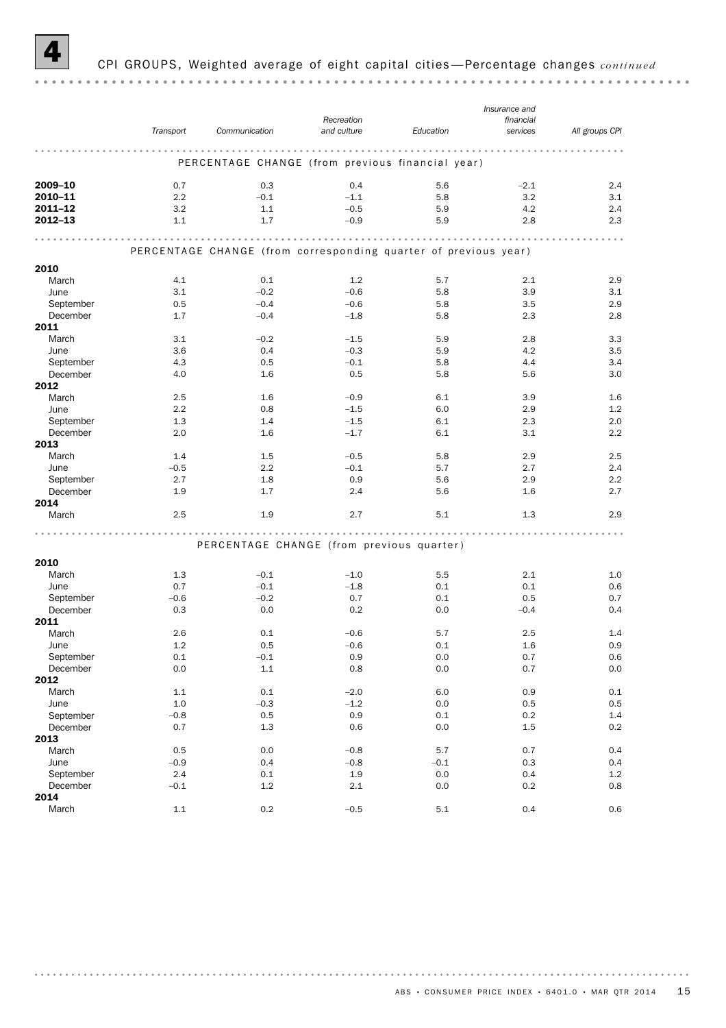## 4 CPI GROUPS, Weighted average of eight capital cities—Percentage changes *continued*

| | *Transport* | *Communication* | *Recreation and culture* | *Education* | *Insurance and financial services* | *All groups CPI* |
|---|---|---|---|---|---|---|
| | | PERCENTAGE CHANGE (from previous financial year) | | | | |
| **2009–10** | 0.7 | 0.3 | 0.4 | 5.6 | −2.1 | 2.4 |
| **2010–11** | 2.2 | −0.1 | −1.1 | 5.8 | 3.2 | 3.1 |
| **2011–12** | 3.2 | 1.1 | −0.5 | 5.9 | 4.2 | 2.4 |
| **2012–13** | 1.1 | 1.7 | −0.9 | 5.9 | 2.8 | 2.3 |
| | | PERCENTAGE CHANGE (from corresponding quarter of previous year) | | | | |
| **2010** | | | | | | |
| March | 4.1 | 0.1 | 1.2 | 5.7 | 2.1 | 2.9 |
| June | 3.1 | −0.2 | −0.6 | 5.8 | 3.9 | 3.1 |
| September | 0.5 | −0.4 | −0.6 | 5.8 | 3.5 | 2.9 |
| December | 1.7 | −0.4 | −1.8 | 5.8 | 2.3 | 2.8 |
| **2011** | | | | | | |
| March | 3.1 | −0.2 | −1.5 | 5.9 | 2.8 | 3.3 |
| June | 3.6 | 0.4 | −0.3 | 5.9 | 4.2 | 3.5 |
| September | 4.3 | 0.5 | −0.1 | 5.8 | 4.4 | 3.4 |
| December | 4.0 | 1.6 | 0.5 | 5.8 | 5.6 | 3.0 |
| **2012** | | | | | | |
| March | 2.5 | 1.6 | −0.9 | 6.1 | 3.9 | 1.6 |
| June | 2.2 | 0.8 | −1.5 | 6.0 | 2.9 | 1.2 |
| September | 1.3 | 1.4 | −1.5 | 6.1 | 2.3 | 2.0 |
| December | 2.0 | 1.6 | −1.7 | 6.1 | 3.1 | 2.2 |
| **2013** | | | | | | |
| March | 1.4 | 1.5 | −0.5 | 5.8 | 2.9 | 2.5 |
| June | −0.5 | 2.2 | −0.1 | 5.7 | 2.7 | 2.4 |
| September | 2.7 | 1.8 | 0.9 | 5.6 | 2.9 | 2.2 |
| December | 1.9 | 1.7 | 2.4 | 5.6 | 1.6 | 2.7 |
| **2014** | | | | | | |
| March | 2.5 | 1.9 | 2.7 | 5.1 | 1.3 | 2.9 |
| | | PERCENTAGE CHANGE (from previous quarter) | | | | |
| **2010** | | | | | | |
| March | 1.3 | −0.1 | −1.0 | 5.5 | 2.1 | 1.0 |
| June | 0.7 | −0.1 | −1.8 | 0.1 | 0.1 | 0.6 |
| September | −0.6 | −0.2 | 0.7 | 0.1 | 0.5 | 0.7 |
| December | 0.3 | 0.0 | 0.2 | 0.0 | −0.4 | 0.4 |
| **2011** | | | | | | |
| March | 2.6 | 0.1 | −0.6 | 5.7 | 2.5 | 1.4 |
| June | 1.2 | 0.5 | −0.6 | 0.1 | 1.6 | 0.9 |
| September | 0.1 | −0.1 | 0.9 | 0.0 | 0.7 | 0.6 |
| December | 0.0 | 1.1 | 0.8 | 0.0 | 0.7 | 0.0 |
| **2012** | | | | | | |
| March | 1.1 | 0.1 | −2.0 | 6.0 | 0.9 | 0.1 |
| June | 1.0 | −0.3 | −1.2 | 0.0 | 0.5 | 0.5 |
| September | −0.8 | 0.5 | 0.9 | 0.1 | 0.2 | 1.4 |
| December | 0.7 | 1.3 | 0.6 | 0.0 | 1.5 | 0.2 |
| **2013** | | | | | | |
| March | 0.5 | 0.0 | −0.8 | 5.7 | 0.7 | 0.4 |
| June | −0.9 | 0.4 | −0.8 | −0.1 | 0.3 | 0.4 |
| September | 2.4 | 0.1 | 1.9 | 0.0 | 0.4 | 1.2 |
| December | −0.1 | 1.2 | 2.1 | 0.0 | 0.2 | 0.8 |
| **2014** | | | | | | |
| March | 1.1 | 0.2 | −0.5 | 5.1 | 0.4 | 0.6 |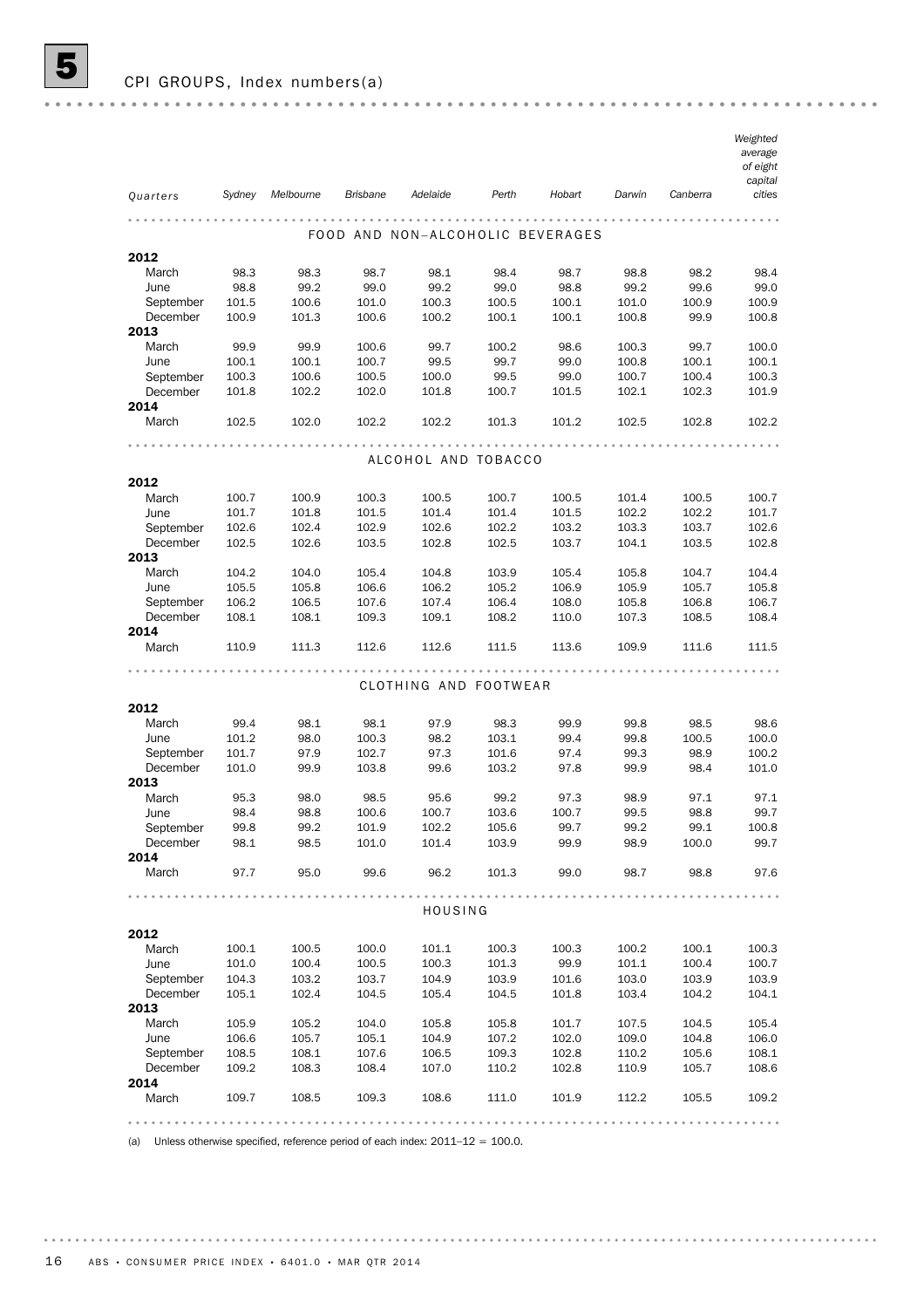## 5 CPI GROUPS, Index numbers(a)

| Quarters | Sydney | Melbourne | Brisbane | Adelaide | Perth | Hobart | Darwin | Canberra | Weighted average of eight capital cities |
|---|---|---|---|---|---|---|---|---|---|
| **FOOD AND NON–ALCOHOLIC BEVERAGES** | | | | | | | | | |
| **2012** | | | | | | | | | |
| March | 98.3 | 98.3 | 98.7 | 98.1 | 98.4 | 98.7 | 98.8 | 98.2 | 98.4 |
| June | 98.8 | 99.2 | 99.0 | 99.2 | 99.0 | 98.8 | 99.2 | 99.6 | 99.0 |
| September | 101.5 | 100.6 | 101.0 | 100.3 | 100.5 | 100.1 | 101.0 | 100.9 | 100.9 |
| December | 100.9 | 101.3 | 100.6 | 100.2 | 100.1 | 100.1 | 100.8 | 99.9 | 100.8 |
| **2013** | | | | | | | | | |
| March | 99.9 | 99.9 | 100.6 | 99.7 | 100.2 | 98.6 | 100.3 | 99.7 | 100.0 |
| June | 100.1 | 100.1 | 100.7 | 99.5 | 99.7 | 99.0 | 100.8 | 100.1 | 100.1 |
| September | 100.3 | 100.6 | 100.5 | 100.0 | 99.5 | 99.0 | 100.7 | 100.4 | 100.3 |
| December | 101.8 | 102.2 | 102.0 | 101.8 | 100.7 | 101.5 | 102.1 | 102.3 | 101.9 |
| **2014** | | | | | | | | | |
| March | 102.5 | 102.0 | 102.2 | 102.2 | 101.3 | 101.2 | 102.5 | 102.8 | 102.2 |
| **ALCOHOL AND TOBACCO** | | | | | | | | | |
| **2012** | | | | | | | | | |
| March | 100.7 | 100.9 | 100.3 | 100.5 | 100.7 | 100.5 | 101.4 | 100.5 | 100.7 |
| June | 101.7 | 101.8 | 101.5 | 101.4 | 101.4 | 101.5 | 102.2 | 102.2 | 101.7 |
| September | 102.6 | 102.4 | 102.9 | 102.6 | 102.2 | 103.2 | 103.3 | 103.7 | 102.6 |
| December | 102.5 | 102.6 | 103.5 | 102.8 | 102.5 | 103.7 | 104.1 | 103.5 | 102.8 |
| **2013** | | | | | | | | | |
| March | 104.2 | 104.0 | 105.4 | 104.8 | 103.9 | 105.4 | 105.8 | 104.7 | 104.4 |
| June | 105.5 | 105.8 | 106.6 | 106.2 | 105.2 | 106.9 | 105.9 | 105.7 | 105.8 |
| September | 106.2 | 106.5 | 107.6 | 107.4 | 106.4 | 108.0 | 105.8 | 106.8 | 106.7 |
| December | 108.1 | 108.1 | 109.3 | 109.1 | 108.2 | 110.0 | 107.3 | 108.5 | 108.4 |
| **2014** | | | | | | | | | |
| March | 110.9 | 111.3 | 112.6 | 112.6 | 111.5 | 113.6 | 109.9 | 111.6 | 111.5 |
| **CLOTHING AND FOOTWEAR** | | | | | | | | | |
| **2012** | | | | | | | | | |
| March | 99.4 | 98.1 | 98.1 | 97.9 | 98.3 | 99.9 | 99.8 | 98.5 | 98.6 |
| June | 101.2 | 98.0 | 100.3 | 98.2 | 103.1 | 99.4 | 99.8 | 100.5 | 100.0 |
| September | 101.7 | 97.9 | 102.7 | 97.3 | 101.6 | 97.4 | 99.3 | 98.9 | 100.2 |
| December | 101.0 | 99.9 | 103.8 | 99.6 | 103.2 | 97.8 | 99.9 | 98.4 | 101.0 |
| **2013** | | | | | | | | | |
| March | 95.3 | 98.0 | 98.5 | 95.6 | 99.2 | 97.3 | 98.9 | 97.1 | 97.1 |
| June | 98.4 | 98.8 | 100.6 | 100.7 | 103.6 | 100.7 | 99.5 | 98.8 | 99.7 |
| September | 99.8 | 99.2 | 101.9 | 102.2 | 105.6 | 99.7 | 99.2 | 99.1 | 100.8 |
| December | 98.1 | 98.5 | 101.0 | 101.4 | 103.9 | 99.9 | 98.9 | 100.0 | 99.7 |
| **2014** | | | | | | | | | |
| March | 97.7 | 95.0 | 99.6 | 96.2 | 101.3 | 99.0 | 98.7 | 98.8 | 97.6 |
| **HOUSING** | | | | | | | | | |
| **2012** | | | | | | | | | |
| March | 100.1 | 100.5 | 100.0 | 101.1 | 100.3 | 100.3 | 100.2 | 100.1 | 100.3 |
| June | 101.0 | 100.4 | 100.5 | 100.3 | 101.3 | 99.9 | 101.1 | 100.4 | 100.7 |
| September | 104.3 | 103.2 | 103.7 | 104.9 | 103.9 | 101.6 | 103.0 | 103.9 | 103.9 |
| December | 105.1 | 102.4 | 104.5 | 105.4 | 104.5 | 101.8 | 103.4 | 104.2 | 104.1 |
| **2013** | | | | | | | | | |
| March | 105.9 | 105.2 | 104.0 | 105.8 | 105.8 | 101.7 | 107.5 | 104.5 | 105.4 |
| June | 106.6 | 105.7 | 105.1 | 104.9 | 107.2 | 102.0 | 109.0 | 104.8 | 106.0 |
| September | 108.5 | 108.1 | 107.6 | 106.5 | 109.3 | 102.8 | 110.2 | 105.6 | 108.1 |
| December | 109.2 | 108.3 | 108.4 | 107.0 | 110.2 | 102.8 | 110.9 | 105.7 | 108.6 |
| **2014** | | | | | | | | | |
| March | 109.7 | 108.5 | 109.3 | 108.6 | 111.0 | 101.9 | 112.2 | 105.5 | 109.2 |

(a) Unless otherwise specified, reference period of each index: 2011–12 = 100.0.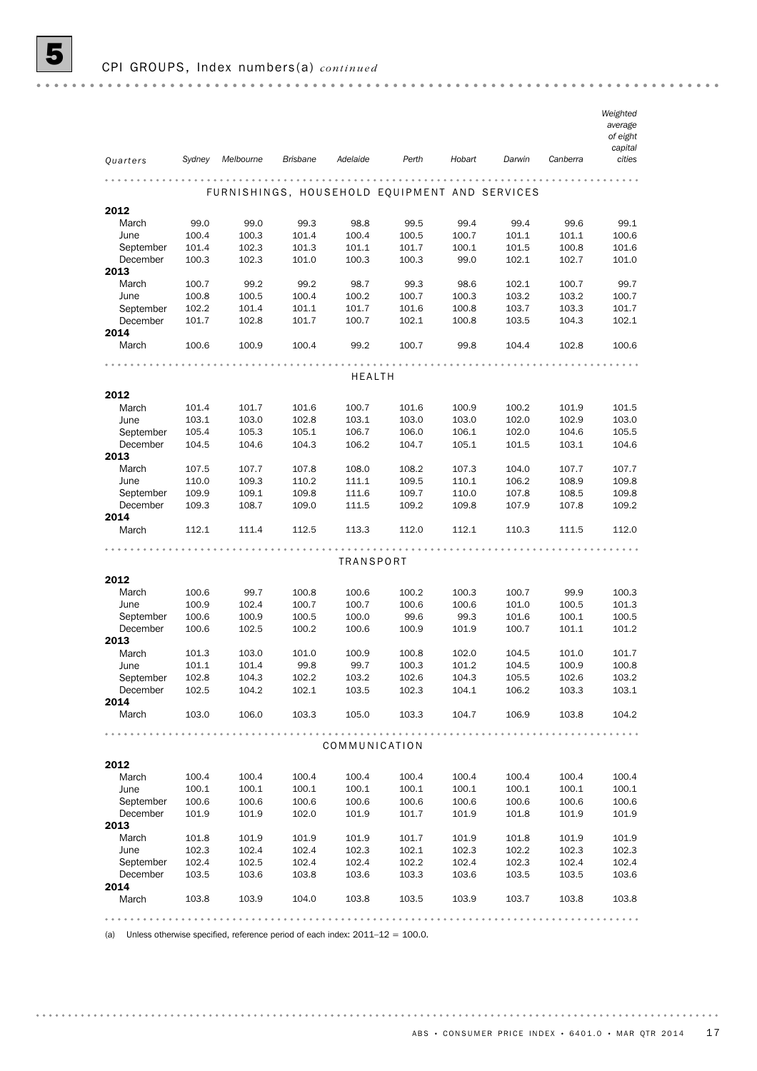# 5 CPI GROUPS, Index numbers(a) *continued*

| Quarters | Sydney | Melbourne | Brisbane | Adelaide | Perth | Hobart | Darwin | Canberra | Weighted average of eight capital cities |
|---|---|---|---|---|---|---|---|---|---|
| **FURNISHINGS, HOUSEHOLD EQUIPMENT AND SERVICES** | | | | | | | | | |
| **2012** | | | | | | | | | |
| March | 99.0 | 99.0 | 99.3 | 98.8 | 99.5 | 99.4 | 99.4 | 99.6 | 99.1 |
| June | 100.4 | 100.3 | 101.4 | 100.4 | 100.5 | 100.7 | 101.1 | 101.1 | 100.6 |
| September | 101.4 | 102.3 | 101.3 | 101.1 | 101.7 | 100.1 | 101.5 | 100.8 | 101.6 |
| December | 100.3 | 102.3 | 101.0 | 100.3 | 100.3 | 99.0 | 102.1 | 102.7 | 101.0 |
| **2013** | | | | | | | | | |
| March | 100.7 | 99.2 | 99.2 | 98.7 | 99.3 | 98.6 | 102.1 | 100.7 | 99.7 |
| June | 100.8 | 100.5 | 100.4 | 100.2 | 100.7 | 100.3 | 103.2 | 103.2 | 100.7 |
| September | 102.2 | 101.4 | 101.1 | 101.7 | 101.6 | 100.8 | 103.7 | 103.3 | 101.7 |
| December | 101.7 | 102.8 | 101.7 | 100.7 | 102.1 | 100.8 | 103.5 | 104.3 | 102.1 |
| **2014** | | | | | | | | | |
| March | 100.6 | 100.9 | 100.4 | 99.2 | 100.7 | 99.8 | 104.4 | 102.8 | 100.6 |
| **HEALTH** | | | | | | | | | |
| **2012** | | | | | | | | | |
| March | 101.4 | 101.7 | 101.6 | 100.7 | 101.6 | 100.9 | 100.2 | 101.9 | 101.5 |
| June | 103.1 | 103.0 | 102.8 | 103.1 | 103.0 | 103.0 | 102.0 | 102.9 | 103.0 |
| September | 105.4 | 105.3 | 105.1 | 106.7 | 106.0 | 106.1 | 102.0 | 104.6 | 105.5 |
| December | 104.5 | 104.6 | 104.3 | 106.2 | 104.7 | 105.1 | 101.5 | 103.1 | 104.6 |
| **2013** | | | | | | | | | |
| March | 107.5 | 107.7 | 107.8 | 108.0 | 108.2 | 107.3 | 104.0 | 107.7 | 107.7 |
| June | 110.0 | 109.3 | 110.2 | 111.1 | 109.5 | 110.1 | 106.2 | 108.9 | 109.8 |
| September | 109.9 | 109.1 | 109.8 | 111.6 | 109.7 | 110.0 | 107.8 | 108.5 | 109.8 |
| December | 109.3 | 108.7 | 109.0 | 111.5 | 109.2 | 109.8 | 107.9 | 107.8 | 109.2 |
| **2014** | | | | | | | | | |
| March | 112.1 | 111.4 | 112.5 | 113.3 | 112.0 | 112.1 | 110.3 | 111.5 | 112.0 |
| **TRANSPORT** | | | | | | | | | |
| **2012** | | | | | | | | | |
| March | 100.6 | 99.7 | 100.8 | 100.6 | 100.2 | 100.3 | 100.7 | 99.9 | 100.3 |
| June | 100.9 | 102.4 | 100.7 | 100.7 | 100.6 | 100.6 | 101.0 | 100.5 | 101.3 |
| September | 100.6 | 100.9 | 100.5 | 100.0 | 99.6 | 99.3 | 101.6 | 100.1 | 100.5 |
| December | 100.6 | 102.5 | 100.2 | 100.6 | 100.9 | 101.9 | 100.7 | 101.1 | 101.2 |
| **2013** | | | | | | | | | |
| March | 101.3 | 103.0 | 101.0 | 100.9 | 100.8 | 102.0 | 104.5 | 101.0 | 101.7 |
| June | 101.1 | 101.4 | 99.8 | 99.7 | 100.3 | 101.2 | 104.5 | 100.9 | 100.8 |
| September | 102.8 | 104.3 | 102.2 | 103.2 | 102.6 | 104.3 | 105.5 | 102.6 | 103.2 |
| December | 102.5 | 104.2 | 102.1 | 103.5 | 102.3 | 104.1 | 106.2 | 103.3 | 103.1 |
| **2014** | | | | | | | | | |
| March | 103.0 | 106.0 | 103.3 | 105.0 | 103.3 | 104.7 | 106.9 | 103.8 | 104.2 |
| **COMMUNICATION** | | | | | | | | | |
| **2012** | | | | | | | | | |
| March | 100.4 | 100.4 | 100.4 | 100.4 | 100.4 | 100.4 | 100.4 | 100.4 | 100.4 |
| June | 100.1 | 100.1 | 100.1 | 100.1 | 100.1 | 100.1 | 100.1 | 100.1 | 100.1 |
| September | 100.6 | 100.6 | 100.6 | 100.6 | 100.6 | 100.6 | 100.6 | 100.6 | 100.6 |
| December | 101.9 | 101.9 | 102.0 | 101.9 | 101.7 | 101.9 | 101.8 | 101.9 | 101.9 |
| **2013** | | | | | | | | | |
| March | 101.8 | 101.9 | 101.9 | 101.9 | 101.7 | 101.9 | 101.8 | 101.9 | 101.9 |
| June | 102.3 | 102.4 | 102.4 | 102.3 | 102.1 | 102.3 | 102.2 | 102.3 | 102.3 |
| September | 102.4 | 102.5 | 102.4 | 102.4 | 102.2 | 102.4 | 102.3 | 102.4 | 102.4 |
| December | 103.5 | 103.6 | 103.8 | 103.6 | 103.3 | 103.6 | 103.5 | 103.5 | 103.6 |
| **2014** | | | | | | | | | |
| March | 103.8 | 103.9 | 104.0 | 103.8 | 103.5 | 103.9 | 103.7 | 103.8 | 103.8 |

(a) Unless otherwise specified, reference period of each index: 2011–12 = 100.0.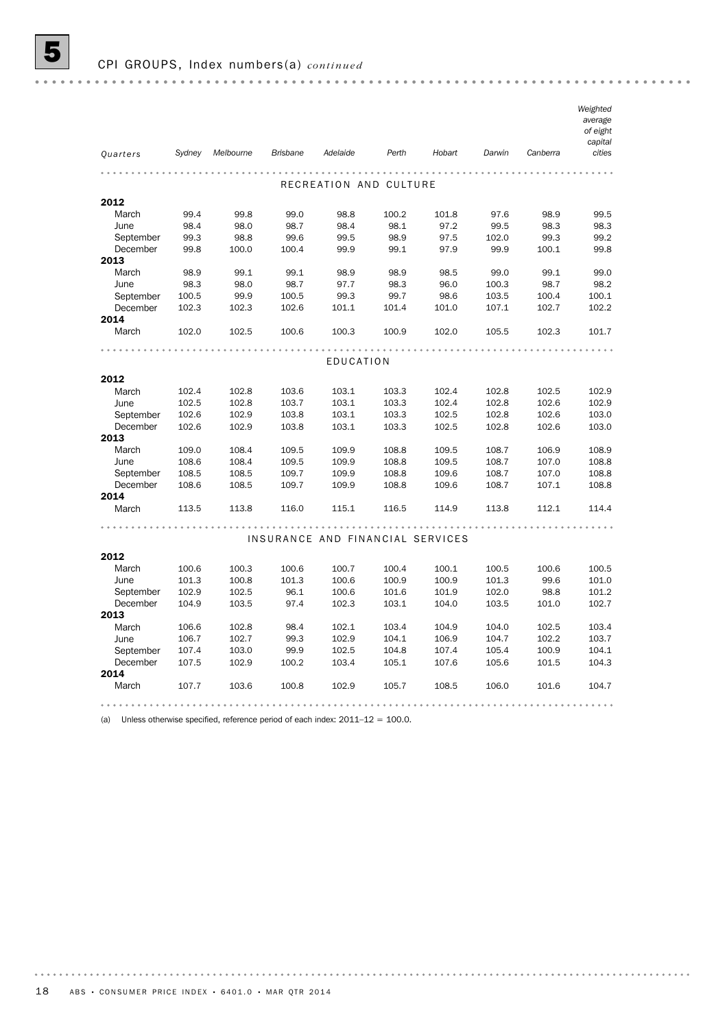## 5 CPI GROUPS, Index numbers(a) *continued*

| Quarters | Sydney | Melbourne | Brisbane | Adelaide | Perth | Hobart | Darwin | Canberra | Weighted average of eight capital cities |
|---|---|---|---|---|---|---|---|---|---|
| | | | | RECREATION AND CULTURE | | | | | |
| **2012** | | | | | | | | | |
| March | 99.4 | 99.8 | 99.0 | 98.8 | 100.2 | 101.8 | 97.6 | 98.9 | 99.5 |
| June | 98.4 | 98.0 | 98.7 | 98.4 | 98.1 | 97.2 | 99.5 | 98.3 | 98.3 |
| September | 99.3 | 98.8 | 99.6 | 99.5 | 98.9 | 97.5 | 102.0 | 99.3 | 99.2 |
| December | 99.8 | 100.0 | 100.4 | 99.9 | 99.1 | 97.9 | 99.9 | 100.1 | 99.8 |
| **2013** | | | | | | | | | |
| March | 98.9 | 99.1 | 99.1 | 98.9 | 98.9 | 98.5 | 99.0 | 99.1 | 99.0 |
| June | 98.3 | 98.0 | 98.7 | 97.7 | 98.3 | 96.0 | 100.3 | 98.7 | 98.2 |
| September | 100.5 | 99.9 | 100.5 | 99.3 | 99.7 | 98.6 | 103.5 | 100.4 | 100.1 |
| December | 102.3 | 102.3 | 102.6 | 101.1 | 101.4 | 101.0 | 107.1 | 102.7 | 102.2 |
| **2014** | | | | | | | | | |
| March | 102.0 | 102.5 | 100.6 | 100.3 | 100.9 | 102.0 | 105.5 | 102.3 | 101.7 |
| | | | | EDUCATION | | | | | |
| **2012** | | | | | | | | | |
| March | 102.4 | 102.8 | 103.6 | 103.1 | 103.3 | 102.4 | 102.8 | 102.5 | 102.9 |
| June | 102.5 | 102.8 | 103.7 | 103.1 | 103.3 | 102.4 | 102.8 | 102.6 | 102.9 |
| September | 102.6 | 102.9 | 103.8 | 103.1 | 103.3 | 102.5 | 102.8 | 102.6 | 103.0 |
| December | 102.6 | 102.9 | 103.8 | 103.1 | 103.3 | 102.5 | 102.8 | 102.6 | 103.0 |
| **2013** | | | | | | | | | |
| March | 109.0 | 108.4 | 109.5 | 109.9 | 108.8 | 109.5 | 108.7 | 106.9 | 108.9 |
| June | 108.6 | 108.4 | 109.5 | 109.9 | 108.8 | 109.5 | 108.7 | 107.0 | 108.8 |
| September | 108.5 | 108.5 | 109.7 | 109.9 | 108.8 | 109.6 | 108.7 | 107.0 | 108.8 |
| December | 108.6 | 108.5 | 109.7 | 109.9 | 108.8 | 109.6 | 108.7 | 107.1 | 108.8 |
| **2014** | | | | | | | | | |
| March | 113.5 | 113.8 | 116.0 | 115.1 | 116.5 | 114.9 | 113.8 | 112.1 | 114.4 |
| | | | | INSURANCE AND FINANCIAL SERVICES | | | | | |
| **2012** | | | | | | | | | |
| March | 100.6 | 100.3 | 100.6 | 100.7 | 100.4 | 100.1 | 100.5 | 100.6 | 100.5 |
| June | 101.3 | 100.8 | 101.3 | 100.6 | 100.9 | 100.9 | 101.3 | 99.6 | 101.0 |
| September | 102.9 | 102.5 | 96.1 | 100.6 | 101.6 | 101.9 | 102.0 | 98.8 | 101.2 |
| December | 104.9 | 103.5 | 97.4 | 102.3 | 103.1 | 104.0 | 103.5 | 101.0 | 102.7 |
| **2013** | | | | | | | | | |
| March | 106.6 | 102.8 | 98.4 | 102.1 | 103.4 | 104.9 | 104.0 | 102.5 | 103.4 |
| June | 106.7 | 102.7 | 99.3 | 102.9 | 104.1 | 106.9 | 104.7 | 102.2 | 103.7 |
| September | 107.4 | 103.0 | 99.9 | 102.5 | 104.8 | 107.4 | 105.4 | 100.9 | 104.1 |
| December | 107.5 | 102.9 | 100.2 | 103.4 | 105.1 | 107.6 | 105.6 | 101.5 | 104.3 |
| **2014** | | | | | | | | | |
| March | 107.7 | 103.6 | 100.8 | 102.9 | 105.7 | 108.5 | 106.0 | 101.6 | 104.7 |

(a) Unless otherwise specified, reference period of each index: 2011–12 = 100.0.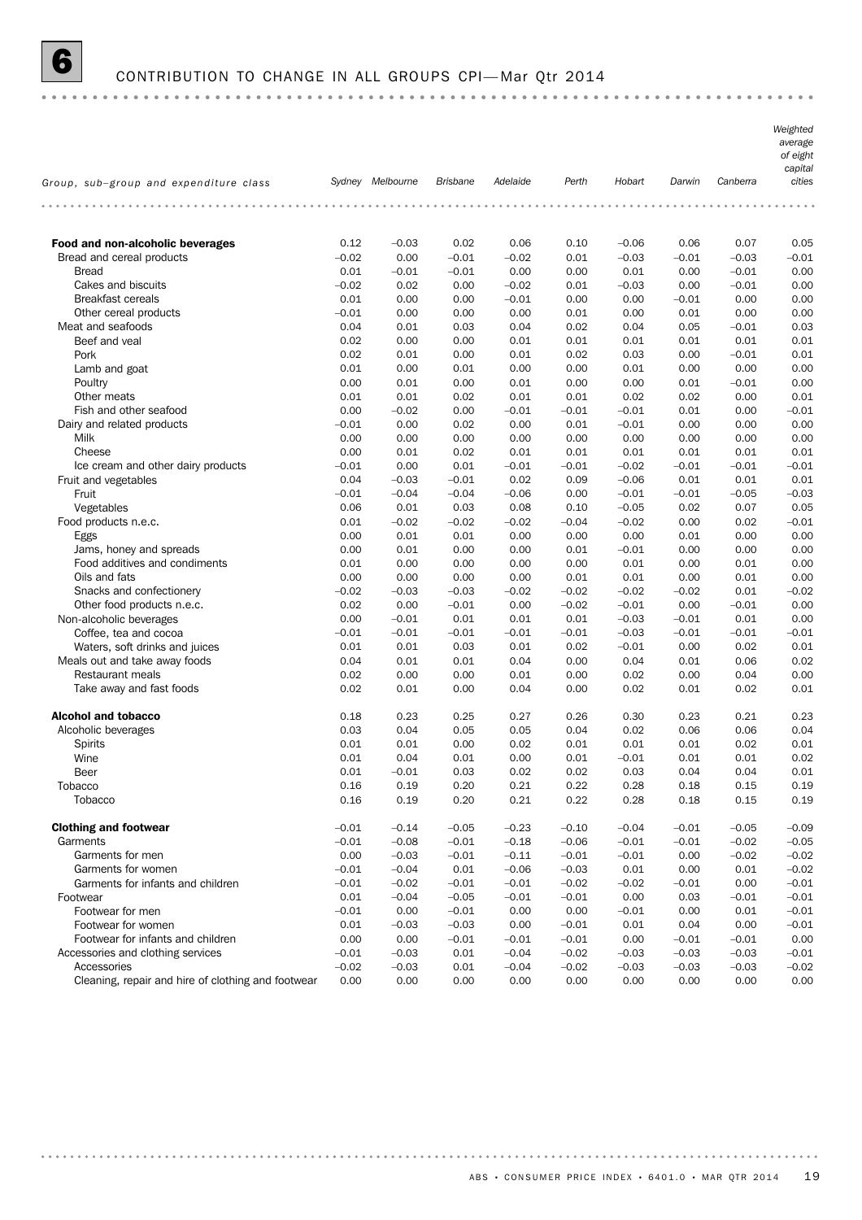## 6 CONTRIBUTION TO CHANGE IN ALL GROUPS CPI—Mar Qtr 2014

| Group, sub–group and expenditure class | Sydney | Melbourne | Brisbane | Adelaide | Perth | Hobart | Darwin | Canberra | Weighted average of eight capital cities |
|---|---|---|---|---|---|---|---|---|---|
| **Food and non-alcoholic beverages** | 0.12 | –0.03 | 0.02 | 0.06 | 0.10 | –0.06 | 0.06 | 0.07 | 0.05 |
| Bread and cereal products | –0.02 | 0.00 | –0.01 | –0.02 | 0.01 | –0.03 | –0.01 | –0.03 | –0.01 |
| Bread | 0.01 | –0.01 | –0.01 | 0.00 | 0.00 | 0.01 | 0.00 | –0.01 | 0.00 |
| Cakes and biscuits | –0.02 | 0.02 | 0.00 | –0.02 | 0.01 | –0.03 | 0.00 | –0.01 | 0.00 |
| Breakfast cereals | 0.01 | 0.00 | 0.00 | –0.01 | 0.00 | 0.00 | –0.01 | 0.00 | 0.00 |
| Other cereal products | –0.01 | 0.00 | 0.00 | 0.00 | 0.01 | 0.00 | 0.01 | 0.00 | 0.00 |
| Meat and seafoods | 0.04 | 0.01 | 0.03 | 0.04 | 0.02 | 0.04 | 0.05 | –0.01 | 0.03 |
| Beef and veal | 0.02 | 0.00 | 0.00 | 0.01 | 0.01 | 0.01 | 0.01 | 0.01 | 0.01 |
| Pork | 0.02 | 0.01 | 0.00 | 0.01 | 0.02 | 0.03 | 0.00 | –0.01 | 0.01 |
| Lamb and goat | 0.01 | 0.00 | 0.01 | 0.00 | 0.00 | 0.01 | 0.00 | 0.00 | 0.00 |
| Poultry | 0.00 | 0.01 | 0.00 | 0.01 | 0.00 | 0.00 | 0.01 | –0.01 | 0.00 |
| Other meats | 0.01 | 0.01 | 0.02 | 0.01 | 0.01 | 0.02 | 0.02 | 0.00 | 0.01 |
| Fish and other seafood | 0.00 | –0.02 | 0.00 | –0.01 | –0.01 | –0.01 | 0.01 | 0.00 | –0.01 |
| Dairy and related products | –0.01 | 0.00 | 0.02 | 0.00 | 0.01 | –0.01 | 0.00 | 0.00 | 0.00 |
| Milk | 0.00 | 0.00 | 0.00 | 0.00 | 0.00 | 0.00 | 0.00 | 0.00 | 0.00 |
| Cheese | 0.00 | 0.01 | 0.02 | 0.01 | 0.01 | 0.01 | 0.01 | 0.01 | 0.01 |
| Ice cream and other dairy products | –0.01 | 0.00 | 0.01 | –0.01 | –0.01 | –0.02 | –0.01 | –0.01 | –0.01 |
| Fruit and vegetables | 0.04 | –0.03 | –0.01 | 0.02 | 0.09 | –0.06 | 0.01 | 0.01 | 0.01 |
| Fruit | –0.01 | –0.04 | –0.04 | –0.06 | 0.00 | –0.01 | –0.01 | –0.05 | –0.03 |
| Vegetables | 0.06 | 0.01 | 0.03 | 0.08 | 0.10 | –0.05 | 0.02 | 0.07 | 0.05 |
| Food products n.e.c. | 0.01 | –0.02 | –0.02 | –0.02 | –0.04 | –0.02 | 0.00 | 0.02 | –0.01 |
| Eggs | 0.00 | 0.01 | 0.01 | 0.00 | 0.00 | 0.00 | 0.01 | 0.00 | 0.00 |
| Jams, honey and spreads | 0.00 | 0.01 | 0.00 | 0.00 | 0.01 | –0.01 | 0.00 | 0.00 | 0.00 |
| Food additives and condiments | 0.01 | 0.00 | 0.00 | 0.00 | 0.00 | 0.01 | 0.00 | 0.01 | 0.00 |
| Oils and fats | 0.00 | 0.00 | 0.00 | 0.00 | 0.01 | 0.01 | 0.00 | 0.01 | 0.00 |
| Snacks and confectionery | –0.02 | –0.03 | –0.03 | –0.02 | –0.02 | –0.02 | –0.02 | 0.01 | –0.02 |
| Other food products n.e.c. | 0.02 | 0.00 | –0.01 | 0.00 | –0.02 | –0.01 | 0.00 | –0.01 | 0.00 |
| Non-alcoholic beverages | 0.00 | –0.01 | 0.01 | 0.01 | 0.01 | –0.03 | –0.01 | 0.01 | 0.00 |
| Coffee, tea and cocoa | –0.01 | –0.01 | –0.01 | –0.01 | –0.01 | –0.03 | –0.01 | –0.01 | –0.01 |
| Waters, soft drinks and juices | 0.01 | 0.01 | 0.03 | 0.01 | 0.02 | –0.01 | 0.00 | 0.02 | 0.01 |
| Meals out and take away foods | 0.04 | 0.01 | 0.01 | 0.04 | 0.00 | 0.04 | 0.01 | 0.06 | 0.02 |
| Restaurant meals | 0.02 | 0.00 | 0.00 | 0.01 | 0.00 | 0.02 | 0.00 | 0.04 | 0.00 |
| Take away and fast foods | 0.02 | 0.01 | 0.00 | 0.04 | 0.00 | 0.02 | 0.01 | 0.02 | 0.01 |
| **Alcohol and tobacco** | 0.18 | 0.23 | 0.25 | 0.27 | 0.26 | 0.30 | 0.23 | 0.21 | 0.23 |
| Alcoholic beverages | 0.03 | 0.04 | 0.05 | 0.05 | 0.04 | 0.02 | 0.06 | 0.06 | 0.04 |
| Spirits | 0.01 | 0.01 | 0.00 | 0.02 | 0.01 | 0.01 | 0.01 | 0.02 | 0.01 |
| Wine | 0.01 | 0.04 | 0.01 | 0.00 | 0.01 | –0.01 | 0.01 | 0.01 | 0.02 |
| Beer | 0.01 | –0.01 | 0.03 | 0.02 | 0.02 | 0.03 | 0.04 | 0.04 | 0.01 |
| Tobacco | 0.16 | 0.19 | 0.20 | 0.21 | 0.22 | 0.28 | 0.18 | 0.15 | 0.19 |
| Tobacco | 0.16 | 0.19 | 0.20 | 0.21 | 0.22 | 0.28 | 0.18 | 0.15 | 0.19 |
| **Clothing and footwear** | –0.01 | –0.14 | –0.05 | –0.23 | –0.10 | –0.04 | –0.01 | –0.05 | –0.09 |
| Garments | –0.01 | –0.08 | –0.01 | –0.18 | –0.06 | –0.01 | –0.01 | –0.02 | –0.05 |
| Garments for men | 0.00 | –0.03 | –0.01 | –0.11 | –0.01 | –0.01 | 0.00 | –0.02 | –0.02 |
| Garments for women | –0.01 | –0.04 | 0.01 | –0.06 | –0.03 | 0.01 | 0.00 | 0.01 | –0.02 |
| Garments for infants and children | –0.01 | –0.02 | –0.01 | –0.01 | –0.02 | –0.02 | –0.01 | 0.00 | –0.01 |
| Footwear | 0.01 | –0.04 | –0.05 | –0.01 | –0.01 | 0.00 | 0.03 | –0.01 | –0.01 |
| Footwear for men | –0.01 | 0.00 | –0.01 | 0.00 | 0.00 | –0.01 | 0.00 | 0.01 | –0.01 |
| Footwear for women | 0.01 | –0.03 | –0.03 | 0.00 | –0.01 | 0.01 | 0.04 | 0.00 | –0.01 |
| Footwear for infants and children | 0.00 | 0.00 | –0.01 | –0.01 | –0.01 | 0.00 | –0.01 | –0.01 | 0.00 |
| Accessories and clothing services | –0.01 | –0.03 | 0.01 | –0.04 | –0.02 | –0.03 | –0.03 | –0.03 | –0.01 |
| Accessories | –0.02 | –0.03 | 0.01 | –0.04 | –0.02 | –0.03 | –0.03 | –0.03 | –0.02 |
| Cleaning, repair and hire of clothing and footwear | 0.00 | 0.00 | 0.00 | 0.00 | 0.00 | 0.00 | 0.00 | 0.00 | 0.00 |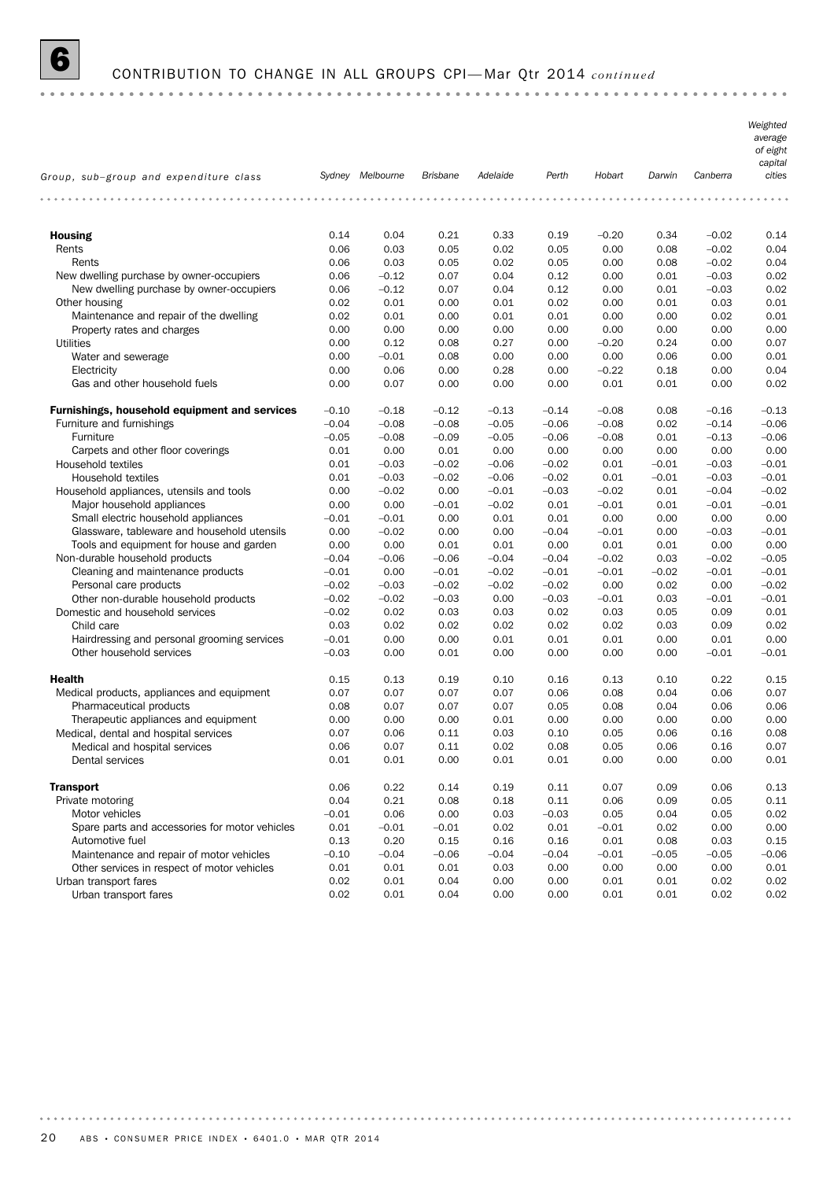# 6 CONTRIBUTION TO CHANGE IN ALL GROUPS CPI—Mar Qtr 2014 *continued*

| Group, sub–group and expenditure class | Sydney | Melbourne | Brisbane | Adelaide | Perth | Hobart | Darwin | Canberra | Weighted average of eight capital cities |
|---|---|---|---|---|---|---|---|---|---|
| **Housing** | 0.14 | 0.04 | 0.21 | 0.33 | 0.19 | –0.20 | 0.34 | –0.02 | 0.14 |
| Rents | 0.06 | 0.03 | 0.05 | 0.02 | 0.05 | 0.00 | 0.08 | –0.02 | 0.04 |
| Rents | 0.06 | 0.03 | 0.05 | 0.02 | 0.05 | 0.00 | 0.08 | –0.02 | 0.04 |
| New dwelling purchase by owner-occupiers | 0.06 | –0.12 | 0.07 | 0.04 | 0.12 | 0.00 | 0.01 | –0.03 | 0.02 |
| New dwelling purchase by owner-occupiers | 0.06 | –0.12 | 0.07 | 0.04 | 0.12 | 0.00 | 0.01 | –0.03 | 0.02 |
| Other housing | 0.02 | 0.01 | 0.00 | 0.01 | 0.02 | 0.00 | 0.01 | 0.03 | 0.01 |
| Maintenance and repair of the dwelling | 0.02 | 0.01 | 0.00 | 0.01 | 0.01 | 0.00 | 0.00 | 0.02 | 0.01 |
| Property rates and charges | 0.00 | 0.00 | 0.00 | 0.00 | 0.00 | 0.00 | 0.00 | 0.00 | 0.00 |
| Utilities | 0.00 | 0.12 | 0.08 | 0.27 | 0.00 | –0.20 | 0.24 | 0.00 | 0.07 |
| Water and sewerage | 0.00 | –0.01 | 0.08 | 0.00 | 0.00 | 0.00 | 0.06 | 0.00 | 0.01 |
| Electricity | 0.00 | 0.06 | 0.00 | 0.28 | 0.00 | –0.22 | 0.18 | 0.00 | 0.04 |
| Gas and other household fuels | 0.00 | 0.07 | 0.00 | 0.00 | 0.00 | 0.01 | 0.01 | 0.00 | 0.02 |
| **Furnishings, household equipment and services** | –0.10 | –0.18 | –0.12 | –0.13 | –0.14 | –0.08 | 0.08 | –0.16 | –0.13 |
| Furniture and furnishings | –0.04 | –0.08 | –0.08 | –0.05 | –0.06 | –0.08 | 0.02 | –0.14 | –0.06 |
| Furniture | –0.05 | –0.08 | –0.09 | –0.05 | –0.06 | –0.08 | 0.01 | –0.13 | –0.06 |
| Carpets and other floor coverings | 0.01 | 0.00 | 0.01 | 0.00 | 0.00 | 0.00 | 0.00 | 0.00 | 0.00 |
| Household textiles | 0.01 | –0.03 | –0.02 | –0.06 | –0.02 | 0.01 | –0.01 | –0.03 | –0.01 |
| Household textiles | 0.01 | –0.03 | –0.02 | –0.06 | –0.02 | 0.01 | –0.01 | –0.03 | –0.01 |
| Household appliances, utensils and tools | 0.00 | –0.02 | 0.00 | –0.01 | –0.03 | –0.02 | 0.01 | –0.04 | –0.02 |
| Major household appliances | 0.00 | 0.00 | –0.01 | –0.02 | 0.01 | –0.01 | 0.01 | –0.01 | –0.01 |
| Small electric household appliances | –0.01 | –0.01 | 0.00 | 0.01 | 0.01 | 0.00 | 0.00 | 0.00 | 0.00 |
| Glassware, tableware and household utensils | 0.00 | –0.02 | 0.00 | 0.00 | –0.04 | –0.01 | 0.00 | –0.03 | –0.01 |
| Tools and equipment for house and garden | 0.00 | 0.00 | 0.01 | 0.01 | 0.00 | 0.01 | 0.01 | 0.00 | 0.00 |
| Non-durable household products | –0.04 | –0.06 | –0.06 | –0.04 | –0.04 | –0.02 | 0.03 | –0.02 | –0.05 |
| Cleaning and maintenance products | –0.01 | 0.00 | –0.01 | –0.02 | –0.01 | –0.01 | –0.02 | –0.01 | –0.01 |
| Personal care products | –0.02 | –0.03 | –0.02 | –0.02 | –0.02 | 0.00 | 0.02 | 0.00 | –0.02 |
| Other non-durable household products | –0.02 | –0.02 | –0.03 | 0.00 | –0.03 | –0.01 | 0.03 | –0.01 | –0.01 |
| Domestic and household services | –0.02 | 0.02 | 0.03 | 0.03 | 0.02 | 0.03 | 0.05 | 0.09 | 0.01 |
| Child care | 0.03 | 0.02 | 0.02 | 0.02 | 0.02 | 0.02 | 0.03 | 0.09 | 0.02 |
| Hairdressing and personal grooming services | –0.01 | 0.00 | 0.00 | 0.01 | 0.01 | 0.01 | 0.00 | 0.01 | 0.00 |
| Other household services | –0.03 | 0.00 | 0.01 | 0.00 | 0.00 | 0.00 | 0.00 | –0.01 | –0.01 |
| **Health** | 0.15 | 0.13 | 0.19 | 0.10 | 0.16 | 0.13 | 0.10 | 0.22 | 0.15 |
| Medical products, appliances and equipment | 0.07 | 0.07 | 0.07 | 0.07 | 0.06 | 0.08 | 0.04 | 0.06 | 0.07 |
| Pharmaceutical products | 0.08 | 0.07 | 0.07 | 0.07 | 0.05 | 0.08 | 0.04 | 0.06 | 0.06 |
| Therapeutic appliances and equipment | 0.00 | 0.00 | 0.00 | 0.01 | 0.00 | 0.00 | 0.00 | 0.00 | 0.00 |
| Medical, dental and hospital services | 0.07 | 0.06 | 0.11 | 0.03 | 0.10 | 0.05 | 0.06 | 0.16 | 0.08 |
| Medical and hospital services | 0.06 | 0.07 | 0.11 | 0.02 | 0.08 | 0.05 | 0.06 | 0.16 | 0.07 |
| Dental services | 0.01 | 0.01 | 0.00 | 0.01 | 0.01 | 0.00 | 0.00 | 0.00 | 0.01 |
| **Transport** | 0.06 | 0.22 | 0.14 | 0.19 | 0.11 | 0.07 | 0.09 | 0.06 | 0.13 |
| Private motoring | 0.04 | 0.21 | 0.08 | 0.18 | 0.11 | 0.06 | 0.09 | 0.05 | 0.11 |
| Motor vehicles | –0.01 | 0.06 | 0.00 | 0.03 | –0.03 | 0.05 | 0.04 | 0.05 | 0.02 |
| Spare parts and accessories for motor vehicles | 0.01 | –0.01 | –0.01 | 0.02 | 0.01 | –0.01 | 0.02 | 0.00 | 0.00 |
| Automotive fuel | 0.13 | 0.20 | 0.15 | 0.16 | 0.16 | 0.01 | 0.08 | 0.03 | 0.15 |
| Maintenance and repair of motor vehicles | –0.10 | –0.04 | –0.06 | –0.04 | –0.04 | –0.01 | –0.05 | –0.05 | –0.06 |
| Other services in respect of motor vehicles | 0.01 | 0.01 | 0.01 | 0.03 | 0.00 | 0.00 | 0.00 | 0.00 | 0.01 |
| Urban transport fares | 0.02 | 0.01 | 0.04 | 0.00 | 0.00 | 0.01 | 0.01 | 0.02 | 0.02 |
| Urban transport fares | 0.02 | 0.01 | 0.04 | 0.00 | 0.00 | 0.01 | 0.01 | 0.02 | 0.02 |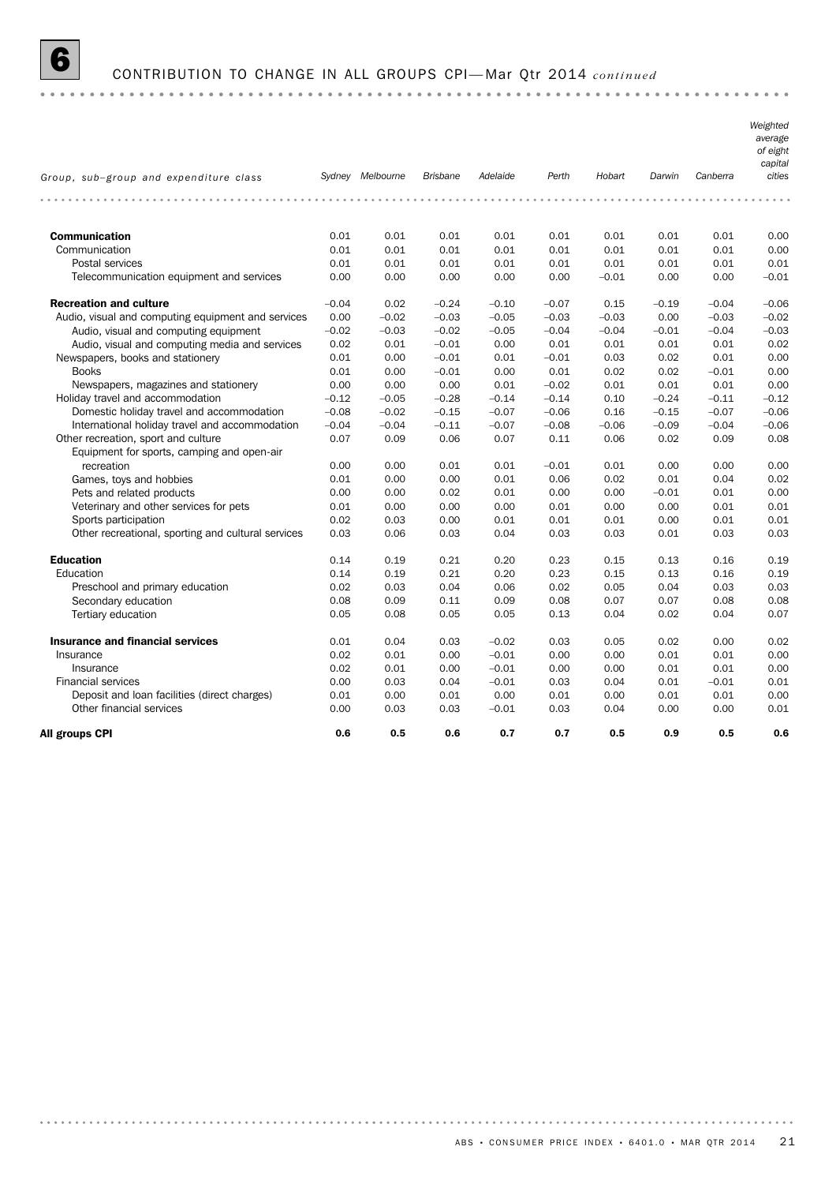## 6 CONTRIBUTION TO CHANGE IN ALL GROUPS CPI—Mar Qtr 2014 *continued*

| Group, sub–group and expenditure class | Sydney | Melbourne | Brisbane | Adelaide | Perth | Hobart | Darwin | Canberra | Weighted average of eight capital cities |
|---|---|---|---|---|---|---|---|---|---|
| **Communication** | 0.01 | 0.01 | 0.01 | 0.01 | 0.01 | 0.01 | 0.01 | 0.01 | 0.00 |
| Communication | 0.01 | 0.01 | 0.01 | 0.01 | 0.01 | 0.01 | 0.01 | 0.01 | 0.00 |
| Postal services | 0.01 | 0.01 | 0.01 | 0.01 | 0.01 | 0.01 | 0.01 | 0.01 | 0.01 |
| Telecommunication equipment and services | 0.00 | 0.00 | 0.00 | 0.00 | 0.00 | –0.01 | 0.00 | 0.00 | –0.01 |
| **Recreation and culture** | –0.04 | 0.02 | –0.24 | –0.10 | –0.07 | 0.15 | –0.19 | –0.04 | –0.06 |
| Audio, visual and computing equipment and services | 0.00 | –0.02 | –0.03 | –0.05 | –0.03 | –0.03 | 0.00 | –0.03 | –0.02 |
| Audio, visual and computing equipment | –0.02 | –0.03 | –0.02 | –0.05 | –0.04 | –0.04 | –0.01 | –0.04 | –0.03 |
| Audio, visual and computing media and services | 0.02 | 0.01 | –0.01 | 0.00 | 0.01 | 0.01 | 0.01 | 0.01 | 0.02 |
| Newspapers, books and stationery | 0.01 | 0.00 | –0.01 | 0.01 | –0.01 | 0.03 | 0.02 | 0.01 | 0.00 |
| Books | 0.01 | 0.00 | –0.01 | 0.00 | 0.01 | 0.02 | 0.02 | –0.01 | 0.00 |
| Newspapers, magazines and stationery | 0.00 | 0.00 | 0.00 | 0.01 | –0.02 | 0.01 | 0.01 | 0.01 | 0.00 |
| Holiday travel and accommodation | –0.12 | –0.05 | –0.28 | –0.14 | –0.14 | 0.10 | –0.24 | –0.11 | –0.12 |
| Domestic holiday travel and accommodation | –0.08 | –0.02 | –0.15 | –0.07 | –0.06 | 0.16 | –0.15 | –0.07 | –0.06 |
| International holiday travel and accommodation | –0.04 | –0.04 | –0.11 | –0.07 | –0.08 | –0.06 | –0.09 | –0.04 | –0.06 |
| Other recreation, sport and culture | 0.07 | 0.09 | 0.06 | 0.07 | 0.11 | 0.06 | 0.02 | 0.09 | 0.08 |
| Equipment for sports, camping and open-air recreation | 0.00 | 0.00 | 0.01 | 0.01 | –0.01 | 0.01 | 0.00 | 0.00 | 0.00 |
| Games, toys and hobbies | 0.01 | 0.00 | 0.00 | 0.01 | 0.06 | 0.02 | 0.01 | 0.04 | 0.02 |
| Pets and related products | 0.00 | 0.00 | 0.02 | 0.01 | 0.00 | 0.00 | –0.01 | 0.01 | 0.00 |
| Veterinary and other services for pets | 0.01 | 0.00 | 0.00 | 0.00 | 0.01 | 0.00 | 0.00 | 0.01 | 0.01 |
| Sports participation | 0.02 | 0.03 | 0.00 | 0.01 | 0.01 | 0.01 | 0.00 | 0.01 | 0.01 |
| Other recreational, sporting and cultural services | 0.03 | 0.06 | 0.03 | 0.04 | 0.03 | 0.03 | 0.01 | 0.03 | 0.03 |
| **Education** | 0.14 | 0.19 | 0.21 | 0.20 | 0.23 | 0.15 | 0.13 | 0.16 | 0.19 |
| Education | 0.14 | 0.19 | 0.21 | 0.20 | 0.23 | 0.15 | 0.13 | 0.16 | 0.19 |
| Preschool and primary education | 0.02 | 0.03 | 0.04 | 0.06 | 0.02 | 0.05 | 0.04 | 0.03 | 0.03 |
| Secondary education | 0.08 | 0.09 | 0.11 | 0.09 | 0.08 | 0.07 | 0.07 | 0.08 | 0.08 |
| Tertiary education | 0.05 | 0.08 | 0.05 | 0.05 | 0.13 | 0.04 | 0.02 | 0.04 | 0.07 |
| **Insurance and financial services** | 0.01 | 0.04 | 0.03 | –0.02 | 0.03 | 0.05 | 0.02 | 0.00 | 0.02 |
| Insurance | 0.02 | 0.01 | 0.00 | –0.01 | 0.00 | 0.00 | 0.01 | 0.01 | 0.00 |
| Insurance | 0.02 | 0.01 | 0.00 | –0.01 | 0.00 | 0.00 | 0.01 | 0.01 | 0.00 |
| Financial services | 0.00 | 0.03 | 0.04 | –0.01 | 0.03 | 0.04 | 0.01 | –0.01 | 0.01 |
| Deposit and loan facilities (direct charges) | 0.01 | 0.00 | 0.01 | 0.00 | 0.01 | 0.00 | 0.01 | 0.01 | 0.00 |
| Other financial services | 0.00 | 0.03 | 0.03 | –0.01 | 0.03 | 0.04 | 0.00 | 0.00 | 0.01 |
| **All groups CPI** | **0.6** | **0.5** | **0.6** | **0.7** | **0.7** | **0.5** | **0.9** | **0.5** | **0.6** |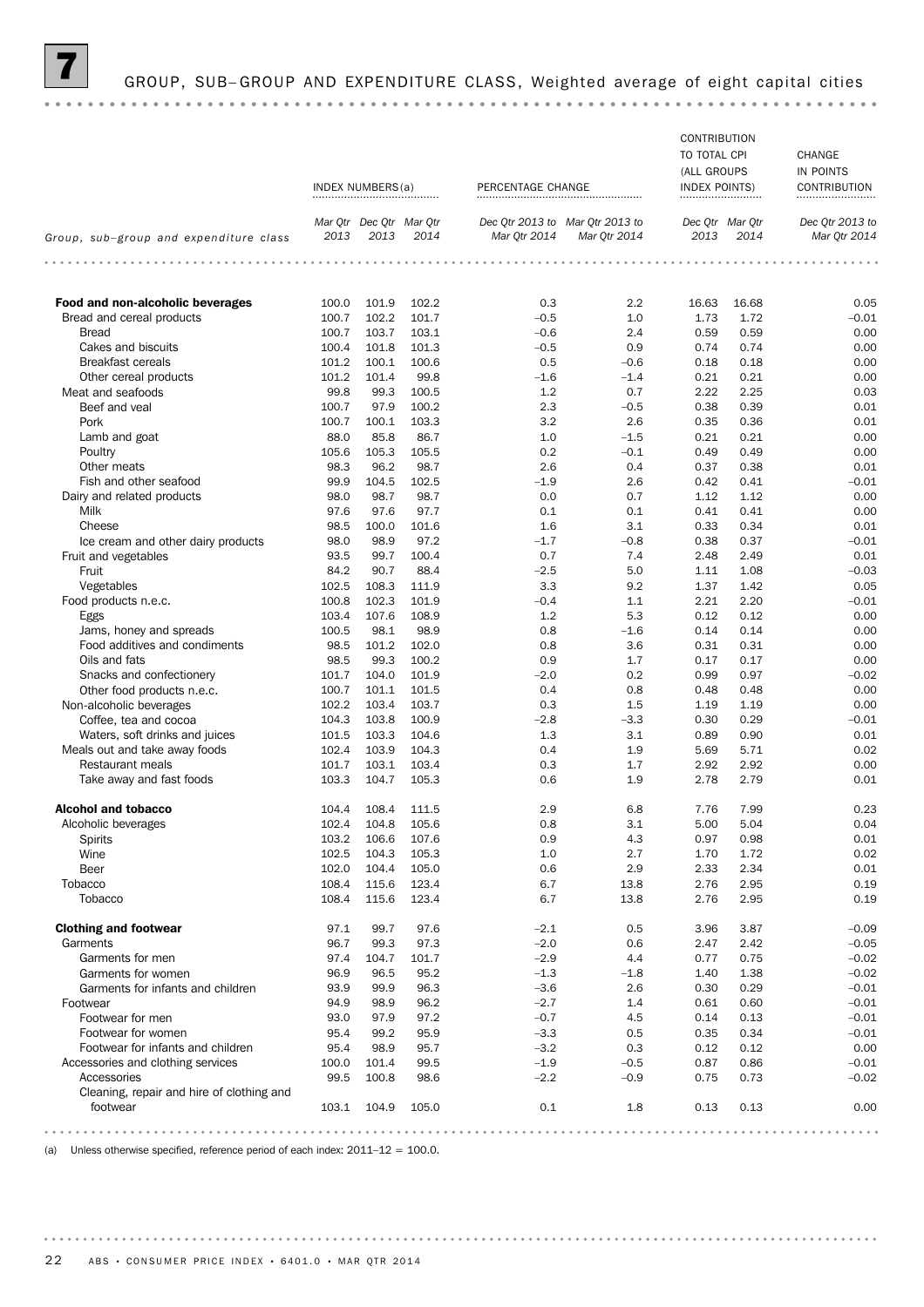## 7 GROUP, SUB–GROUP AND EXPENDITURE CLASS, Weighted average of eight capital cities

| Group, sub–group and expenditure class | INDEX NUMBERS(a) | | | PERCENTAGE CHANGE | | CONTRIBUTION TO TOTAL CPI (ALL GROUPS INDEX POINTS) | | CHANGE IN POINTS CONTRIBUTION |
|---|---|---|---|---|---|---|---|---|
| | Mar Qtr 2013 | Dec Qtr 2013 | Mar Qtr 2014 | Dec Qtr 2013 to Mar Qtr 2014 | Mar Qtr 2013 to Mar Qtr 2014 | Dec Qtr 2013 | Mar Qtr 2014 | Dec Qtr 2013 to Mar Qtr 2014 |
| **Food and non-alcoholic beverages** | 100.0 | 101.9 | 102.2 | 0.3 | 2.2 | 16.63 | 16.68 | 0.05 |
| Bread and cereal products | 100.7 | 102.2 | 101.7 | –0.5 | 1.0 | 1.73 | 1.72 | –0.01 |
| Bread | 100.7 | 103.7 | 103.1 | –0.6 | 2.4 | 0.59 | 0.59 | 0.00 |
| Cakes and biscuits | 100.4 | 101.8 | 101.3 | –0.5 | 0.9 | 0.74 | 0.74 | 0.00 |
| Breakfast cereals | 101.2 | 100.1 | 100.6 | 0.5 | –0.6 | 0.18 | 0.18 | 0.00 |
| Other cereal products | 101.2 | 101.4 | 99.8 | –1.6 | –1.4 | 0.21 | 0.21 | 0.00 |
| Meat and seafoods | 99.8 | 99.3 | 100.5 | 1.2 | 0.7 | 2.22 | 2.25 | 0.03 |
| Beef and veal | 100.7 | 97.9 | 100.2 | 2.3 | –0.5 | 0.38 | 0.39 | 0.01 |
| Pork | 100.7 | 100.1 | 103.3 | 3.2 | 2.6 | 0.35 | 0.36 | 0.01 |
| Lamb and goat | 88.0 | 85.8 | 86.7 | 1.0 | –1.5 | 0.21 | 0.21 | 0.00 |
| Poultry | 105.6 | 105.3 | 105.5 | 0.2 | –0.1 | 0.49 | 0.49 | 0.00 |
| Other meats | 98.3 | 96.2 | 98.7 | 2.6 | 0.4 | 0.37 | 0.38 | 0.01 |
| Fish and other seafood | 99.9 | 104.5 | 102.5 | –1.9 | 2.6 | 0.42 | 0.41 | –0.01 |
| Dairy and related products | 98.0 | 98.7 | 98.7 | 0.0 | 0.7 | 1.12 | 1.12 | 0.00 |
| Milk | 97.6 | 97.6 | 97.7 | 0.1 | 0.1 | 0.41 | 0.41 | 0.00 |
| Cheese | 98.5 | 100.0 | 101.6 | 1.6 | 3.1 | 0.33 | 0.34 | 0.01 |
| Ice cream and other dairy products | 98.0 | 98.9 | 97.2 | –1.7 | –0.8 | 0.38 | 0.37 | –0.01 |
| Fruit and vegetables | 93.5 | 99.7 | 100.4 | 0.7 | 7.4 | 2.48 | 2.49 | 0.01 |
| Fruit | 84.2 | 90.7 | 88.4 | –2.5 | 5.0 | 1.11 | 1.08 | –0.03 |
| Vegetables | 102.5 | 108.3 | 111.9 | 3.3 | 9.2 | 1.37 | 1.42 | 0.05 |
| Food products n.e.c. | 100.8 | 102.3 | 101.9 | –0.4 | 1.1 | 2.21 | 2.20 | –0.01 |
| Eggs | 103.4 | 107.6 | 108.9 | 1.2 | 5.3 | 0.12 | 0.12 | 0.00 |
| Jams, honey and spreads | 100.5 | 98.1 | 98.9 | 0.8 | –1.6 | 0.14 | 0.14 | 0.00 |
| Food additives and condiments | 98.5 | 101.2 | 102.0 | 0.8 | 3.6 | 0.31 | 0.31 | 0.00 |
| Oils and fats | 98.5 | 99.3 | 100.2 | 0.9 | 1.7 | 0.17 | 0.17 | 0.00 |
| Snacks and confectionery | 101.7 | 104.0 | 101.9 | –2.0 | 0.2 | 0.99 | 0.97 | –0.02 |
| Other food products n.e.c. | 100.7 | 101.1 | 101.5 | 0.4 | 0.8 | 0.48 | 0.48 | 0.00 |
| Non-alcoholic beverages | 102.2 | 103.4 | 103.7 | 0.3 | 1.5 | 1.19 | 1.19 | 0.00 |
| Coffee, tea and cocoa | 104.3 | 103.8 | 100.9 | –2.8 | –3.3 | 0.30 | 0.29 | –0.01 |
| Waters, soft drinks and juices | 101.5 | 103.3 | 104.6 | 1.3 | 3.1 | 0.89 | 0.90 | 0.01 |
| Meals out and take away foods | 102.4 | 103.9 | 104.3 | 0.4 | 1.9 | 5.69 | 5.71 | 0.02 |
| Restaurant meals | 101.7 | 103.1 | 103.4 | 0.3 | 1.7 | 2.92 | 2.92 | 0.00 |
| Take away and fast foods | 103.3 | 104.7 | 105.3 | 0.6 | 1.9 | 2.78 | 2.79 | 0.01 |
| **Alcohol and tobacco** | 104.4 | 108.4 | 111.5 | 2.9 | 6.8 | 7.76 | 7.99 | 0.23 |
| Alcoholic beverages | 102.4 | 104.8 | 105.6 | 0.8 | 3.1 | 5.00 | 5.04 | 0.04 |
| Spirits | 103.2 | 106.6 | 107.6 | 0.9 | 4.3 | 0.97 | 0.98 | 0.01 |
| Wine | 102.5 | 104.3 | 105.3 | 1.0 | 2.7 | 1.70 | 1.72 | 0.02 |
| Beer | 102.0 | 104.4 | 105.0 | 0.6 | 2.9 | 2.33 | 2.34 | 0.01 |
| Tobacco | 108.4 | 115.6 | 123.4 | 6.7 | 13.8 | 2.76 | 2.95 | 0.19 |
| Tobacco | 108.4 | 115.6 | 123.4 | 6.7 | 13.8 | 2.76 | 2.95 | 0.19 |
| **Clothing and footwear** | 97.1 | 99.7 | 97.6 | –2.1 | 0.5 | 3.96 | 3.87 | –0.09 |
| Garments | 96.7 | 99.3 | 97.3 | –2.0 | 0.6 | 2.47 | 2.42 | –0.05 |
| Garments for men | 97.4 | 104.7 | 101.7 | –2.9 | 4.4 | 0.77 | 0.75 | –0.02 |
| Garments for women | 96.9 | 96.5 | 95.2 | –1.3 | –1.8 | 1.40 | 1.38 | –0.02 |
| Garments for infants and children | 93.9 | 99.9 | 96.3 | –3.6 | 2.6 | 0.30 | 0.29 | –0.01 |
| Footwear | 94.9 | 98.9 | 96.2 | –2.7 | 1.4 | 0.61 | 0.60 | –0.01 |
| Footwear for men | 93.0 | 97.9 | 97.2 | –0.7 | 4.5 | 0.14 | 0.13 | –0.01 |
| Footwear for women | 95.4 | 99.2 | 95.9 | –3.3 | 0.5 | 0.35 | 0.34 | –0.01 |
| Footwear for infants and children | 95.4 | 98.9 | 95.7 | –3.2 | 0.3 | 0.12 | 0.12 | 0.00 |
| Accessories and clothing services | 100.0 | 101.4 | 99.5 | –1.9 | –0.5 | 0.87 | 0.86 | –0.01 |
| Accessories | 99.5 | 100.8 | 98.6 | –2.2 | –0.9 | 0.75 | 0.73 | –0.02 |
| Cleaning, repair and hire of clothing and footwear | 103.1 | 104.9 | 105.0 | 0.1 | 1.8 | 0.13 | 0.13 | 0.00 |

(a) Unless otherwise specified, reference period of each index: 2011–12 = 100.0.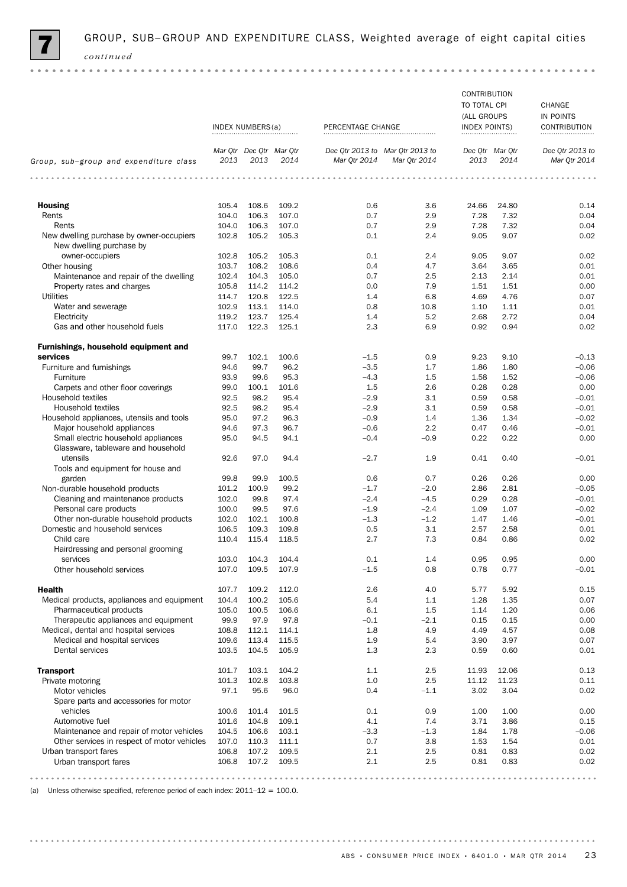## 7 GROUP, SUB–GROUP AND EXPENDITURE CLASS, Weighted average of eight capital cities *continued*

| Group, sub–group and expenditure class | INDEX NUMBERS(a) | | | PERCENTAGE CHANGE | | CONTRIBUTION TO TOTAL CPI (ALL GROUPS INDEX POINTS) | | CHANGE IN POINTS CONTRIBUTION |
|---|---|---|---|---|---|---|---|---|
| | Mar Qtr 2013 | Dec Qtr 2013 | Mar Qtr 2014 | Dec Qtr 2013 to Mar Qtr 2014 | Mar Qtr 2013 to Mar Qtr 2014 | Dec Qtr 2013 | Mar Qtr 2014 | Dec Qtr 2013 to Mar Qtr 2014 |
| **Housing** | 105.4 | 108.6 | 109.2 | 0.6 | 3.6 | 24.66 | 24.80 | 0.14 |
| Rents | 104.0 | 106.3 | 107.0 | 0.7 | 2.9 | 7.28 | 7.32 | 0.04 |
| Rents | 104.0 | 106.3 | 107.0 | 0.7 | 2.9 | 7.28 | 7.32 | 0.04 |
| New dwelling purchase by owner-occupiers | 102.8 | 105.2 | 105.3 | 0.1 | 2.4 | 9.05 | 9.07 | 0.02 |
| New dwelling purchase by owner-occupiers | 102.8 | 105.2 | 105.3 | 0.1 | 2.4 | 9.05 | 9.07 | 0.02 |
| Other housing | 103.7 | 108.2 | 108.6 | 0.4 | 4.7 | 3.64 | 3.65 | 0.01 |
| Maintenance and repair of the dwelling | 102.4 | 104.3 | 105.0 | 0.7 | 2.5 | 2.13 | 2.14 | 0.01 |
| Property rates and charges | 105.8 | 114.2 | 114.2 | 0.0 | 7.9 | 1.51 | 1.51 | 0.00 |
| Utilities | 114.7 | 120.8 | 122.5 | 1.4 | 6.8 | 4.69 | 4.76 | 0.07 |
| Water and sewerage | 102.9 | 113.1 | 114.0 | 0.8 | 10.8 | 1.10 | 1.11 | 0.01 |
| Electricity | 119.2 | 123.7 | 125.4 | 1.4 | 5.2 | 2.68 | 2.72 | 0.04 |
| Gas and other household fuels | 117.0 | 122.3 | 125.1 | 2.3 | 6.9 | 0.92 | 0.94 | 0.02 |
| **Furnishings, household equipment and services** | 99.7 | 102.1 | 100.6 | –1.5 | 0.9 | 9.23 | 9.10 | –0.13 |
| Furniture and furnishings | 94.6 | 99.7 | 96.2 | –3.5 | 1.7 | 1.86 | 1.80 | –0.06 |
| Furniture | 93.9 | 99.6 | 95.3 | –4.3 | 1.5 | 1.58 | 1.52 | –0.06 |
| Carpets and other floor coverings | 99.0 | 100.1 | 101.6 | 1.5 | 2.6 | 0.28 | 0.28 | 0.00 |
| Household textiles | 92.5 | 98.2 | 95.4 | –2.9 | 3.1 | 0.59 | 0.58 | –0.01 |
| Household textiles | 92.5 | 98.2 | 95.4 | –2.9 | 3.1 | 0.59 | 0.58 | –0.01 |
| Household appliances, utensils and tools | 95.0 | 97.2 | 96.3 | –0.9 | 1.4 | 1.36 | 1.34 | –0.02 |
| Major household appliances | 94.6 | 97.3 | 96.7 | –0.6 | 2.2 | 0.47 | 0.46 | –0.01 |
| Small electric household appliances | 95.0 | 94.5 | 94.1 | –0.4 | –0.9 | 0.22 | 0.22 | 0.00 |
| Glassware, tableware and household utensils | 92.6 | 97.0 | 94.4 | –2.7 | 1.9 | 0.41 | 0.40 | –0.01 |
| Tools and equipment for house and garden | 99.8 | 99.9 | 100.5 | 0.6 | 0.7 | 0.26 | 0.26 | 0.00 |
| Non-durable household products | 101.2 | 100.9 | 99.2 | –1.7 | –2.0 | 2.86 | 2.81 | –0.05 |
| Cleaning and maintenance products | 102.0 | 99.8 | 97.4 | –2.4 | –4.5 | 0.29 | 0.28 | –0.01 |
| Personal care products | 100.0 | 99.5 | 97.6 | –1.9 | –2.4 | 1.09 | 1.07 | –0.02 |
| Other non-durable household products | 102.0 | 102.1 | 100.8 | –1.3 | –1.2 | 1.47 | 1.46 | –0.01 |
| Domestic and household services | 106.5 | 109.3 | 109.8 | 0.5 | 3.1 | 2.57 | 2.58 | 0.01 |
| Child care | 110.4 | 115.4 | 118.5 | 2.7 | 7.3 | 0.84 | 0.86 | 0.02 |
| Hairdressing and personal grooming services | 103.0 | 104.3 | 104.4 | 0.1 | 1.4 | 0.95 | 0.95 | 0.00 |
| Other household services | 107.0 | 109.5 | 107.9 | –1.5 | 0.8 | 0.78 | 0.77 | –0.01 |
| **Health** | 107.7 | 109.2 | 112.0 | 2.6 | 4.0 | 5.77 | 5.92 | 0.15 |
| Medical products, appliances and equipment | 104.4 | 100.2 | 105.6 | 5.4 | 1.1 | 1.28 | 1.35 | 0.07 |
| Pharmaceutical products | 105.0 | 100.5 | 106.6 | 6.1 | 1.5 | 1.14 | 1.20 | 0.06 |
| Therapeutic appliances and equipment | 99.9 | 97.9 | 97.8 | –0.1 | –2.1 | 0.15 | 0.15 | 0.00 |
| Medical, dental and hospital services | 108.8 | 112.1 | 114.1 | 1.8 | 4.9 | 4.49 | 4.57 | 0.08 |
| Medical and hospital services | 109.6 | 113.4 | 115.5 | 1.9 | 5.4 | 3.90 | 3.97 | 0.07 |
| Dental services | 103.5 | 104.5 | 105.9 | 1.3 | 2.3 | 0.59 | 0.60 | 0.01 |
| **Transport** | 101.7 | 103.1 | 104.2 | 1.1 | 2.5 | 11.93 | 12.06 | 0.13 |
| Private motoring | 101.3 | 102.8 | 103.8 | 1.0 | 2.5 | 11.12 | 11.23 | 0.11 |
| Motor vehicles | 97.1 | 95.6 | 96.0 | 0.4 | –1.1 | 3.02 | 3.04 | 0.02 |
| Spare parts and accessories for motor vehicles | 100.6 | 101.4 | 101.5 | 0.1 | 0.9 | 1.00 | 1.00 | 0.00 |
| Automotive fuel | 101.6 | 104.8 | 109.1 | 4.1 | 7.4 | 3.71 | 3.86 | 0.15 |
| Maintenance and repair of motor vehicles | 104.5 | 106.6 | 103.1 | –3.3 | –1.3 | 1.84 | 1.78 | –0.06 |
| Other services in respect of motor vehicles | 107.0 | 110.3 | 111.1 | 0.7 | 3.8 | 1.53 | 1.54 | 0.01 |
| Urban transport fares | 106.8 | 107.2 | 109.5 | 2.1 | 2.5 | 0.81 | 0.83 | 0.02 |
| Urban transport fares | 106.8 | 107.2 | 109.5 | 2.1 | 2.5 | 0.81 | 0.83 | 0.02 |

(a) Unless otherwise specified, reference period of each index: 2011–12 = 100.0.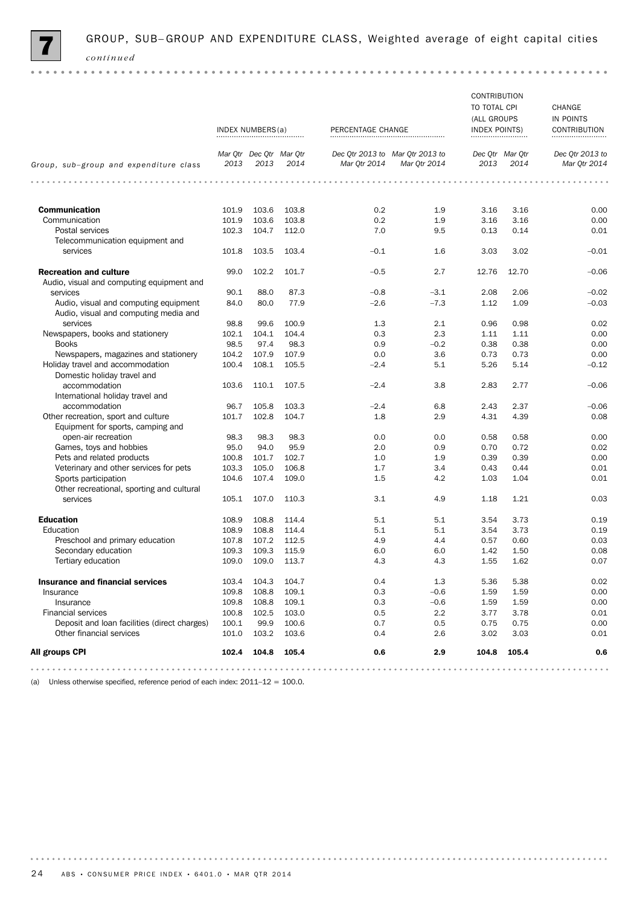## 7 GROUP, SUB–GROUP AND EXPENDITURE CLASS, Weighted average of eight capital cities *continued*

| Group, sub–group and expenditure class | INDEX NUMBERS(a) | | | PERCENTAGE CHANGE | | CONTRIBUTION TO TOTAL CPI (ALL GROUPS INDEX POINTS) | | CHANGE IN POINTS CONTRIBUTION |
|---|---|---|---|---|---|---|---|---|
| | Mar Qtr 2013 | Dec Qtr 2013 | Mar Qtr 2014 | Dec Qtr 2013 to Mar Qtr 2014 | Mar Qtr 2013 to Mar Qtr 2014 | Dec Qtr 2013 | Mar Qtr 2014 | Dec Qtr 2013 to Mar Qtr 2014 |
| **Communication** | 101.9 | 103.6 | 103.8 | 0.2 | 1.9 | 3.16 | 3.16 | 0.00 |
| Communication | 101.9 | 103.6 | 103.8 | 0.2 | 1.9 | 3.16 | 3.16 | 0.00 |
| Postal services | 102.3 | 104.7 | 112.0 | 7.0 | 9.5 | 0.13 | 0.14 | 0.01 |
| Telecommunication equipment and services | 101.8 | 103.5 | 103.4 | –0.1 | 1.6 | 3.03 | 3.02 | –0.01 |
| **Recreation and culture** | 99.0 | 102.2 | 101.7 | –0.5 | 2.7 | 12.76 | 12.70 | –0.06 |
| Audio, visual and computing equipment and services | 90.1 | 88.0 | 87.3 | –0.8 | –3.1 | 2.08 | 2.06 | –0.02 |
| Audio, visual and computing equipment | 84.0 | 80.0 | 77.9 | –2.6 | –7.3 | 1.12 | 1.09 | –0.03 |
| Audio, visual and computing media and services | 98.8 | 99.6 | 100.9 | 1.3 | 2.1 | 0.96 | 0.98 | 0.02 |
| Newspapers, books and stationery | 102.1 | 104.1 | 104.4 | 0.3 | 2.3 | 1.11 | 1.11 | 0.00 |
| Books | 98.5 | 97.4 | 98.3 | 0.9 | –0.2 | 0.38 | 0.38 | 0.00 |
| Newspapers, magazines and stationery | 104.2 | 107.9 | 107.9 | 0.0 | 3.6 | 0.73 | 0.73 | 0.00 |
| Holiday travel and accommodation | 100.4 | 108.1 | 105.5 | –2.4 | 5.1 | 5.26 | 5.14 | –0.12 |
| Domestic holiday travel and accommodation | 103.6 | 110.1 | 107.5 | –2.4 | 3.8 | 2.83 | 2.77 | –0.06 |
| International holiday travel and accommodation | 96.7 | 105.8 | 103.3 | –2.4 | 6.8 | 2.43 | 2.37 | –0.06 |
| Other recreation, sport and culture | 101.7 | 102.8 | 104.7 | 1.8 | 2.9 | 4.31 | 4.39 | 0.08 |
| Equipment for sports, camping and open-air recreation | 98.3 | 98.3 | 98.3 | 0.0 | 0.0 | 0.58 | 0.58 | 0.00 |
| Games, toys and hobbies | 95.0 | 94.0 | 95.9 | 2.0 | 0.9 | 0.70 | 0.72 | 0.02 |
| Pets and related products | 100.8 | 101.7 | 102.7 | 1.0 | 1.9 | 0.39 | 0.39 | 0.00 |
| Veterinary and other services for pets | 103.3 | 105.0 | 106.8 | 1.7 | 3.4 | 0.43 | 0.44 | 0.01 |
| Sports participation | 104.6 | 107.4 | 109.0 | 1.5 | 4.2 | 1.03 | 1.04 | 0.01 |
| Other recreational, sporting and cultural services | 105.1 | 107.0 | 110.3 | 3.1 | 4.9 | 1.18 | 1.21 | 0.03 |
| **Education** | 108.9 | 108.8 | 114.4 | 5.1 | 5.1 | 3.54 | 3.73 | 0.19 |
| Education | 108.9 | 108.8 | 114.4 | 5.1 | 5.1 | 3.54 | 3.73 | 0.19 |
| Preschool and primary education | 107.8 | 107.2 | 112.5 | 4.9 | 4.4 | 0.57 | 0.60 | 0.03 |
| Secondary education | 109.3 | 109.3 | 115.9 | 6.0 | 6.0 | 1.42 | 1.50 | 0.08 |
| Tertiary education | 109.0 | 109.0 | 113.7 | 4.3 | 4.3 | 1.55 | 1.62 | 0.07 |
| **Insurance and financial services** | 103.4 | 104.3 | 104.7 | 0.4 | 1.3 | 5.36 | 5.38 | 0.02 |
| Insurance | 109.8 | 108.8 | 109.1 | 0.3 | –0.6 | 1.59 | 1.59 | 0.00 |
| Insurance | 109.8 | 108.8 | 109.1 | 0.3 | –0.6 | 1.59 | 1.59 | 0.00 |
| Financial services | 100.8 | 102.5 | 103.0 | 0.5 | 2.2 | 3.77 | 3.78 | 0.01 |
| Deposit and loan facilities (direct charges) | 100.1 | 99.9 | 100.6 | 0.7 | 0.5 | 0.75 | 0.75 | 0.00 |
| Other financial services | 101.0 | 103.2 | 103.6 | 0.4 | 2.6 | 3.02 | 3.03 | 0.01 |
| **All groups CPI** | **102.4** | **104.8** | **105.4** | **0.6** | **2.9** | **104.8** | **105.4** | **0.6** |

(a) Unless otherwise specified, reference period of each index: 2011–12 = 100.0.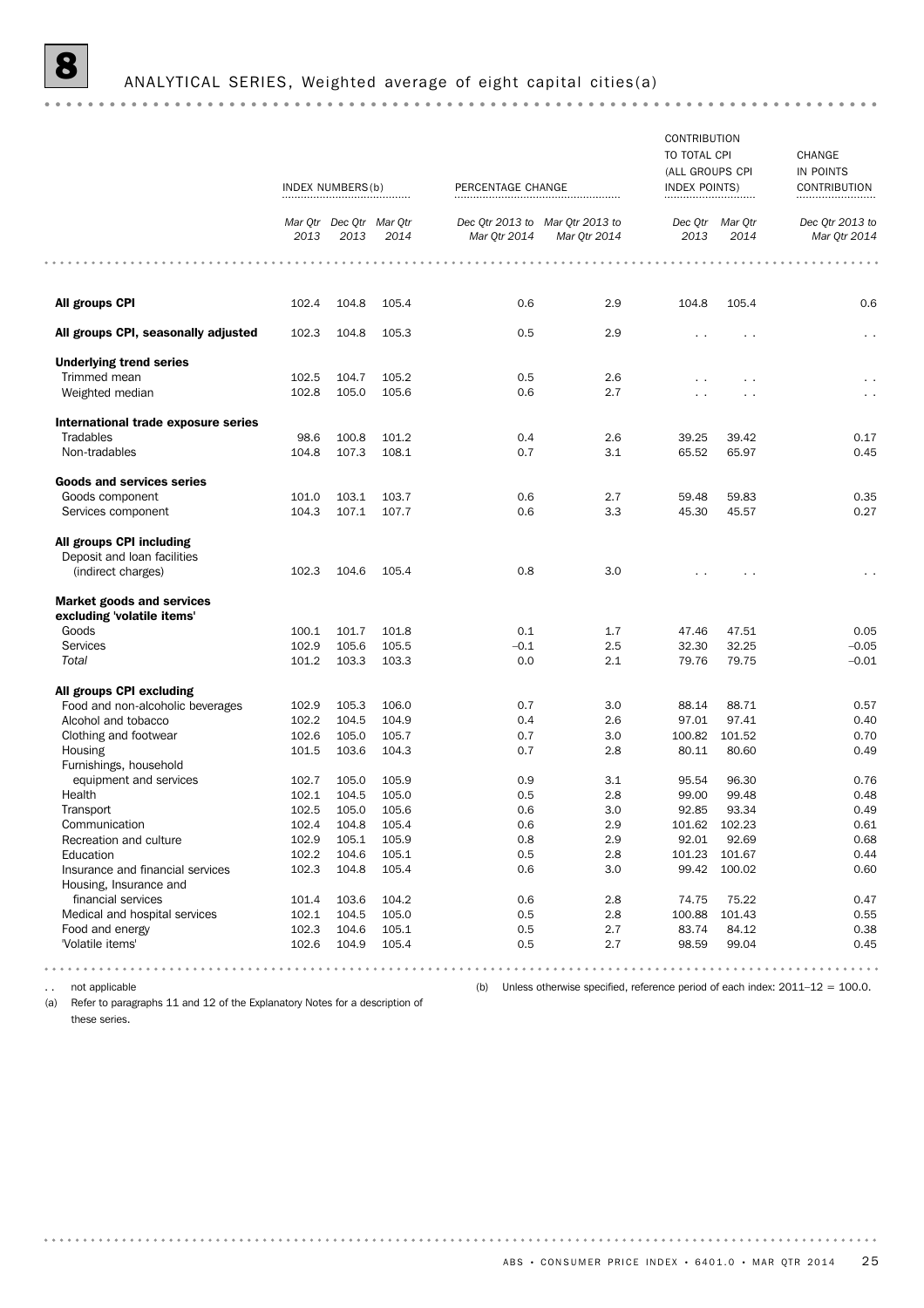## 8 ANALYTICAL SERIES, Weighted average of eight capital cities(a)

| | INDEX NUMBERS(b) | | | PERCENTAGE CHANGE | | CONTRIBUTION TO TOTAL CPI (ALL GROUPS CPI INDEX POINTS) | | CHANGE IN POINTS CONTRIBUTION |
|---|---|---|---|---|---|---|---|---|
| | *Mar Qtr 2013* | *Dec Qtr 2013* | *Mar Qtr 2014* | *Dec Qtr 2013 to Mar Qtr 2014* | *Mar Qtr 2013 to Mar Qtr 2014* | *Dec Qtr 2013* | *Mar Qtr 2014* | *Dec Qtr 2013 to Mar Qtr 2014* |
| **All groups CPI** | 102.4 | 104.8 | 105.4 | 0.6 | 2.9 | 104.8 | 105.4 | 0.6 |
| **All groups CPI, seasonally adjusted** | 102.3 | 104.8 | 105.3 | 0.5 | 2.9 | . . | . . | . . |
| **Underlying trend series** | | | | | | | | |
| Trimmed mean | 102.5 | 104.7 | 105.2 | 0.5 | 2.6 | . . | . . | . . |
| Weighted median | 102.8 | 105.0 | 105.6 | 0.6 | 2.7 | . . | . . | . . |
| **International trade exposure series** | | | | | | | | |
| Tradables | 98.6 | 100.8 | 101.2 | 0.4 | 2.6 | 39.25 | 39.42 | 0.17 |
| Non-tradables | 104.8 | 107.3 | 108.1 | 0.7 | 3.1 | 65.52 | 65.97 | 0.45 |
| **Goods and services series** | | | | | | | | |
| Goods component | 101.0 | 103.1 | 103.7 | 0.6 | 2.7 | 59.48 | 59.83 | 0.35 |
| Services component | 104.3 | 107.1 | 107.7 | 0.6 | 3.3 | 45.30 | 45.57 | 0.27 |
| **All groups CPI including** | | | | | | | | |
| Deposit and loan facilities (indirect charges) | 102.3 | 104.6 | 105.4 | 0.8 | 3.0 | . . | . . | . . |
| **Market goods and services excluding 'volatile items'** | | | | | | | | |
| Goods | 100.1 | 101.7 | 101.8 | 0.1 | 1.7 | 47.46 | 47.51 | 0.05 |
| Services | 102.9 | 105.6 | 105.5 | –0.1 | 2.5 | 32.30 | 32.25 | –0.05 |
| *Total* | 101.2 | 103.3 | 103.3 | 0.0 | 2.1 | 79.76 | 79.75 | –0.01 |
| **All groups CPI excluding** | | | | | | | | |
| Food and non-alcoholic beverages | 102.9 | 105.3 | 106.0 | 0.7 | 3.0 | 88.14 | 88.71 | 0.57 |
| Alcohol and tobacco | 102.2 | 104.5 | 104.9 | 0.4 | 2.6 | 97.01 | 97.41 | 0.40 |
| Clothing and footwear | 102.6 | 105.0 | 105.7 | 0.7 | 3.0 | 100.82 | 101.52 | 0.70 |
| Housing | 101.5 | 103.6 | 104.3 | 0.7 | 2.8 | 80.11 | 80.60 | 0.49 |
| Furnishings, household equipment and services | 102.7 | 105.0 | 105.9 | 0.9 | 3.1 | 95.54 | 96.30 | 0.76 |
| Health | 102.1 | 104.5 | 105.0 | 0.5 | 2.8 | 99.00 | 99.48 | 0.48 |
| Transport | 102.5 | 105.0 | 105.6 | 0.6 | 3.0 | 92.85 | 93.34 | 0.49 |
| Communication | 102.4 | 104.8 | 105.4 | 0.6 | 2.9 | 101.62 | 102.23 | 0.61 |
| Recreation and culture | 102.9 | 105.1 | 105.9 | 0.8 | 2.9 | 92.01 | 92.69 | 0.68 |
| Education | 102.2 | 104.6 | 105.1 | 0.5 | 2.8 | 101.23 | 101.67 | 0.44 |
| Insurance and financial services | 102.3 | 104.8 | 105.4 | 0.6 | 3.0 | 99.42 | 100.02 | 0.60 |
| Housing, Insurance and financial services | 101.4 | 103.6 | 104.2 | 0.6 | 2.8 | 74.75 | 75.22 | 0.47 |
| Medical and hospital services | 102.1 | 104.5 | 105.0 | 0.5 | 2.8 | 100.88 | 101.43 | 0.55 |
| Food and energy | 102.3 | 104.6 | 105.1 | 0.5 | 2.7 | 83.74 | 84.12 | 0.38 |
| 'Volatile items' | 102.6 | 104.9 | 105.4 | 0.5 | 2.7 | 98.59 | 99.04 | 0.45 |

. . not applicable

(a) Refer to paragraphs 11 and 12 of the Explanatory Notes for a description of these series.

(b) Unless otherwise specified, reference period of each index: 2011–12 = 100.0.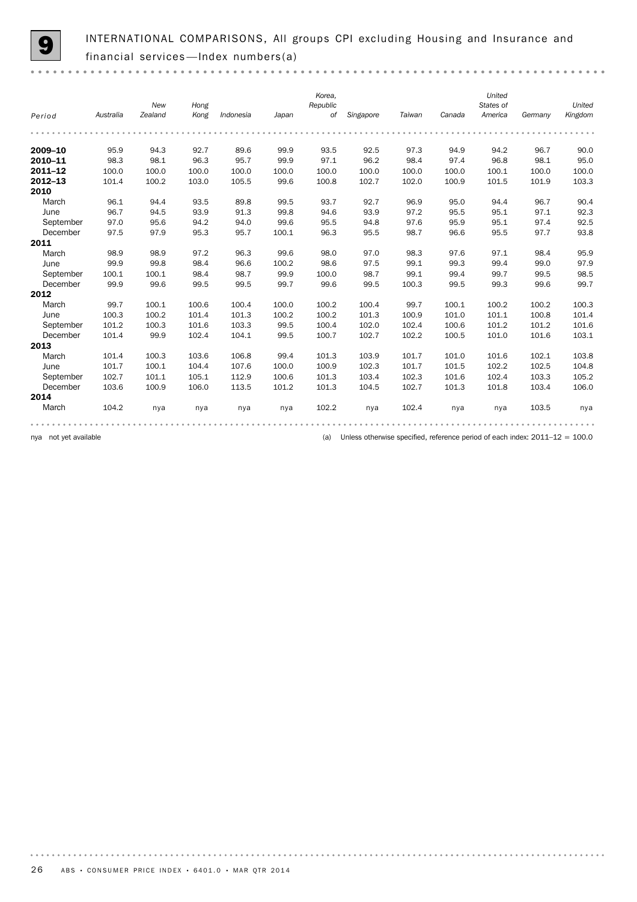## 9 INTERNATIONAL COMPARISONS, All groups CPI excluding Housing and Insurance and financial services—Index numbers(a)

| Period | Australia | New Zealand | Hong Kong | Indonesia | Japan | Korea, Republic of | Singapore | Taiwan | Canada | United States of America | Germany | United Kingdom |
|---|---|---|---|---|---|---|---|---|---|---|---|---|
| **2009–10** | 95.9 | 94.3 | 92.7 | 89.6 | 99.9 | 93.5 | 92.5 | 97.3 | 94.9 | 94.2 | 96.7 | 90.0 |
| **2010–11** | 98.3 | 98.1 | 96.3 | 95.7 | 99.9 | 97.1 | 96.2 | 98.4 | 97.4 | 96.8 | 98.1 | 95.0 |
| **2011–12** | 100.0 | 100.0 | 100.0 | 100.0 | 100.0 | 100.0 | 100.0 | 100.0 | 100.0 | 100.1 | 100.0 | 100.0 |
| **2012–13** | 101.4 | 100.2 | 103.0 | 105.5 | 99.6 | 100.8 | 102.7 | 102.0 | 100.9 | 101.5 | 101.9 | 103.3 |
| **2010** | | | | | | | | | | | | |
| March | 96.1 | 94.4 | 93.5 | 89.8 | 99.5 | 93.7 | 92.7 | 96.9 | 95.0 | 94.4 | 96.7 | 90.4 |
| June | 96.7 | 94.5 | 93.9 | 91.3 | 99.8 | 94.6 | 93.9 | 97.2 | 95.5 | 95.1 | 97.1 | 92.3 |
| September | 97.0 | 95.6 | 94.2 | 94.0 | 99.6 | 95.5 | 94.8 | 97.6 | 95.9 | 95.1 | 97.4 | 92.5 |
| December | 97.5 | 97.9 | 95.3 | 95.7 | 100.1 | 96.3 | 95.5 | 98.7 | 96.6 | 95.5 | 97.7 | 93.8 |
| **2011** | | | | | | | | | | | | |
| March | 98.9 | 98.9 | 97.2 | 96.3 | 99.6 | 98.0 | 97.0 | 98.3 | 97.6 | 97.1 | 98.4 | 95.9 |
| June | 99.9 | 99.8 | 98.4 | 96.6 | 100.2 | 98.6 | 97.5 | 99.1 | 99.3 | 99.4 | 99.0 | 97.9 |
| September | 100.1 | 100.1 | 98.4 | 98.7 | 99.9 | 100.0 | 98.7 | 99.1 | 99.4 | 99.7 | 99.5 | 98.5 |
| December | 99.9 | 99.6 | 99.5 | 99.5 | 99.7 | 99.6 | 99.5 | 100.3 | 99.5 | 99.3 | 99.6 | 99.7 |
| **2012** | | | | | | | | | | | | |
| March | 99.7 | 100.1 | 100.6 | 100.4 | 100.0 | 100.2 | 100.4 | 99.7 | 100.1 | 100.2 | 100.2 | 100.3 |
| June | 100.3 | 100.2 | 101.4 | 101.3 | 100.2 | 100.2 | 101.3 | 100.9 | 101.0 | 101.1 | 100.8 | 101.4 |
| September | 101.2 | 100.3 | 101.6 | 103.3 | 99.5 | 100.4 | 102.0 | 102.4 | 100.6 | 101.2 | 101.2 | 101.6 |
| December | 101.4 | 99.9 | 102.4 | 104.1 | 99.5 | 100.7 | 102.7 | 102.2 | 100.5 | 101.0 | 101.6 | 103.1 |
| **2013** | | | | | | | | | | | | |
| March | 101.4 | 100.3 | 103.6 | 106.8 | 99.4 | 101.3 | 103.9 | 101.7 | 101.0 | 101.6 | 102.1 | 103.8 |
| June | 101.7 | 100.1 | 104.4 | 107.6 | 100.0 | 100.9 | 102.3 | 101.7 | 101.5 | 102.2 | 102.5 | 104.8 |
| September | 102.7 | 101.1 | 105.1 | 112.9 | 100.6 | 101.3 | 103.4 | 102.3 | 101.6 | 102.4 | 103.3 | 105.2 |
| December | 103.6 | 100.9 | 106.0 | 113.5 | 101.2 | 101.3 | 104.5 | 102.7 | 101.3 | 101.8 | 103.4 | 106.0 |
| **2014** | | | | | | | | | | | | |
| March | 104.2 | nya | nya | nya | nya | 102.2 | nya | 102.4 | nya | nya | 103.5 | nya |

nya not yet available

(a) Unless otherwise specified, reference period of each index: 2011–12 = 100.0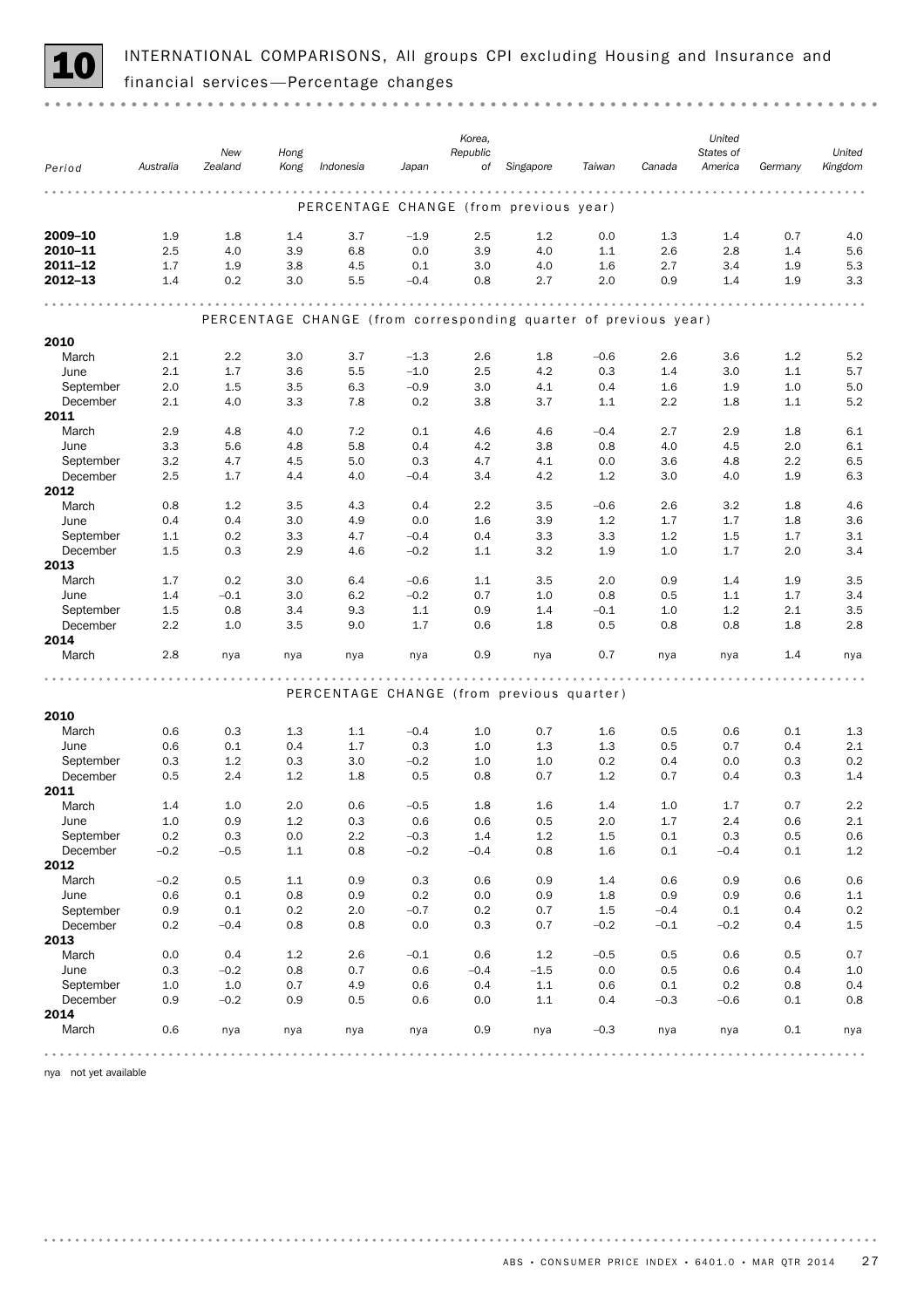# 10 INTERNATIONAL COMPARISONS, All groups CPI excluding Housing and Insurance and financial services—Percentage changes

| Period | Australia | New Zealand | Hong Kong | Indonesia | Japan | Korea, Republic of | Singapore | Taiwan | Canada | United States of America | Germany | United Kingdom |
|---|---|---|---|---|---|---|---|---|---|---|---|---|
| **PERCENTAGE CHANGE (from previous year)** | | | | | | | | | | | | |
| **2009–10** | 1.9 | 1.8 | 1.4 | 3.7 | −1.9 | 2.5 | 1.2 | 0.0 | 1.3 | 1.4 | 0.7 | 4.0 |
| **2010–11** | 2.5 | 4.0 | 3.9 | 6.8 | 0.0 | 3.9 | 4.0 | 1.1 | 2.6 | 2.8 | 1.4 | 5.6 |
| **2011–12** | 1.7 | 1.9 | 3.8 | 4.5 | 0.1 | 3.0 | 4.0 | 1.6 | 2.7 | 3.4 | 1.9 | 5.3 |
| **2012–13** | 1.4 | 0.2 | 3.0 | 5.5 | −0.4 | 0.8 | 2.7 | 2.0 | 0.9 | 1.4 | 1.9 | 3.3 |
| **PERCENTAGE CHANGE (from corresponding quarter of previous year)** | | | | | | | | | | | | |
| **2010** | | | | | | | | | | | | |
| March | 2.1 | 2.2 | 3.0 | 3.7 | −1.3 | 2.6 | 1.8 | −0.6 | 2.6 | 3.6 | 1.2 | 5.2 |
| June | 2.1 | 1.7 | 3.6 | 5.5 | −1.0 | 2.5 | 4.2 | 0.3 | 1.4 | 3.0 | 1.1 | 5.7 |
| September | 2.0 | 1.5 | 3.5 | 6.3 | −0.9 | 3.0 | 4.1 | 0.4 | 1.6 | 1.9 | 1.0 | 5.0 |
| December | 2.1 | 4.0 | 3.3 | 7.8 | 0.2 | 3.8 | 3.7 | 1.1 | 2.2 | 1.8 | 1.1 | 5.2 |
| **2011** | | | | | | | | | | | | |
| March | 2.9 | 4.8 | 4.0 | 7.2 | 0.1 | 4.6 | 4.6 | −0.4 | 2.7 | 2.9 | 1.8 | 6.1 |
| June | 3.3 | 5.6 | 4.8 | 5.8 | 0.4 | 4.2 | 3.8 | 0.8 | 4.0 | 4.5 | 2.0 | 6.1 |
| September | 3.2 | 4.7 | 4.5 | 5.0 | 0.3 | 4.7 | 4.1 | 0.0 | 3.6 | 4.8 | 2.2 | 6.5 |
| December | 2.5 | 1.7 | 4.4 | 4.0 | −0.4 | 3.4 | 4.2 | 1.2 | 3.0 | 4.0 | 1.9 | 6.3 |
| **2012** | | | | | | | | | | | | |
| March | 0.8 | 1.2 | 3.5 | 4.3 | 0.4 | 2.2 | 3.5 | −0.6 | 2.6 | 3.2 | 1.8 | 4.6 |
| June | 0.4 | 0.4 | 3.0 | 4.9 | 0.0 | 1.6 | 3.9 | 1.2 | 1.7 | 1.7 | 1.8 | 3.6 |
| September | 1.1 | 0.2 | 3.3 | 4.7 | −0.4 | 0.4 | 3.3 | 3.3 | 1.2 | 1.5 | 1.7 | 3.1 |
| December | 1.5 | 0.3 | 2.9 | 4.6 | −0.2 | 1.1 | 3.2 | 1.9 | 1.0 | 1.7 | 2.0 | 3.4 |
| **2013** | | | | | | | | | | | | |
| March | 1.7 | 0.2 | 3.0 | 6.4 | −0.6 | 1.1 | 3.5 | 2.0 | 0.9 | 1.4 | 1.9 | 3.5 |
| June | 1.4 | −0.1 | 3.0 | 6.2 | −0.2 | 0.7 | 1.0 | 0.8 | 0.5 | 1.1 | 1.7 | 3.4 |
| September | 1.5 | 0.8 | 3.4 | 9.3 | 1.1 | 0.9 | 1.4 | −0.1 | 1.0 | 1.2 | 2.1 | 3.5 |
| December | 2.2 | 1.0 | 3.5 | 9.0 | 1.7 | 0.6 | 1.8 | 0.5 | 0.8 | 0.8 | 1.8 | 2.8 |
| **2014** | | | | | | | | | | | | |
| March | 2.8 | nya | nya | nya | nya | 0.9 | nya | 0.7 | nya | nya | 1.4 | nya |
| **PERCENTAGE CHANGE (from previous quarter)** | | | | | | | | | | | | |
| **2010** | | | | | | | | | | | | |
| March | 0.6 | 0.3 | 1.3 | 1.1 | −0.4 | 1.0 | 0.7 | 1.6 | 0.5 | 0.6 | 0.1 | 1.3 |
| June | 0.6 | 0.1 | 0.4 | 1.7 | 0.3 | 1.0 | 1.3 | 1.3 | 0.5 | 0.7 | 0.4 | 2.1 |
| September | 0.3 | 1.2 | 0.3 | 3.0 | −0.2 | 1.0 | 1.0 | 0.2 | 0.4 | 0.0 | 0.3 | 0.2 |
| December | 0.5 | 2.4 | 1.2 | 1.8 | 0.5 | 0.8 | 0.7 | 1.2 | 0.7 | 0.4 | 0.3 | 1.4 |
| **2011** | | | | | | | | | | | | |
| March | 1.4 | 1.0 | 2.0 | 0.6 | −0.5 | 1.8 | 1.6 | 1.4 | 1.0 | 1.7 | 0.7 | 2.2 |
| June | 1.0 | 0.9 | 1.2 | 0.3 | 0.6 | 0.6 | 0.5 | 2.0 | 1.7 | 2.4 | 0.6 | 2.1 |
| September | 0.2 | 0.3 | 0.0 | 2.2 | −0.3 | 1.4 | 1.2 | 1.5 | 0.1 | 0.3 | 0.5 | 0.6 |
| December | −0.2 | −0.5 | 1.1 | 0.8 | −0.2 | −0.4 | 0.8 | 1.6 | 0.1 | −0.4 | 0.1 | 1.2 |
| **2012** | | | | | | | | | | | | |
| March | −0.2 | 0.5 | 1.1 | 0.9 | 0.3 | 0.6 | 0.9 | 1.4 | 0.6 | 0.9 | 0.6 | 0.6 |
| June | 0.6 | 0.1 | 0.8 | 0.9 | 0.2 | 0.0 | 0.9 | 1.8 | 0.9 | 0.9 | 0.6 | 1.1 |
| September | 0.9 | 0.1 | 0.2 | 2.0 | −0.7 | 0.2 | 0.7 | 1.5 | −0.4 | 0.1 | 0.4 | 0.2 |
| December | 0.2 | −0.4 | 0.8 | 0.8 | 0.0 | 0.3 | 0.7 | −0.2 | −0.1 | −0.2 | 0.4 | 1.5 |
| **2013** | | | | | | | | | | | | |
| March | 0.0 | 0.4 | 1.2 | 2.6 | −0.1 | 0.6 | 1.2 | −0.5 | 0.5 | 0.6 | 0.5 | 0.7 |
| June | 0.3 | −0.2 | 0.8 | 0.7 | 0.6 | −0.4 | −1.5 | 0.0 | 0.5 | 0.6 | 0.4 | 1.0 |
| September | 1.0 | 1.0 | 0.7 | 4.9 | 0.6 | 0.4 | 1.1 | 0.6 | 0.1 | 0.2 | 0.8 | 0.4 |
| December | 0.9 | −0.2 | 0.9 | 0.5 | 0.6 | 0.0 | 1.1 | 0.4 | −0.3 | −0.6 | 0.1 | 0.8 |
| **2014** | | | | | | | | | | | | |
| March | 0.6 | nya | nya | nya | nya | 0.9 | nya | −0.3 | nya | nya | 0.1 | nya |

nya not yet available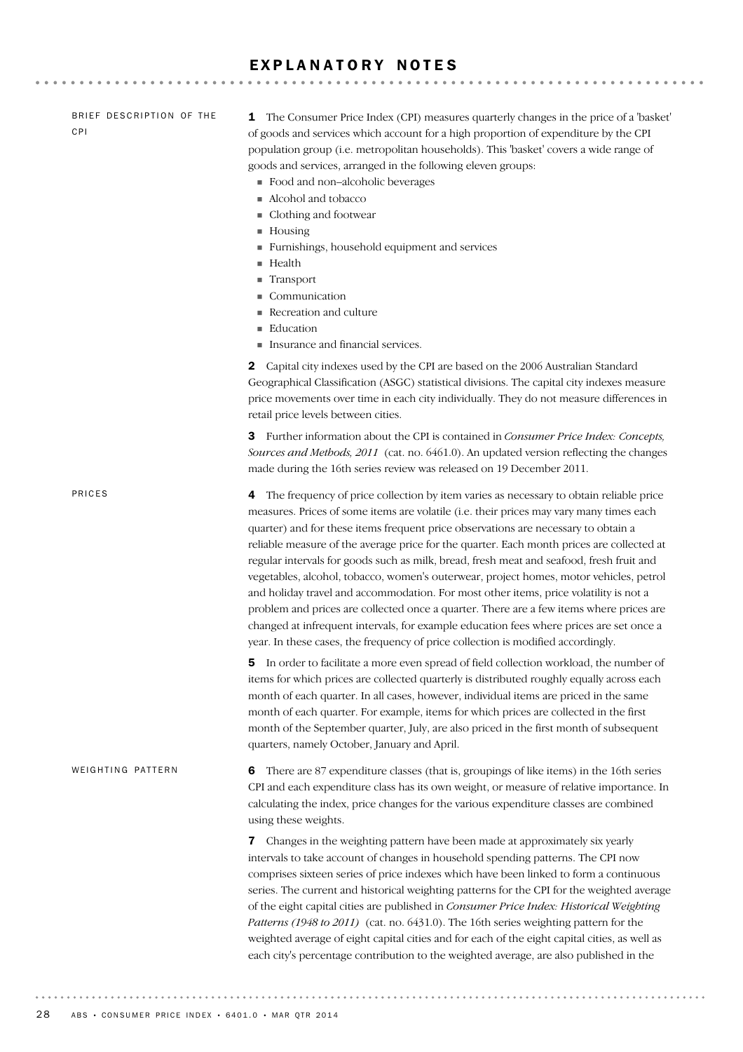# EXPLANATORY NOTES

## BRIEF DESCRIPTION OF THE CPI

**1** The Consumer Price Index (CPI) measures quarterly changes in the price of a 'basket' of goods and services which account for a high proportion of expenditure by the CPI population group (i.e. metropolitan households). This 'basket' covers a wide range of goods and services, arranged in the following eleven groups:

- Food and non–alcoholic beverages
- Alcohol and tobacco
- Clothing and footwear
- Housing
- Furnishings, household equipment and services
- Health
- Transport
- Communication
- Recreation and culture
- Education
- Insurance and financial services.

**2** Capital city indexes used by the CPI are based on the 2006 Australian Standard Geographical Classification (ASGC) statistical divisions. The capital city indexes measure price movements over time in each city individually. They do not measure differences in retail price levels between cities.

**3** Further information about the CPI is contained in *Consumer Price Index: Concepts, Sources and Methods, 2011* (cat. no. 6461.0). An updated version reflecting the changes made during the 16th series review was released on 19 December 2011.

## PRICES

**4** The frequency of price collection by item varies as necessary to obtain reliable price measures. Prices of some items are volatile (i.e. their prices may vary many times each quarter) and for these items frequent price observations are necessary to obtain a reliable measure of the average price for the quarter. Each month prices are collected at regular intervals for goods such as milk, bread, fresh meat and seafood, fresh fruit and vegetables, alcohol, tobacco, women's outerwear, project homes, motor vehicles, petrol and holiday travel and accommodation. For most other items, price volatility is not a problem and prices are collected once a quarter. There are a few items where prices are changed at infrequent intervals, for example education fees where prices are set once a year. In these cases, the frequency of price collection is modified accordingly.

**5** In order to facilitate a more even spread of field collection workload, the number of items for which prices are collected quarterly is distributed roughly equally across each month of each quarter. In all cases, however, individual items are priced in the same month of each quarter. For example, items for which prices are collected in the first month of the September quarter, July, are also priced in the first month of subsequent quarters, namely October, January and April.

## WEIGHTING PATTERN

**6** There are 87 expenditure classes (that is, groupings of like items) in the 16th series CPI and each expenditure class has its own weight, or measure of relative importance. In calculating the index, price changes for the various expenditure classes are combined using these weights.

**7** Changes in the weighting pattern have been made at approximately six yearly intervals to take account of changes in household spending patterns. The CPI now comprises sixteen series of price indexes which have been linked to form a continuous series. The current and historical weighting patterns for the CPI for the weighted average of the eight capital cities are published in *Consumer Price Index: Historical Weighting Patterns (1948 to 2011)* (cat. no. 6431.0). The 16th series weighting pattern for the weighted average of eight capital cities and for each of the eight capital cities, as well as each city's percentage contribution to the weighted average, are also published in the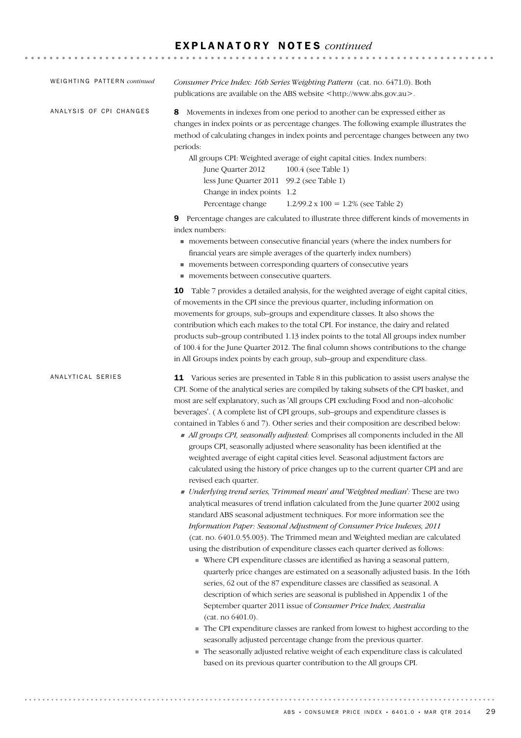## EXPLANATORY NOTES *continued*

WEIGHTING PATTERN *continued*

*Consumer Price Index: 16th Series Weighting Pattern* (cat. no. 6471.0). Both publications are available on the ABS website <http://www.abs.gov.au>.

ANALYSIS OF CPI CHANGES

**8** Movements in indexes from one period to another can be expressed either as changes in index points or as percentage changes. The following example illustrates the method of calculating changes in index points and percentage changes between any two periods:

All groups CPI: Weighted average of eight capital cities. Index numbers:

| | |
|---|---|
| June Quarter 2012 | 100.4 (see Table 1) |
| less June Quarter 2011 | 99.2 (see Table 1) |
| Change in index points | 1.2 |
| Percentage change | 1.2/99.2 x 100 = 1.2% (see Table 2) |

**9** Percentage changes are calculated to illustrate three different kinds of movements in index numbers:

- movements between consecutive financial years (where the index numbers for financial years are simple averages of the quarterly index numbers)
- movements between corresponding quarters of consecutive years
- movements between consecutive quarters.

**10** Table 7 provides a detailed analysis, for the weighted average of eight capital cities, of movements in the CPI since the previous quarter, including information on movements for groups, sub–groups and expenditure classes. It also shows the contribution which each makes to the total CPI. For instance, the dairy and related products sub–group contributed 1.13 index points to the total All groups index number of 100.4 for the June Quarter 2012. The final column shows contributions to the change in All Groups index points by each group, sub–group and expenditure class.

ANALYTICAL SERIES

**11** Various series are presented in Table 8 in this publication to assist users analyse the CPI. Some of the analytical series are compiled by taking subsets of the CPI basket, and most are self explanatory, such as 'All groups CPI excluding Food and non–alcoholic beverages'. ( A complete list of CPI groups, sub–groups and expenditure classes is contained in Tables 6 and 7). Other series and their composition are described below:

- *All groups CPI, seasonally adjusted:* Comprises all components included in the All groups CPI, seasonally adjusted where seasonality has been identified at the weighted average of eight capital cities level. Seasonal adjustment factors are calculated using the history of price changes up to the current quarter CPI and are revised each quarter.
- *Underlying trend series, 'Trimmed mean' and 'Weighted median':* These are two analytical measures of trend inflation calculated from the June quarter 2002 using standard ABS seasonal adjustment techniques. For more information see the *Information Paper: Seasonal Adjustment of Consumer Price Indexes, 2011* (cat. no. 6401.0.55.003). The Trimmed mean and Weighted median are calculated using the distribution of expenditure classes each quarter derived as follows:
  - Where CPI expenditure classes are identified as having a seasonal pattern, quarterly price changes are estimated on a seasonally adjusted basis. In the 16th series, 62 out of the 87 expenditure classes are classified as seasonal. A description of which series are seasonal is published in Appendix 1 of the September quarter 2011 issue of *Consumer Price Index, Australia* (cat. no 6401.0).
  - The CPI expenditure classes are ranked from lowest to highest according to the seasonally adjusted percentage change from the previous quarter.
  - The seasonally adjusted relative weight of each expenditure class is calculated based on its previous quarter contribution to the All groups CPI.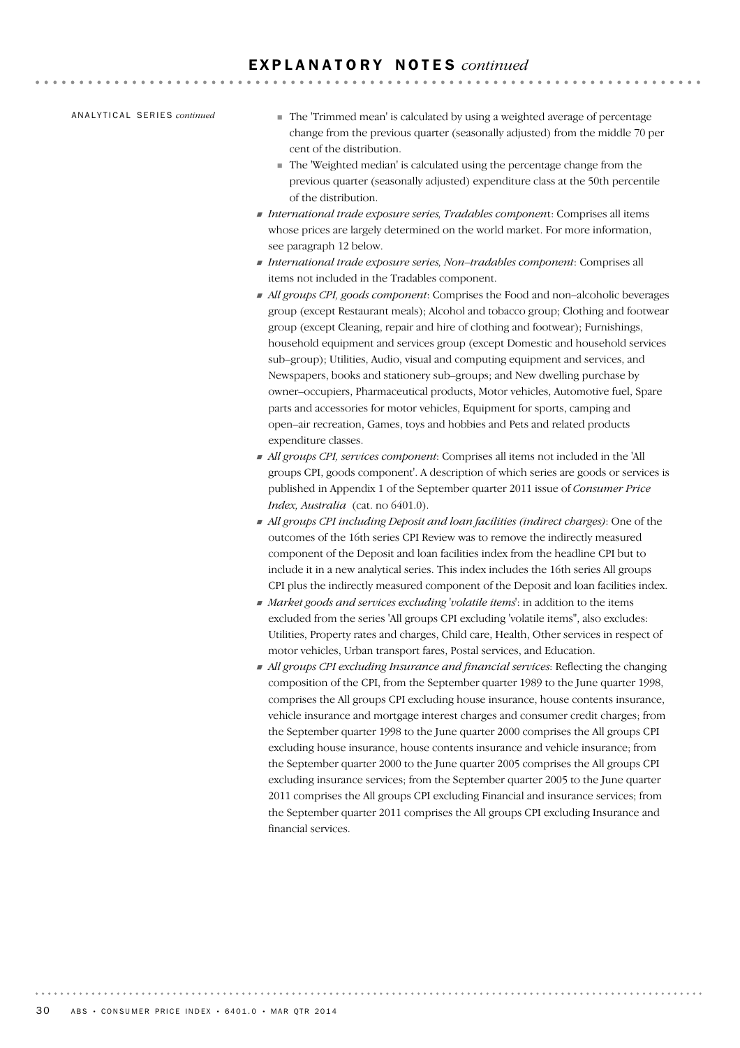ANALYTICAL SERIES *continued*

- The 'Trimmed mean' is calculated by using a weighted average of percentage change from the previous quarter (seasonally adjusted) from the middle 70 per cent of the distribution.
- The 'Weighted median' is calculated using the percentage change from the previous quarter (seasonally adjusted) expenditure class at the 50th percentile of the distribution.

- *International trade exposure series, Tradables componen*t: Comprises all items whose prices are largely determined on the world market. For more information, see paragraph 12 below.
- *International trade exposure series, Non–tradables component*: Comprises all items not included in the Tradables component.
- *All groups CPI, goods component*: Comprises the Food and non–alcoholic beverages group (except Restaurant meals); Alcohol and tobacco group; Clothing and footwear group (except Cleaning, repair and hire of clothing and footwear); Furnishings, household equipment and services group (except Domestic and household services sub–group); Utilities, Audio, visual and computing equipment and services, and Newspapers, books and stationery sub–groups; and New dwelling purchase by owner–occupiers, Pharmaceutical products, Motor vehicles, Automotive fuel, Spare parts and accessories for motor vehicles, Equipment for sports, camping and open–air recreation, Games, toys and hobbies and Pets and related products expenditure classes.
- *All groups CPI, services component*: Comprises all items not included in the 'All groups CPI, goods component'. A description of which series are goods or services is published in Appendix 1 of the September quarter 2011 issue of *Consumer Price Index, Australia* (cat. no 6401.0).
- *All groups CPI including Deposit and loan facilities (indirect charges)*: One of the outcomes of the 16th series CPI Review was to remove the indirectly measured component of the Deposit and loan facilities index from the headline CPI but to include it in a new analytical series. This index includes the 16th series All groups CPI plus the indirectly measured component of the Deposit and loan facilities index.
- *Market goods and services excluding 'volatile items'*: in addition to the items excluded from the series 'All groups CPI excluding 'volatile items'', also excludes: Utilities, Property rates and charges, Child care, Health, Other services in respect of motor vehicles, Urban transport fares, Postal services, and Education.
- *All groups CPI excluding Insurance and financial services*: Reflecting the changing composition of the CPI, from the September quarter 1989 to the June quarter 1998, comprises the All groups CPI excluding house insurance, house contents insurance, vehicle insurance and mortgage interest charges and consumer credit charges; from the September quarter 1998 to the June quarter 2000 comprises the All groups CPI excluding house insurance, house contents insurance and vehicle insurance; from the September quarter 2000 to the June quarter 2005 comprises the All groups CPI excluding insurance services; from the September quarter 2005 to the June quarter 2011 comprises the All groups CPI excluding Financial and insurance services; from the September quarter 2011 comprises the All groups CPI excluding Insurance and financial services.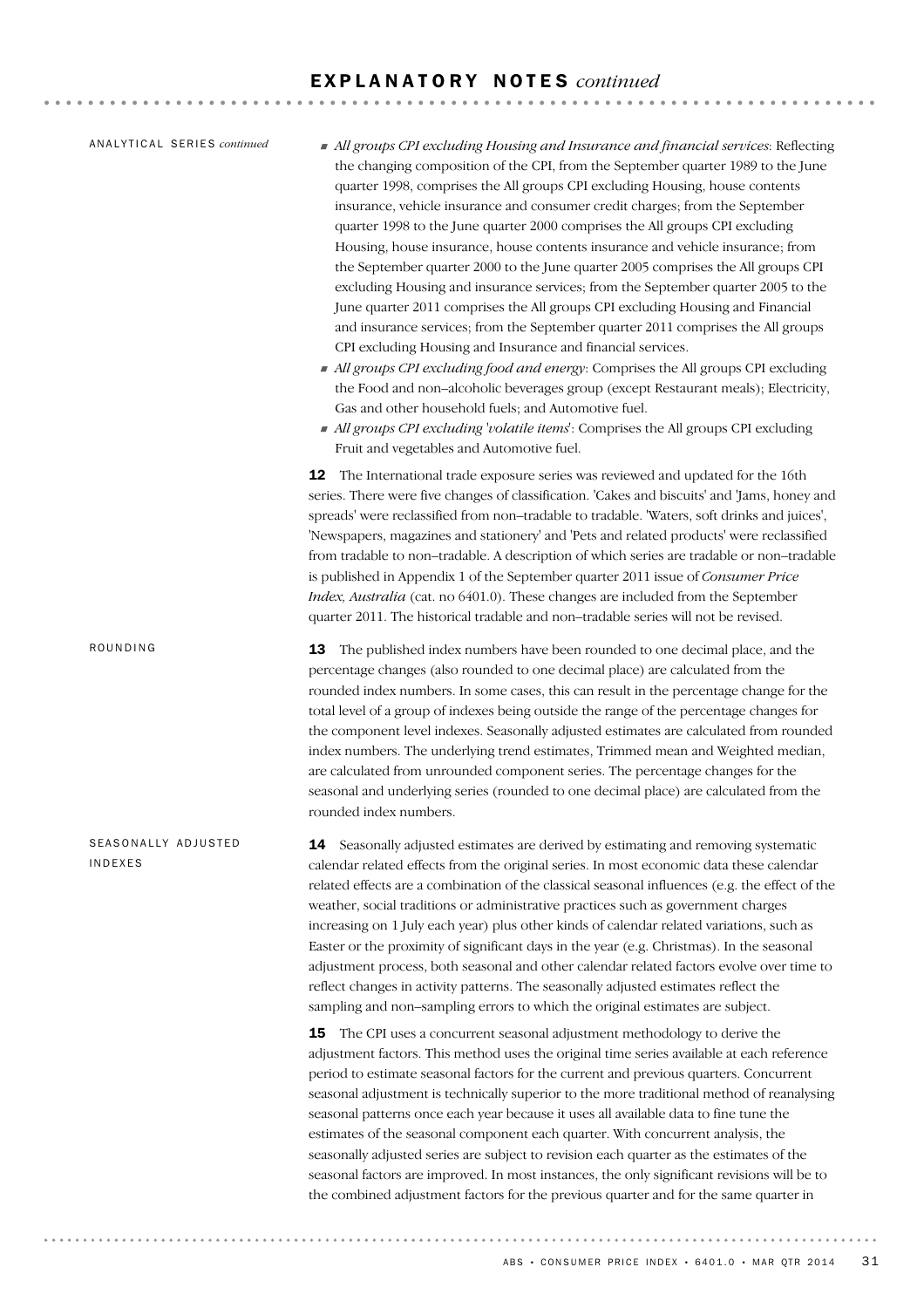## EXPLANATORY NOTES *continued*

ANALYTICAL SERIES *continued*

- *All groups CPI excluding Housing and Insurance and financial services*: Reflecting the changing composition of the CPI, from the September quarter 1989 to the June quarter 1998, comprises the All groups CPI excluding Housing, house contents insurance, vehicle insurance and consumer credit charges; from the September quarter 1998 to the June quarter 2000 comprises the All groups CPI excluding Housing, house insurance, house contents insurance and vehicle insurance; from the September quarter 2000 to the June quarter 2005 comprises the All groups CPI excluding Housing and insurance services; from the September quarter 2005 to the June quarter 2011 comprises the All groups CPI excluding Housing and Financial and insurance services; from the September quarter 2011 comprises the All groups CPI excluding Housing and Insurance and financial services.
- *All groups CPI excluding food and energy*: Comprises the All groups CPI excluding the Food and non–alcoholic beverages group (except Restaurant meals); Electricity, Gas and other household fuels; and Automotive fuel.
- *All groups CPI excluding 'volatile items'*: Comprises the All groups CPI excluding Fruit and vegetables and Automotive fuel.

**12** The International trade exposure series was reviewed and updated for the 16th series. There were five changes of classification. 'Cakes and biscuits' and 'Jams, honey and spreads' were reclassified from non–tradable to tradable. 'Waters, soft drinks and juices', 'Newspapers, magazines and stationery' and 'Pets and related products' were reclassified from tradable to non–tradable. A description of which series are tradable or non–tradable is published in Appendix 1 of the September quarter 2011 issue of *Consumer Price Index, Australia* (cat. no 6401.0). These changes are included from the September quarter 2011. The historical tradable and non–tradable series will not be revised.

ROUNDING

**13** The published index numbers have been rounded to one decimal place, and the percentage changes (also rounded to one decimal place) are calculated from the rounded index numbers. In some cases, this can result in the percentage change for the total level of a group of indexes being outside the range of the percentage changes for the component level indexes. Seasonally adjusted estimates are calculated from rounded index numbers. The underlying trend estimates, Trimmed mean and Weighted median, are calculated from unrounded component series. The percentage changes for the seasonal and underlying series (rounded to one decimal place) are calculated from the rounded index numbers.

SEASONALLY ADJUSTED INDEXES

**14** Seasonally adjusted estimates are derived by estimating and removing systematic calendar related effects from the original series. In most economic data these calendar related effects are a combination of the classical seasonal influences (e.g. the effect of the weather, social traditions or administrative practices such as government charges increasing on 1 July each year) plus other kinds of calendar related variations, such as Easter or the proximity of significant days in the year (e.g. Christmas). In the seasonal adjustment process, both seasonal and other calendar related factors evolve over time to reflect changes in activity patterns. The seasonally adjusted estimates reflect the sampling and non–sampling errors to which the original estimates are subject.

**15** The CPI uses a concurrent seasonal adjustment methodology to derive the adjustment factors. This method uses the original time series available at each reference period to estimate seasonal factors for the current and previous quarters. Concurrent seasonal adjustment is technically superior to the more traditional method of reanalysing seasonal patterns once each year because it uses all available data to fine tune the estimates of the seasonal component each quarter. With concurrent analysis, the seasonally adjusted series are subject to revision each quarter as the estimates of the seasonal factors are improved. In most instances, the only significant revisions will be to the combined adjustment factors for the previous quarter and for the same quarter in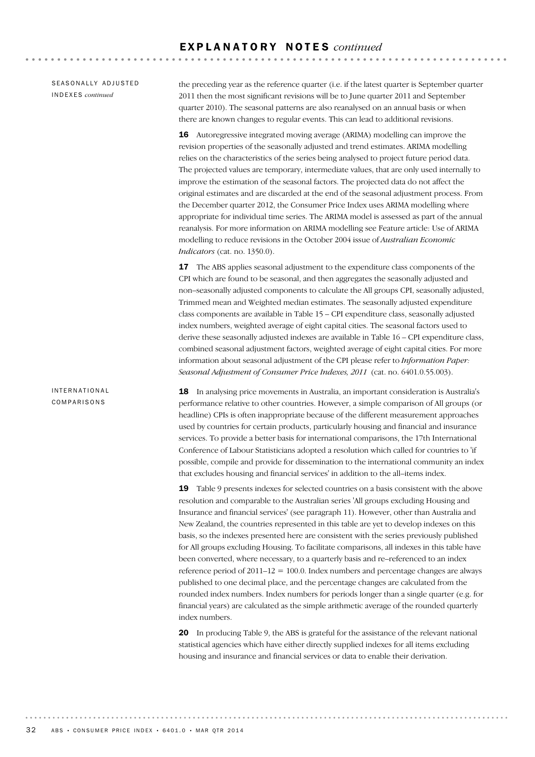## EXPLANATORY NOTES *continued*

### SEASONALLY ADJUSTED INDEXES *continued*

the preceding year as the reference quarter (i.e. if the latest quarter is September quarter 2011 then the most significant revisions will be to June quarter 2011 and September quarter 2010). The seasonal patterns are also reanalysed on an annual basis or when there are known changes to regular events. This can lead to additional revisions.

**16** Autoregressive integrated moving average (ARIMA) modelling can improve the revision properties of the seasonally adjusted and trend estimates. ARIMA modelling relies on the characteristics of the series being analysed to project future period data. The projected values are temporary, intermediate values, that are only used internally to improve the estimation of the seasonal factors. The projected data do not affect the original estimates and are discarded at the end of the seasonal adjustment process. From the December quarter 2012, the Consumer Price Index uses ARIMA modelling where appropriate for individual time series. The ARIMA model is assessed as part of the annual reanalysis. For more information on ARIMA modelling see Feature article: Use of ARIMA modelling to reduce revisions in the October 2004 issue of *Australian Economic Indicators* (cat. no. 1350.0).

**17** The ABS applies seasonal adjustment to the expenditure class components of the CPI which are found to be seasonal, and then aggregates the seasonally adjusted and non–seasonally adjusted components to calculate the All groups CPI, seasonally adjusted, Trimmed mean and Weighted median estimates. The seasonally adjusted expenditure class components are available in Table 15 – CPI expenditure class, seasonally adjusted index numbers, weighted average of eight capital cities. The seasonal factors used to derive these seasonally adjusted indexes are available in Table 16 – CPI expenditure class, combined seasonal adjustment factors, weighted average of eight capital cities. For more information about seasonal adjustment of the CPI please refer to *Information Paper: Seasonal Adjustment of Consumer Price Indexes, 2011* (cat. no. 6401.0.55.003).

### INTERNATIONAL COMPARISONS

**18** In analysing price movements in Australia, an important consideration is Australia's performance relative to other countries. However, a simple comparison of All groups (or headline) CPIs is often inappropriate because of the different measurement approaches used by countries for certain products, particularly housing and financial and insurance services. To provide a better basis for international comparisons, the 17th International Conference of Labour Statisticians adopted a resolution which called for countries to 'if possible, compile and provide for dissemination to the international community an index that excludes housing and financial services' in addition to the all–items index.

**19** Table 9 presents indexes for selected countries on a basis consistent with the above resolution and comparable to the Australian series 'All groups excluding Housing and Insurance and financial services' (see paragraph 11). However, other than Australia and New Zealand, the countries represented in this table are yet to develop indexes on this basis, so the indexes presented here are consistent with the series previously published for All groups excluding Housing. To facilitate comparisons, all indexes in this table have been converted, where necessary, to a quarterly basis and re–referenced to an index reference period of 2011–12 = 100.0. Index numbers and percentage changes are always published to one decimal place, and the percentage changes are calculated from the rounded index numbers. Index numbers for periods longer than a single quarter (e.g. for financial years) are calculated as the simple arithmetic average of the rounded quarterly index numbers.

**20** In producing Table 9, the ABS is grateful for the assistance of the relevant national statistical agencies which have either directly supplied indexes for all items excluding housing and insurance and financial services or data to enable their derivation.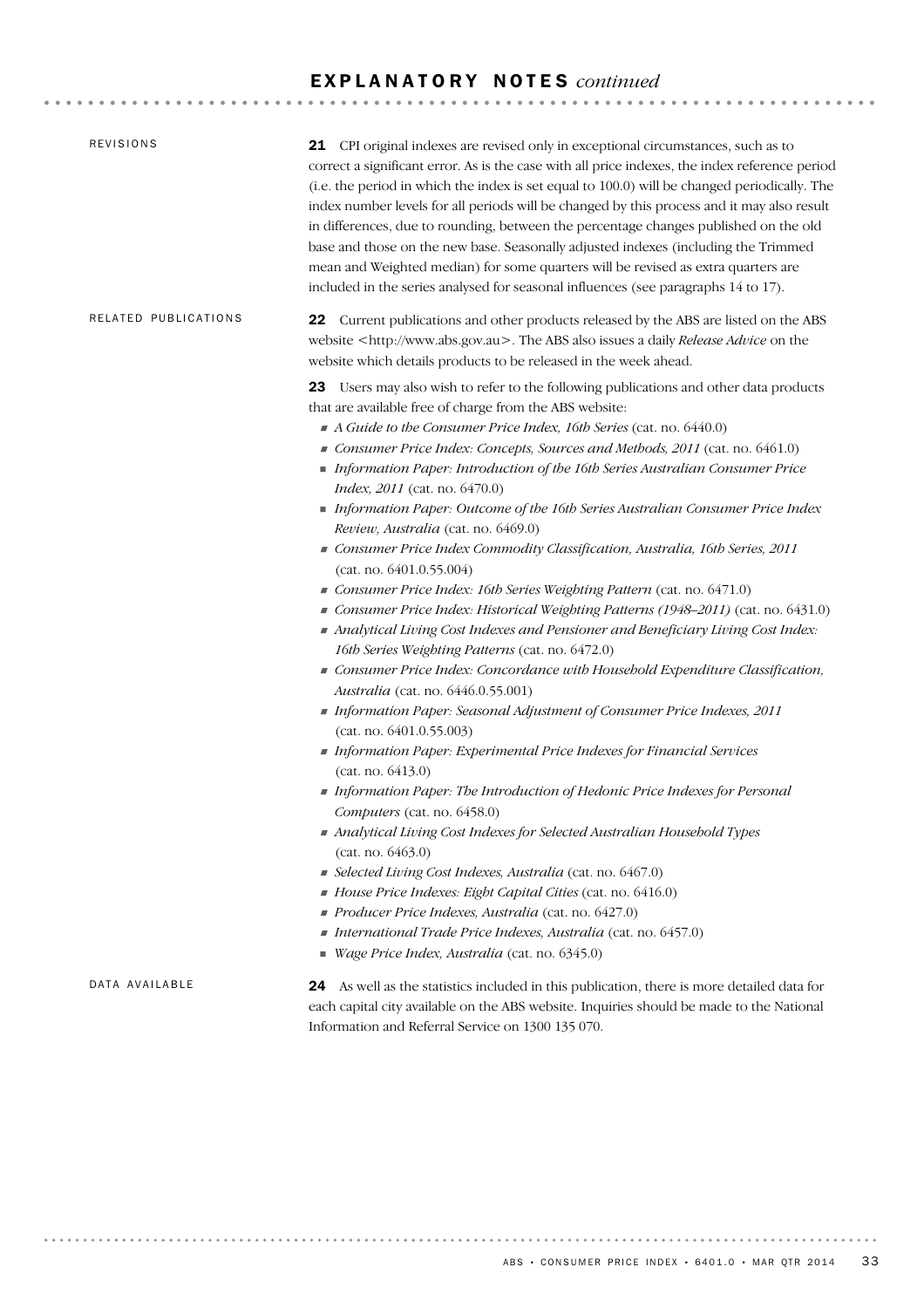## EXPLANATORY NOTES *continued*

### REVISIONS

**21** CPI original indexes are revised only in exceptional circumstances, such as to correct a significant error. As is the case with all price indexes, the index reference period (i.e. the period in which the index is set equal to 100.0) will be changed periodically. The index number levels for all periods will be changed by this process and it may also result in differences, due to rounding, between the percentage changes published on the old base and those on the new base. Seasonally adjusted indexes (including the Trimmed mean and Weighted median) for some quarters will be revised as extra quarters are included in the series analysed for seasonal influences (see paragraphs 14 to 17).

### RELATED PUBLICATIONS

**22** Current publications and other products released by the ABS are listed on the ABS website <http://www.abs.gov.au>. The ABS also issues a daily *Release Advice* on the website which details products to be released in the week ahead.

**23** Users may also wish to refer to the following publications and other data products that are available free of charge from the ABS website:

- *A Guide to the Consumer Price Index, 16th Series* (cat. no. 6440.0)
- *Consumer Price Index: Concepts, Sources and Methods, 2011* (cat. no. 6461.0)
- *Information Paper: Introduction of the 16th Series Australian Consumer Price Index, 2011* (cat. no. 6470.0)
- *Information Paper: Outcome of the 16th Series Australian Consumer Price Index Review, Australia* (cat. no. 6469.0)
- *Consumer Price Index Commodity Classification, Australia, 16th Series, 2011* (cat. no. 6401.0.55.004)
- *Consumer Price Index: 16th Series Weighting Pattern* (cat. no. 6471.0)
- *Consumer Price Index: Historical Weighting Patterns (1948–2011)* (cat. no. 6431.0)
- *Analytical Living Cost Indexes and Pensioner and Beneficiary Living Cost Index: 16th Series Weighting Patterns* (cat. no. 6472.0)
- *Consumer Price Index: Concordance with Household Expenditure Classification, Australia* (cat. no. 6446.0.55.001)
- *Information Paper: Seasonal Adjustment of Consumer Price Indexes, 2011* (cat. no. 6401.0.55.003)
- *Information Paper: Experimental Price Indexes for Financial Services* (cat. no. 6413.0)
- *Information Paper: The Introduction of Hedonic Price Indexes for Personal Computers* (cat. no. 6458.0)
- *Analytical Living Cost Indexes for Selected Australian Household Types* (cat. no. 6463.0)
- *Selected Living Cost Indexes, Australia* (cat. no. 6467.0)
- *House Price Indexes: Eight Capital Cities* (cat. no. 6416.0)
- *Producer Price Indexes, Australia* (cat. no. 6427.0)
- *International Trade Price Indexes, Australia* (cat. no. 6457.0)
- *Wage Price Index, Australia* (cat. no. 6345.0)

### DATA AVAILABLE

**24** As well as the statistics included in this publication, there is more detailed data for each capital city available on the ABS website. Inquiries should be made to the National Information and Referral Service on 1300 135 070.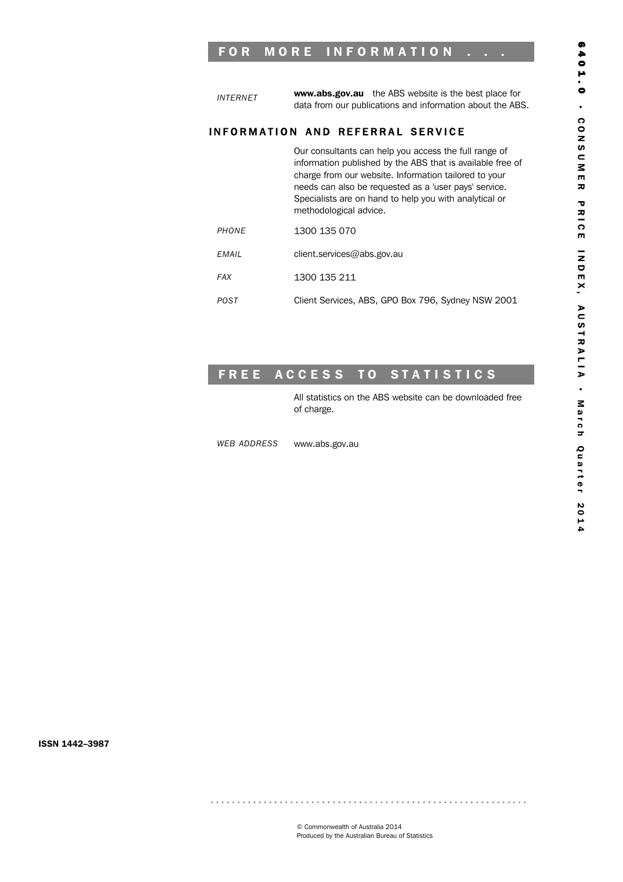## FOR MORE INFORMATION . . .

*INTERNET* **www.abs.gov.au** the ABS website is the best place for data from our publications and information about the ABS.

### INFORMATION AND REFERRAL SERVICE

Our consultants can help you access the full range of information published by the ABS that is available free of charge from our website. Information tailored to your needs can also be requested as a 'user pays' service. Specialists are on hand to help you with analytical or methodological advice.

*PHONE* 1300 135 070

*EMAIL* client.services@abs.gov.au

*FAX* 1300 135 211

*POST* Client Services, ABS, GPO Box 796, Sydney NSW 2001

## FREE ACCESS TO STATISTICS

All statistics on the ABS website can be downloaded free of charge.

*WEB ADDRESS* www.abs.gov.au

**ISSN 1442–3987**

© Commonwealth of Australia 2014
Produced by the Australian Bureau of Statistics